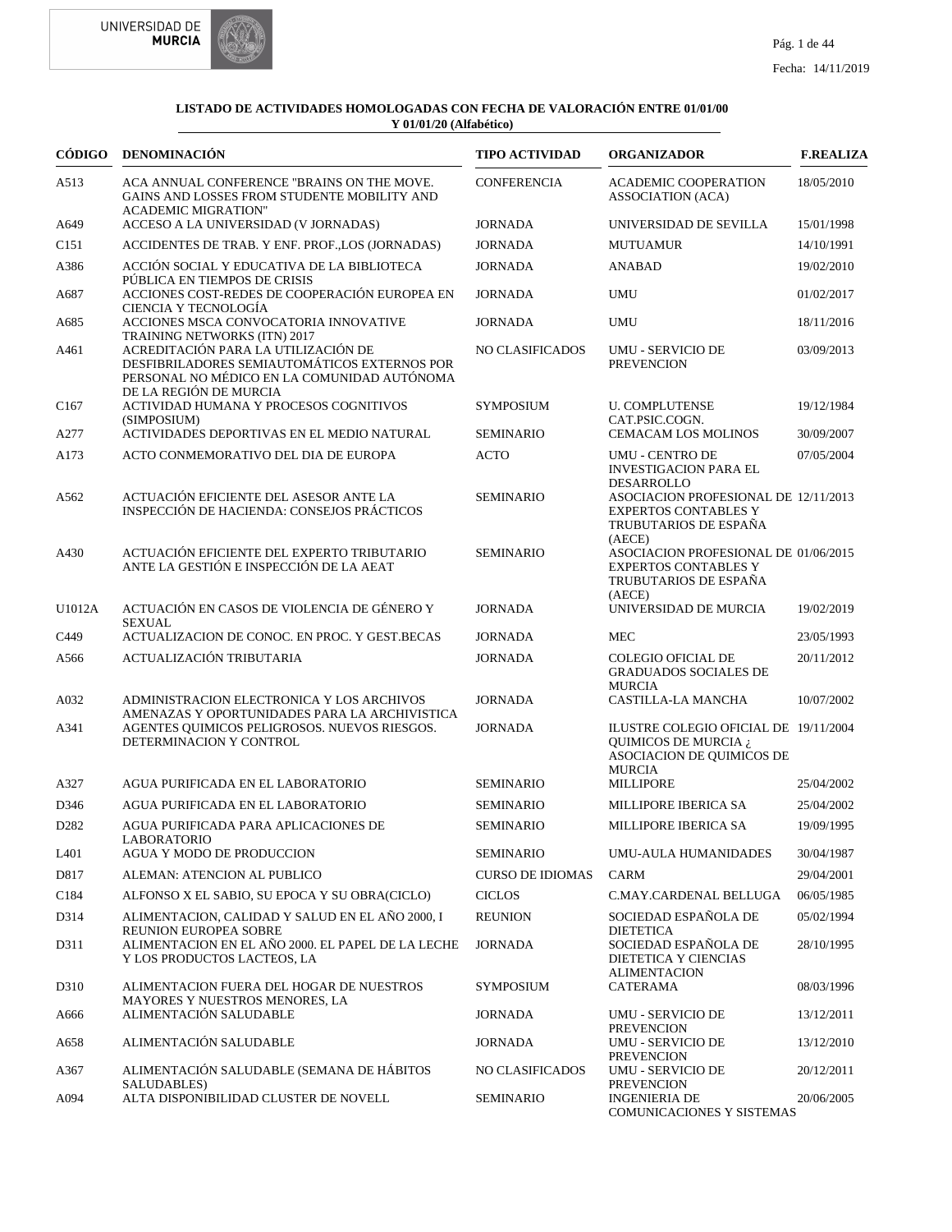**LISTADO DE ACTIVIDADES HOMOLOGADAS CON FECHA DE VALORACIÓN ENTRE 01/01/00 Y 01/01/20 (Alfabético)**

| CÓDIGO | DENOMINACIÓN | TIPO ACTIVIDAD | ORGANIZADOR | F.REALIZA |
|---|---|---|---|---|
| A513 | ACA ANNUAL CONFERENCE "BRAINS ON THE MOVE. GAINS AND LOSSES FROM STUDENTE MOBILITY AND ACADEMIC MIGRATION" | CONFERENCIA | ACADEMIC COOPERATION ASSOCIATION (ACA) | 18/05/2010 |
| A649 | ACCESO A LA UNIVERSIDAD (V JORNADAS) | JORNADA | UNIVERSIDAD DE SEVILLA | 15/01/1998 |
| C151 | ACCIDENTES DE TRAB. Y ENF. PROF.,LOS (JORNADAS) | JORNADA | MUTUAMUR | 14/10/1991 |
| A386 | ACCIÓN SOCIAL Y EDUCATIVA DE LA BIBLIOTECA PÚBLICA EN TIEMPOS DE CRISIS | JORNADA | ANABAD | 19/02/2010 |
| A687 | ACCIONES COST-REDES DE COOPERACIÓN EUROPEA EN CIENCIA Y TECNOLOGÍA | JORNADA | UMU | 01/02/2017 |
| A685 | ACCIONES MSCA CONVOCATORIA INNOVATIVE TRAINING NETWORKS (ITN) 2017 | JORNADA | UMU | 18/11/2016 |
| A461 | ACREDITACIÓN PARA LA UTILIZACIÓN DE DESFIBRILADORES SEMIAUTOMÁTICOS EXTERNOS POR PERSONAL NO MÉDICO EN LA COMUNIDAD AUTÓNOMA DE LA REGIÓN DE MURCIA | NO CLASIFICADOS | UMU - SERVICIO DE PREVENCION | 03/09/2013 |
| C167 | ACTIVIDAD HUMANA Y PROCESOS COGNITIVOS (SIMPOSIUM) | SYMPOSIUM | U. COMPLUTENSE CAT.PSIC.COGN. | 19/12/1984 |
| A277 | ACTIVIDADES DEPORTIVAS EN EL MEDIO NATURAL | SEMINARIO | CEMACAM LOS MOLINOS | 30/09/2007 |
| A173 | ACTO CONMEMORATIVO DEL DIA DE EUROPA | ACTO | UMU - CENTRO DE INVESTIGACION PARA EL DESARROLLO | 07/05/2004 |
| A562 | ACTUACIÓN EFICIENTE DEL ASESOR ANTE LA INSPECCIÓN DE HACIENDA: CONSEJOS PRÁCTICOS | SEMINARIO | ASOCIACION PROFESIONAL DE EXPERTOS CONTABLES Y TRUBUTARIOS DE ESPAÑA (AECE) | 12/11/2013 |
| A430 | ACTUACIÓN EFICIENTE DEL EXPERTO TRIBUTARIO ANTE LA GESTIÓN E INSPECCIÓN DE LA AEAT | SEMINARIO | ASOCIACION PROFESIONAL DE EXPERTOS CONTABLES Y TRUBUTARIOS DE ESPAÑA (AECE) | 01/06/2015 |
| U1012A | ACTUACIÓN EN CASOS DE VIOLENCIA DE GÉNERO Y SEXUAL | JORNADA | UNIVERSIDAD DE MURCIA | 19/02/2019 |
| C449 | ACTUALIZACION DE CONOC. EN PROC. Y GEST.BECAS | JORNADA | MEC | 23/05/1993 |
| A566 | ACTUALIZACIÓN TRIBUTARIA | JORNADA | COLEGIO OFICIAL DE GRADUADOS SOCIALES DE MURCIA | 20/11/2012 |
| A032 | ADMINISTRACION ELECTRONICA Y LOS ARCHIVOS AMENAZAS Y OPORTUNIDADES PARA LA ARCHIVISTICA | JORNADA | CASTILLA-LA MANCHA | 10/07/2002 |
| A341 | AGENTES QUIMICOS PELIGROSOS. NUEVOS RIESGOS. DETERMINACION Y CONTROL | JORNADA | ILUSTRE COLEGIO OFICIAL DE QUIMICOS DE MURCIA ¿ ASOCIACION DE QUIMICOS DE MURCIA | 19/11/2004 |
| A327 | AGUA PURIFICADA EN EL LABORATORIO | SEMINARIO | MILLIPORE | 25/04/2002 |
| D346 | AGUA PURIFICADA EN EL LABORATORIO | SEMINARIO | MILLIPORE IBERICA SA | 25/04/2002 |
| D282 | AGUA PURIFICADA PARA APLICACIONES DE LABORATORIO | SEMINARIO | MILLIPORE IBERICA SA | 19/09/1995 |
| L401 | AGUA Y MODO DE PRODUCCION | SEMINARIO | UMU-AULA HUMANIDADES | 30/04/1987 |
| D817 | ALEMAN: ATENCION AL PUBLICO | CURSO DE IDIOMAS | CARM | 29/04/2001 |
| C184 | ALFONSO X EL SABIO, SU EPOCA Y SU OBRA(CICLO) | CICLOS | C.MAY.CARDENAL BELLUGA | 06/05/1985 |
| D314 | ALIMENTACION, CALIDAD Y SALUD EN EL AÑO 2000, I REUNION EUROPEA SOBRE | REUNION | SOCIEDAD ESPAÑOLA DE DIETETICA | 05/02/1994 |
| D311 | ALIMENTACION EN EL AÑO 2000. EL PAPEL DE LA LECHE Y LOS PRODUCTOS LACTEOS, LA | JORNADA | SOCIEDAD ESPAÑOLA DE DIETETICA Y CIENCIAS ALIMENTACION | 28/10/1995 |
| D310 | ALIMENTACION FUERA DEL HOGAR DE NUESTROS MAYORES Y NUESTROS MENORES, LA | SYMPOSIUM | CATERAMA | 08/03/1996 |
| A666 | ALIMENTACIÓN SALUDABLE | JORNADA | UMU - SERVICIO DE PREVENCION | 13/12/2011 |
| A658 | ALIMENTACIÓN SALUDABLE | JORNADA | UMU - SERVICIO DE PREVENCION | 13/12/2010 |
| A367 | ALIMENTACIÓN SALUDABLE (SEMANA DE HÁBITOS SALUDABLES) | NO CLASIFICADOS | UMU - SERVICIO DE PREVENCION | 20/12/2011 |
| A094 | ALTA DISPONIBILIDAD CLUSTER DE NOVELL | SEMINARIO | INGENIERIA DE COMUNICACIONES Y SISTEMAS | 20/06/2005 |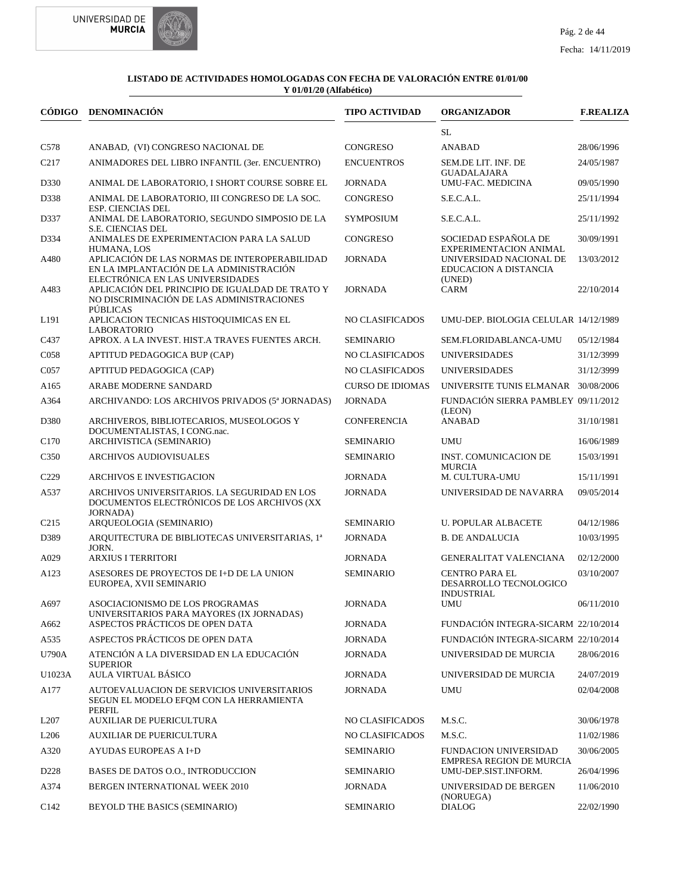**LISTADO DE ACTIVIDADES HOMOLOGADAS CON FECHA DE VALORACIÓN ENTRE 01/01/00 Y 01/01/20 (Alfabético)**

| CÓDIGO | DENOMINACIÓN | TIPO ACTIVIDAD | ORGANIZADOR | F.REALIZA |
|---|---|---|---|---|
| | | | SL | |
| C578 | ANABAD, (VI) CONGRESO NACIONAL DE | CONGRESO | ANABAD | 28/06/1996 |
| C217 | ANIMADORES DEL LIBRO INFANTIL (3er. ENCUENTRO) | ENCUENTROS | SEM.DE LIT. INF. DE GUADALAJARA | 24/05/1987 |
| D330 | ANIMAL DE LABORATORIO, I SHORT COURSE SOBRE EL | JORNADA | UMU-FAC. MEDICINA | 09/05/1990 |
| D338 | ANIMAL DE LABORATORIO, III CONGRESO DE LA SOC. ESP. CIENCIAS DEL | CONGRESO | S.E.C.A.L. | 25/11/1994 |
| D337 | ANIMAL DE LABORATORIO, SEGUNDO SIMPOSIO DE LA S.E. CIENCIAS DEL | SYMPOSIUM | S.E.C.A.L. | 25/11/1992 |
| D334 | ANIMALES DE EXPERIMENTACION PARA LA SALUD HUMANA, LOS | CONGRESO | SOCIEDAD ESPAÑOLA DE EXPERIMENTACION ANIMAL | 30/09/1991 |
| A480 | APLICACIÓN DE LAS NORMAS DE INTEROPERABILIDAD EN LA IMPLANTACIÓN DE LA ADMINISTRACIÓN ELECTRÓNICA EN LAS UNIVERSIDADES | JORNADA | UNIVERSIDAD NACIONAL DE EDUCACION A DISTANCIA (UNED) | 13/03/2012 |
| A483 | APLICACIÓN DEL PRINCIPIO DE IGUALDAD DE TRATO Y NO DISCRIMINACIÓN DE LAS ADMINISTRACIONES PÚBLICAS | JORNADA | CARM | 22/10/2014 |
| L191 | APLICACION TECNICAS HISTOQUIMICAS EN EL LABORATORIO | NO CLASIFICADOS | UMU-DEP. BIOLOGIA CELULAR | 14/12/1989 |
| C437 | APROX. A LA INVEST. HIST.A TRAVES FUENTES ARCH. | SEMINARIO | SEM.FLORIDABLANCA-UMU | 05/12/1984 |
| C058 | APTITUD PEDAGOGICA BUP (CAP) | NO CLASIFICADOS | UNIVERSIDADES | 31/12/3999 |
| C057 | APTITUD PEDAGOGICA (CAP) | NO CLASIFICADOS | UNIVERSIDADES | 31/12/3999 |
| A165 | ARABE MODERNE SANDARD | CURSO DE IDIOMAS | UNIVERSITE TUNIS ELMANAR | 30/08/2006 |
| A364 | ARCHIVANDO: LOS ARCHIVOS PRIVADOS (5ª JORNADAS) | JORNADA | FUNDACIÓN SIERRA PAMBLEY (LEON) | 09/11/2012 |
| D380 | ARCHIVEROS, BIBLIOTECARIOS, MUSEOLOGOS Y DOCUMENTALISTAS, I CONG.nac. | CONFERENCIA | ANABAD | 31/10/1981 |
| C170 | ARCHIVISTICA (SEMINARIO) | SEMINARIO | UMU | 16/06/1989 |
| C350 | ARCHIVOS AUDIOVISUALES | SEMINARIO | INST. COMUNICACION DE MURCIA | 15/03/1991 |
| C229 | ARCHIVOS E INVESTIGACION | JORNADA | M. CULTURA-UMU | 15/11/1991 |
| A537 | ARCHIVOS UNIVERSITARIOS. LA SEGURIDAD EN LOS DOCUMENTOS ELECTRÓNICOS DE LOS ARCHIVOS (XX JORNADA) | JORNADA | UNIVERSIDAD DE NAVARRA | 09/05/2014 |
| C215 | ARQUEOLOGIA (SEMINARIO) | SEMINARIO | U. POPULAR ALBACETE | 04/12/1986 |
| D389 | ARQUITECTURA DE BIBLIOTECAS UNIVERSITARIAS, 1ª JORN. | JORNADA | B. DE ANDALUCIA | 10/03/1995 |
| A029 | ARXIUS I TERRITORI | JORNADA | GENERALITAT VALENCIANA | 02/12/2000 |
| A123 | ASESORES DE PROYECTOS DE I+D DE LA UNION EUROPEA, XVII SEMINARIO | SEMINARIO | CENTRO PARA EL DESARROLLO TECNOLOGICO INDUSTRIAL | 03/10/2007 |
| A697 | ASOCIACIONISMO DE LOS PROGRAMAS UNIVERSITARIOS PARA MAYORES (IX JORNADAS) | JORNADA | UMU | 06/11/2010 |
| A662 | ASPECTOS PRÁCTICOS DE OPEN DATA | JORNADA | FUNDACIÓN INTEGRA-SICARM | 22/10/2014 |
| A535 | ASPECTOS PRÁCTICOS DE OPEN DATA | JORNADA | FUNDACIÓN INTEGRA-SICARM | 22/10/2014 |
| U790A | ATENCIÓN A LA DIVERSIDAD EN LA EDUCACIÓN SUPERIOR | JORNADA | UNIVERSIDAD DE MURCIA | 28/06/2016 |
| U1023A | AULA VIRTUAL BÁSICO | JORNADA | UNIVERSIDAD DE MURCIA | 24/07/2019 |
| A177 | AUTOEVALUACION DE SERVICIOS UNIVERSITARIOS SEGUN EL MODELO EFQM CON LA HERRAMIENTA PERFIL | JORNADA | UMU | 02/04/2008 |
| L207 | AUXILIAR DE PUERICULTURA | NO CLASIFICADOS | M.S.C. | 30/06/1978 |
| L206 | AUXILIAR DE PUERICULTURA | NO CLASIFICADOS | M.S.C. | 11/02/1986 |
| A320 | AYUDAS EUROPEAS A I+D | SEMINARIO | FUNDACION UNIVERSIDAD EMPRESA REGION DE MURCIA | 30/06/2005 |
| D228 | BASES DE DATOS O.O., INTRODUCCION | SEMINARIO | UMU-DEP.SIST.INFORM. | 26/04/1996 |
| A374 | BERGEN INTERNATIONAL WEEK 2010 | JORNADA | UNIVERSIDAD DE BERGEN (NORUEGA) | 11/06/2010 |
| C142 | BEYOLD THE BASICS (SEMINARIO) | SEMINARIO | DIALOG | 22/02/1990 |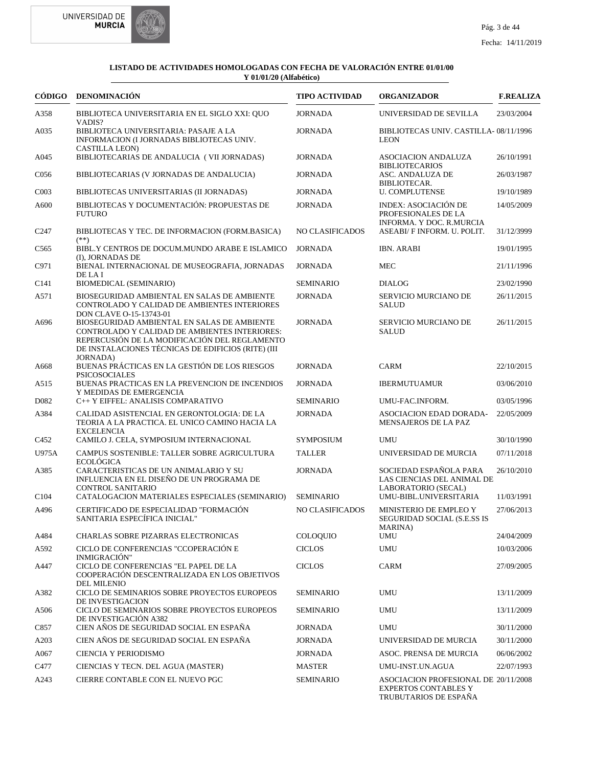**LISTADO DE ACTIVIDADES HOMOLOGADAS CON FECHA DE VALORACIÓN ENTRE 01/01/00 Y 01/01/20 (Alfabético)**

| CÓDIGO | DENOMINACIÓN | TIPO ACTIVIDAD | ORGANIZADOR | F.REALIZA |
|---|---|---|---|---|
| A358 | BIBLIOTECA UNIVERSITARIA EN EL SIGLO XXI: QUO VADIS? | JORNADA | UNIVERSIDAD DE SEVILLA | 23/03/2004 |
| A035 | BIBLIOTECA UNIVERSITARIA: PASAJE A LA INFORMACION (I JORNADAS BIBLIOTECAS UNIV. CASTILLA LEON) | JORNADA | BIBLIOTECAS UNIV. CASTILLA-LEON | 08/11/1996 |
| A045 | BIBLIOTECARIAS DE ANDALUCIA ( VII JORNADAS) | JORNADA | ASOCIACION ANDALUZA BIBLIOTECARIOS | 26/10/1991 |
| C056 | BIBLIOTECARIAS (V JORNADAS DE ANDALUCIA) | JORNADA | ASC. ANDALUZA DE BIBLIOTECAR. | 26/03/1987 |
| C003 | BIBLIOTECAS UNIVERSITARIAS (II JORNADAS) | JORNADA | U. COMPLUTENSE | 19/10/1989 |
| A600 | BIBLIOTECAS Y DOCUMENTACIÓN: PROPUESTAS DE FUTURO | JORNADA | INDEX: ASOCIACIÓN DE PROFESIONALES DE LA INFORMA. Y DOC. R.MURCIA | 14/05/2009 |
| C247 | BIBLIOTECAS Y TEC. DE INFORMACION (FORM.BASICA) (**) | NO CLASIFICADOS | ASEABI/ F INFORM. U. POLIT. | 31/12/3999 |
| C565 | BIBL.Y CENTROS DE DOCUM.MUNDO ARABE E ISLAMICO (I), JORNADAS DE | JORNADA | IBN. ARABI | 19/01/1995 |
| C971 | BIENAL INTERNACIONAL DE MUSEOGRAFIA, JORNADAS DE LA I | JORNADA | MEC | 21/11/1996 |
| C141 | BIOMEDICAL (SEMINARIO) | SEMINARIO | DIALOG | 23/02/1990 |
| A571 | BIOSEGURIDAD AMBIENTAL EN SALAS DE AMBIENTE CONTROLADO Y CALIDAD DE AMBIENTES INTERIORES DON CLAVE O-15-13743-01 | JORNADA | SERVICIO MURCIANO DE SALUD | 26/11/2015 |
| A696 | BIOSEGURIDAD AMBIENTAL EN SALAS DE AMBIENTE CONTROLADO Y CALIDAD DE AMBIENTES INTERIORES: REPERCUSIÓN DE LA MODIFICACIÓN DEL REGLAMENTO DE INSTALACIONES TÉCNICAS DE EDIFICIOS (RITE) (III JORNADA) | JORNADA | SERVICIO MURCIANO DE SALUD | 26/11/2015 |
| A668 | BUENAS PRÁCTICAS EN LA GESTIÓN DE LOS RIESGOS PSICOSOCIALES | JORNADA | CARM | 22/10/2015 |
| A515 | BUENAS PRACTICAS EN LA PREVENCION DE INCENDIOS Y MEDIDAS DE EMERGENCIA | JORNADA | IBERMUTUAMUR | 03/06/2010 |
| D082 | C++ Y EIFFEL: ANALISIS COMPARATIVO | SEMINARIO | UMU-FAC.INFORM. | 03/05/1996 |
| A384 | CALIDAD ASISTENCIAL EN GERONTOLOGIA: DE LA TEORIA A LA PRACTICA. EL UNICO CAMINO HACIA LA EXCELENCIA | JORNADA | ASOCIACION EDAD DORADA-MENSAJEROS DE LA PAZ | 22/05/2009 |
| C452 | CAMILO J. CELA, SYMPOSIUM INTERNACIONAL | SYMPOSIUM | UMU | 30/10/1990 |
| U975A | CAMPUS SOSTENIBLE: TALLER SOBRE AGRICULTURA ECOLÓGICA | TALLER | UNIVERSIDAD DE MURCIA | 07/11/2018 |
| A385 | CARACTERISTICAS DE UN ANIMALARIO Y SU INFLUENCIA EN EL DISEÑO DE UN PROGRAMA DE CONTROL SANITARIO | JORNADA | SOCIEDAD ESPAÑOLA PARA LAS CIENCIAS DEL ANIMAL DE LABORATORIO (SECAL) | 26/10/2010 |
| C104 | CATALOGACION MATERIALES ESPECIALES (SEMINARIO) | SEMINARIO | UMU-BIBL.UNIVERSITARIA | 11/03/1991 |
| A496 | CERTIFICADO DE ESPECIALIDAD "FORMACIÓN SANITARIA ESPECÍFICA INICIAL" | NO CLASIFICADOS | MINISTERIO DE EMPLEO Y SEGURIDAD SOCIAL (S.E.SS IS MARINA) | 27/06/2013 |
| A484 | CHARLAS SOBRE PIZARRAS ELECTRONICAS | COLOQUIO | UMU | 24/04/2009 |
| A592 | CICLO DE CONFERENCIAS "CCOPERACIÓN E INMIGRACIÓN" | CICLOS | UMU | 10/03/2006 |
| A447 | CICLO DE CONFERENCIAS "EL PAPEL DE LA COOPERACIÓN DESCENTRALIZADA EN LOS OBJETIVOS DEL MILENIO | CICLOS | CARM | 27/09/2005 |
| A382 | CICLO DE SEMINARIOS SOBRE PROYECTOS EUROPEOS DE INVESTIGACION | SEMINARIO | UMU | 13/11/2009 |
| A506 | CICLO DE SEMINARIOS SOBRE PROYECTOS EUROPEOS DE INVESTIGACIÓN A382 | SEMINARIO | UMU | 13/11/2009 |
| C857 | CIEN AÑOS DE SEGURIDAD SOCIAL EN ESPAÑA | JORNADA | UMU | 30/11/2000 |
| A203 | CIEN AÑOS DE SEGURIDAD SOCIAL EN ESPAÑA | JORNADA | UNIVERSIDAD DE MURCIA | 30/11/2000 |
| A067 | CIENCIA Y PERIODISMO | JORNADA | ASOC. PRENSA DE MURCIA | 06/06/2002 |
| C477 | CIENCIAS Y TECN. DEL AGUA (MASTER) | MASTER | UMU-INST.UN.AGUA | 22/07/1993 |
| A243 | CIERRE CONTABLE CON EL NUEVO PGC | SEMINARIO | ASOCIACION PROFESIONAL DE EXPERTOS CONTABLES Y TRIBUTARIOS DE ESPAÑA | 20/11/2008 |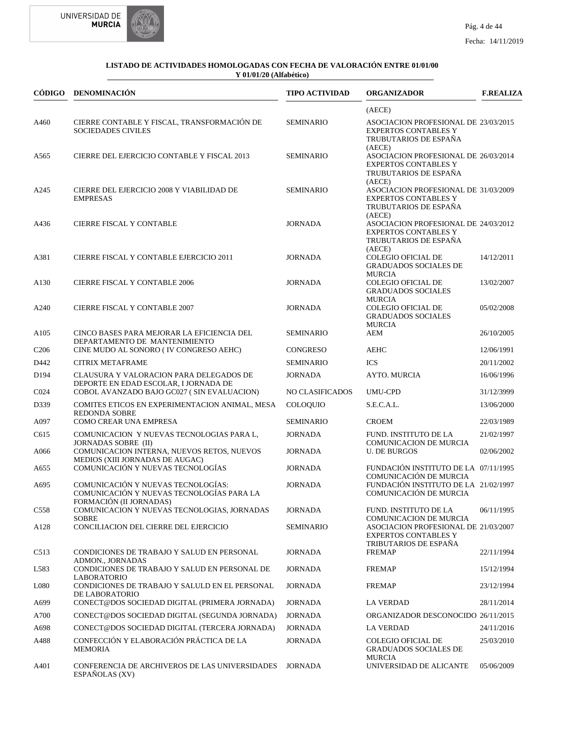**LISTADO DE ACTIVIDADES HOMOLOGADAS CON FECHA DE VALORACIÓN ENTRE 01/01/00 Y 01/01/20 (Alfabético)**

| CÓDIGO | DENOMINACIÓN | TIPO ACTIVIDAD | ORGANIZADOR | F.REALIZA |
|---|---|---|---|---|
| | | | (AECE) | |
| A460 | CIERRE CONTABLE Y FISCAL, TRANSFORMACIÓN DE SOCIEDADES CIVILES | SEMINARIO | ASOCIACION PROFESIONAL DE EXPERTOS CONTABLES Y TRIBUTARIOS DE ESPAÑA (AECE) | 23/03/2015 |
| A565 | CIERRE DEL EJERCICIO CONTABLE Y FISCAL 2013 | SEMINARIO | ASOCIACION PROFESIONAL DE EXPERTOS CONTABLES Y TRIBUTARIOS DE ESPAÑA (AECE) | 26/03/2014 |
| A245 | CIERRE DEL EJERCICIO 2008 Y VIABILIDAD DE EMPRESAS | SEMINARIO | ASOCIACION PROFESIONAL DE EXPERTOS CONTABLES Y TRIBUTARIOS DE ESPAÑA (AECE) | 31/03/2009 |
| A436 | CIERRE FISCAL Y CONTABLE | JORNADA | ASOCIACION PROFESIONAL DE EXPERTOS CONTABLES Y TRIBUTARIOS DE ESPAÑA (AECE) | 24/03/2012 |
| A381 | CIERRE FISCAL Y CONTABLE EJERCICIO 2011 | JORNADA | COLEGIO OFICIAL DE GRADUADOS SOCIALES DE MURCIA | 14/12/2011 |
| A130 | CIERRE FISCAL Y CONTABLE 2006 | JORNADA | COLEGIO OFICIAL DE GRADUADOS SOCIALES MURCIA | 13/02/2007 |
| A240 | CIERRE FISCAL Y CONTABLE 2007 | JORNADA | COLEGIO OFICIAL DE GRADUADOS SOCIALES MURCIA | 05/02/2008 |
| A105 | CINCO BASES PARA MEJORAR LA EFICIENCIA DEL DEPARTAMENTO DE MANTENIMIENTO | SEMINARIO | AEM | 26/10/2005 |
| C206 | CINE MUDO AL SONORO ( IV CONGRESO AEHC) | CONGRESO | AEHC | 12/06/1991 |
| D442 | CITRIX METAFRAME | SEMINARIO | ICS | 20/11/2002 |
| D194 | CLAUSURA Y VALORACION PARA DELEGADOS DE DEPORTE EN EDAD ESCOLAR, I JORNADA DE | JORNADA | AYTO. MURCIA | 16/06/1996 |
| C024 | COBOL AVANZADO BAJO GC027 ( SIN EVALUACION) | NO CLASIFICADOS | UMU-CPD | 31/12/3999 |
| D339 | COMITES ETICOS EN EXPERIMENTACION ANIMAL, MESA REDONDA SOBRE | COLOQUIO | S.E.C.A.L. | 13/06/2000 |
| A097 | COMO CREAR UNA EMPRESA | SEMINARIO | CROEM | 22/03/1989 |
| C615 | COMUNICACION Y NUEVAS TECNOLOGIAS PARA L, JORNADAS SOBRE (II) | JORNADA | FUND. INSTITUTO DE LA COMUNICACION DE MURCIA | 21/02/1997 |
| A066 | COMUNICACION INTERNA, NUEVOS RETOS, NUEVOS MEDIOS (XIII JORNADAS DE AUGAC) | JORNADA | U. DE BURGOS | 02/06/2002 |
| A655 | COMUNICACIÓN Y NUEVAS TECNOLOGÍAS | JORNADA | FUNDACIÓN INSTITUTO DE LA COMUNICACIÓN DE MURCIA | 07/11/1995 |
| A695 | COMUNICACIÓN Y NUEVAS TECNOLOGÍAS: COMUNICACIÓN Y NUEVAS TECNOLOGÍAS PARA LA FORMACIÓN (II JORNADAS) | JORNADA | FUNDACIÓN INSTITUTO DE LA COMUNICACIÓN DE MURCIA | 21/02/1997 |
| C558 | COMUNICACION Y NUEVAS TECNOLOGIAS, JORNADAS SOBRE | JORNADA | FUND. INSTITUTO DE LA COMUNICACION DE MURCIA | 06/11/1995 |
| A128 | CONCILIACION DEL CIERRE DEL EJERCICIO | SEMINARIO | ASOCIACION PROFESIONAL DE EXPERTOS CONTABLES Y TRIBUTARIOS DE ESPAÑA | 21/03/2007 |
| C513 | CONDICIONES DE TRABAJO Y SALUD EN PERSONAL ADMON., JORNADAS | JORNADA | FREMAP | 22/11/1994 |
| L583 | CONDICIONES DE TRABAJO Y SALUD EN PERSONAL DE LABORATORIO | JORNADA | FREMAP | 15/12/1994 |
| L080 | CONDICIONES DE TRABAJO Y SALULD EN EL PERSONAL DE LABORATORIO | JORNADA | FREMAP | 23/12/1994 |
| A699 | CONECT@DOS SOCIEDAD DIGITAL (PRIMERA JORNADA) | JORNADA | LA VERDAD | 28/11/2014 |
| A700 | CONECT@DOS SOCIEDAD DIGITAL (SEGUNDA JORNADA) | JORNADA | ORGANIZADOR DESCONOCIDO | 26/11/2015 |
| A698 | CONECT@DOS SOCIEDAD DIGITAL (TERCERA JORNADA) | JORNADA | LA VERDAD | 24/11/2016 |
| A488 | CONFECCIÓN Y ELABORACIÓN PRÁCTICA DE LA MEMORIA | JORNADA | COLEGIO OFICIAL DE GRADUADOS SOCIALES DE MURCIA | 25/03/2010 |
| A401 | CONFERENCIA DE ARCHIVEROS DE LAS UNIVERSIDADES ESPAÑOLAS (XV) | JORNADA | UNIVERSIDAD DE ALICANTE | 05/06/2009 |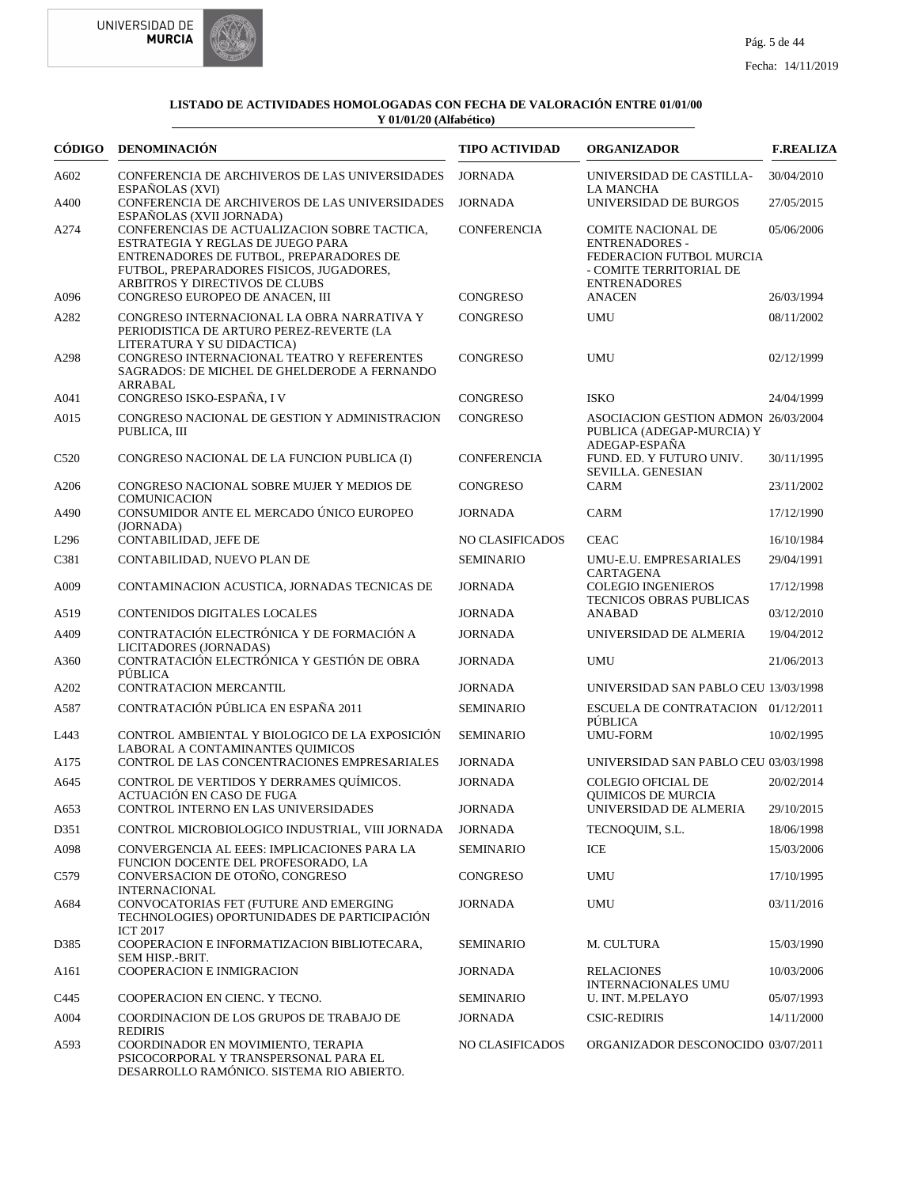**LISTADO DE ACTIVIDADES HOMOLOGADAS CON FECHA DE VALORACIÓN ENTRE 01/01/00 Y 01/01/20 (Alfabético)**

| CÓDIGO | DENOMINACIÓN | TIPO ACTIVIDAD | ORGANIZADOR | F.REALIZA |
|---|---|---|---|---|
| A602 | CONFERENCIA DE ARCHIVEROS DE LAS UNIVERSIDADES ESPAÑOLAS (XVI) | JORNADA | UNIVERSIDAD DE CASTILLA-LA MANCHA | 30/04/2010 |
| A400 | CONFERENCIA DE ARCHIVEROS DE LAS UNIVERSIDADES ESPAÑOLAS (XVII JORNADA) | JORNADA | UNIVERSIDAD DE BURGOS | 27/05/2015 |
| A274 | CONFERENCIAS DE ACTUALIZACION SOBRE TACTICA, ESTRATEGIA Y REGLAS DE JUEGO PARA ENTRENADORES DE FUTBOL, PREPARADORES DE FUTBOL, PREPARADORES FISICOS, JUGADORES, ARBITROS Y DIRECTIVOS DE CLUBS | CONFERENCIA | COMITE NACIONAL DE ENTRENADORES - FEDERACION FUTBOL MURCIA - COMITE TERRITORIAL DE ENTRENADORES | 05/06/2006 |
| A096 | CONGRESO EUROPEO DE ANACEN, III | CONGRESO | ANACEN | 26/03/1994 |
| A282 | CONGRESO INTERNACIONAL LA OBRA NARRATIVA Y PERIODISTICA DE ARTURO PEREZ-REVERTE (LA LITERATURA Y SU DIDACTICA) | CONGRESO | UMU | 08/11/2002 |
| A298 | CONGRESO INTERNACIONAL TEATRO Y REFERENTES SAGRADOS: DE MICHEL DE GHELDERODE A FERNANDO ARRABAL | CONGRESO | UMU | 02/12/1999 |
| A041 | CONGRESO ISKO-ESPAÑA, I V | CONGRESO | ISKO | 24/04/1999 |
| A015 | CONGRESO NACIONAL DE GESTION Y ADMINISTRACION PUBLICA, III | CONGRESO | ASOCIACION GESTION ADMON PUBLICA (ADEGAP-MURCIA) Y ADEGAP-ESPAÑA | 26/03/2004 |
| C520 | CONGRESO NACIONAL DE LA FUNCION PUBLICA (I) | CONFERENCIA | FUND. ED. Y FUTURO UNIV. SEVILLA. GENESIAN | 30/11/1995 |
| A206 | CONGRESO NACIONAL SOBRE MUJER Y MEDIOS DE COMUNICACION | CONGRESO | CARM | 23/11/2002 |
| A490 | CONSUMIDOR ANTE EL MERCADO ÚNICO EUROPEO (JORNADA) | JORNADA | CARM | 17/12/1990 |
| L296 | CONTABILIDAD, JEFE DE | NO CLASIFICADOS | CEAC | 16/10/1984 |
| C381 | CONTABILIDAD, NUEVO PLAN DE | SEMINARIO | UMU-E.U. EMPRESARIALES CARTAGENA | 29/04/1991 |
| A009 | CONTAMINACION ACUSTICA, JORNADAS TECNICAS DE | JORNADA | COLEGIO INGENIEROS TECNICOS OBRAS PUBLICAS | 17/12/1998 |
| A519 | CONTENIDOS DIGITALES LOCALES | JORNADA | ANABAD | 03/12/2010 |
| A409 | CONTRATACIÓN ELECTRÓNICA Y DE FORMACIÓN A LICITADORES (JORNADAS) | JORNADA | UNIVERSIDAD DE ALMERIA | 19/04/2012 |
| A360 | CONTRATACIÓN ELECTRÓNICA Y GESTIÓN DE OBRA PÚBLICA | JORNADA | UMU | 21/06/2013 |
| A202 | CONTRATACION MERCANTIL | JORNADA | UNIVERSIDAD SAN PABLO CEU | 13/03/1998 |
| A587 | CONTRATACIÓN PÚBLICA EN ESPAÑA 2011 | SEMINARIO | ESCUELA DE CONTRATACION PÚBLICA | 01/12/2011 |
| L443 | CONTROL AMBIENTAL Y BIOLOGICO DE LA EXPOSICIÓN LABORAL A CONTAMINANTES QUIMICOS | SEMINARIO | UMU-FORM | 10/02/1995 |
| A175 | CONTROL DE LAS CONCENTRACIONES EMPRESARIALES | JORNADA | UNIVERSIDAD SAN PABLO CEU | 03/03/1998 |
| A645 | CONTROL DE VERTIDOS Y DERRAMES QUÍMICOS. ACTUACIÓN EN CASO DE FUGA | JORNADA | COLEGIO OFICIAL DE QUIMICOS DE MURCIA | 20/02/2014 |
| A653 | CONTROL INTERNO EN LAS UNIVERSIDADES | JORNADA | UNIVERSIDAD DE ALMERIA | 29/10/2015 |
| D351 | CONTROL MICROBIOLOGICO INDUSTRIAL, VIII JORNADA | JORNADA | TECNOQUIM, S.L. | 18/06/1998 |
| A098 | CONVERGENCIA AL EEES: IMPLICACIONES PARA LA FUNCION DOCENTE DEL PROFESORADO, LA | SEMINARIO | ICE | 15/03/2006 |
| C579 | CONVERSACION DE OTOÑO, CONGRESO INTERNACIONAL | CONGRESO | UMU | 17/10/1995 |
| A684 | CONVOCATORIAS FET (FUTURE AND EMERGING TECHNOLOGIES) OPORTUNIDADES DE PARTICIPACIÓN ICT 2017 | JORNADA | UMU | 03/11/2016 |
| D385 | COOPERACION E INFORMATIZACION BIBLIOTECARA, SEM HISP.-BRIT. | SEMINARIO | M. CULTURA | 15/03/1990 |
| A161 | COOPERACION E INMIGRACION | JORNADA | RELACIONES INTERNACIONALES UMU | 10/03/2006 |
| C445 | COOPERACION EN CIENC. Y TECNO. | SEMINARIO | U. INT. M.PELAYO | 05/07/1993 |
| A004 | COORDINACION DE LOS GRUPOS DE TRABAJO DE REDIRIS | JORNADA | CSIC-REDIRIS | 14/11/2000 |
| A593 | COORDINADOR EN MOVIMIENTO, TERAPIA PSICOCORPORAL Y TRANSPERSONAL PARA EL DESARROLLO RAMÓNICO. SISTEMA RIO ABIERTO. | NO CLASIFICADOS | ORGANIZADOR DESCONOCIDO | 03/07/2011 |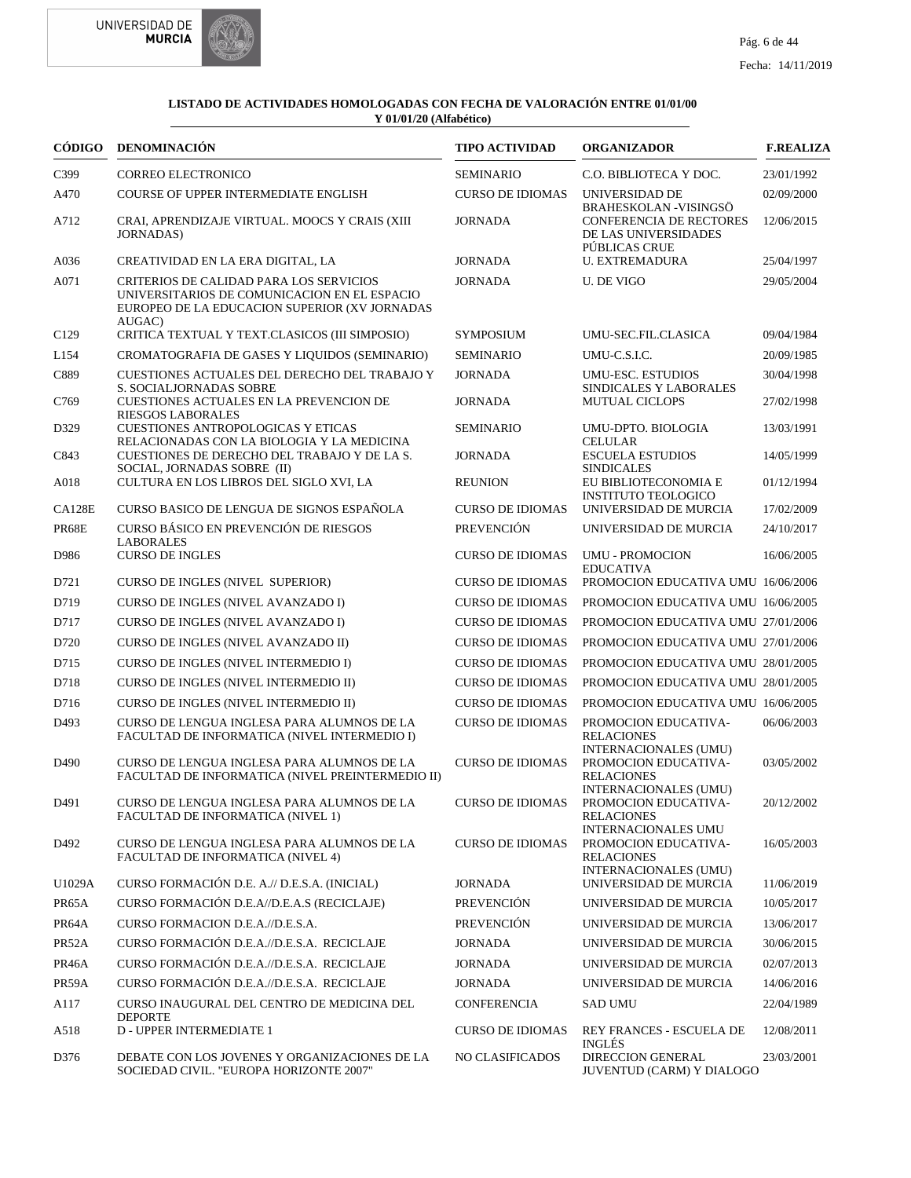**LISTADO DE ACTIVIDADES HOMOLOGADAS CON FECHA DE VALORACIÓN ENTRE 01/01/00 Y 01/01/20 (Alfabético)**

| CÓDIGO | DENOMINACIÓN | TIPO ACTIVIDAD | ORGANIZADOR | F.REALIZA |
|---|---|---|---|---|
| C399 | CORREO ELECTRONICO | SEMINARIO | C.O. BIBLIOTECA Y DOC. | 23/01/1992 |
| A470 | COURSE OF UPPER INTERMEDIATE ENGLISH | CURSO DE IDIOMAS | UNIVERSIDAD DE BRAHESKOLAN -VISINGSÖ | 02/09/2000 |
| A712 | CRAI, APRENDIZAJE VIRTUAL. MOOCS Y CRAIS (XIII JORNADAS) | JORNADA | CONFERENCIA DE RECTORES DE LAS UNIVERSIDADES PÚBLICAS CRUE | 12/06/2015 |
| A036 | CREATIVIDAD EN LA ERA DIGITAL, LA | JORNADA | U. EXTREMADURA | 25/04/1997 |
| A071 | CRITERIOS DE CALIDAD PARA LOS SERVICIOS UNIVERSITARIOS DE COMUNICACION EN EL ESPACIO EUROPEO DE LA EDUCACION SUPERIOR (XV JORNADAS AUGAC) | JORNADA | U. DE VIGO | 29/05/2004 |
| C129 | CRITICA TEXTUAL Y TEXT.CLASICOS (III SIMPOSIO) | SYMPOSIUM | UMU-SEC.FIL.CLASICA | 09/04/1984 |
| L154 | CROMATOGRAFIA DE GASES Y LIQUIDOS (SEMINARIO) | SEMINARIO | UMU-C.S.I.C. | 20/09/1985 |
| C889 | CUESTIONES ACTUALES DEL DERECHO DEL TRABAJO Y S. SOCIALJORNADAS SOBRE | JORNADA | UMU-ESC. ESTUDIOS SINDICALES Y LABORALES | 30/04/1998 |
| C769 | CUESTIONES ACTUALES EN LA PREVENCION DE RIESGOS LABORALES | JORNADA | MUTUAL CICLOPS | 27/02/1998 |
| D329 | CUESTIONES ANTROPOLOGICAS Y ETICAS RELACIONADAS CON LA BIOLOGIA Y LA MEDICINA | SEMINARIO | UMU-DPTO. BIOLOGIA CELULAR | 13/03/1991 |
| C843 | CUESTIONES DE DERECHO DEL TRABAJO Y DE LA S. SOCIAL, JORNADAS SOBRE (II) | JORNADA | ESCUELA ESTUDIOS SINDICALES | 14/05/1999 |
| A018 | CULTURA EN LOS LIBROS DEL SIGLO XVI, LA | REUNION | EU BIBLIOTECONOMIA E INSTITUTO TEOLOGICO | 01/12/1994 |
| CA128E | CURSO BASICO DE LENGUA DE SIGNOS ESPAÑOLA | CURSO DE IDIOMAS | UNIVERSIDAD DE MURCIA | 17/02/2009 |
| PR68E | CURSO BÁSICO EN PREVENCIÓN DE RIESGOS LABORALES | PREVENCIÓN | UNIVERSIDAD DE MURCIA | 24/10/2017 |
| D986 | CURSO DE INGLES | CURSO DE IDIOMAS | UMU - PROMOCION EDUCATIVA | 16/06/2005 |
| D721 | CURSO DE INGLES (NIVEL SUPERIOR) | CURSO DE IDIOMAS | PROMOCION EDUCATIVA UMU | 16/06/2006 |
| D719 | CURSO DE INGLES (NIVEL AVANZADO I) | CURSO DE IDIOMAS | PROMOCION EDUCATIVA UMU | 16/06/2005 |
| D717 | CURSO DE INGLES (NIVEL AVANZADO I) | CURSO DE IDIOMAS | PROMOCION EDUCATIVA UMU | 27/01/2006 |
| D720 | CURSO DE INGLES (NIVEL AVANZADO II) | CURSO DE IDIOMAS | PROMOCION EDUCATIVA UMU | 27/01/2006 |
| D715 | CURSO DE INGLES (NIVEL INTERMEDIO I) | CURSO DE IDIOMAS | PROMOCION EDUCATIVA UMU | 28/01/2005 |
| D718 | CURSO DE INGLES (NIVEL INTERMEDIO II) | CURSO DE IDIOMAS | PROMOCION EDUCATIVA UMU | 28/01/2005 |
| D716 | CURSO DE INGLES (NIVEL INTERMEDIO II) | CURSO DE IDIOMAS | PROMOCION EDUCATIVA UMU | 16/06/2005 |
| D493 | CURSO DE LENGUA INGLESA PARA ALUMNOS DE LA FACULTAD DE INFORMATICA (NIVEL INTERMEDIO I) | CURSO DE IDIOMAS | PROMOCION EDUCATIVA-RELACIONES INTERNACIONALES (UMU) | 06/06/2003 |
| D490 | CURSO DE LENGUA INGLESA PARA ALUMNOS DE LA FACULTAD DE INFORMATICA (NIVEL PREINTERMEDIO II) | CURSO DE IDIOMAS | PROMOCION EDUCATIVA-RELACIONES INTERNACIONALES (UMU) | 03/05/2002 |
| D491 | CURSO DE LENGUA INGLESA PARA ALUMNOS DE LA FACULTAD DE INFORMATICA (NIVEL 1) | CURSO DE IDIOMAS | PROMOCION EDUCATIVA-RELACIONES INTERNACIONALES UMU | 20/12/2002 |
| D492 | CURSO DE LENGUA INGLESA PARA ALUMNOS DE LA FACULTAD DE INFORMATICA (NIVEL 4) | CURSO DE IDIOMAS | PROMOCION EDUCATIVA-RELACIONES INTERNACIONALES (UMU) | 16/05/2003 |
| U1029A | CURSO FORMACIÓN D.E. A.// D.E.S.A. (INICIAL) | JORNADA | UNIVERSIDAD DE MURCIA | 11/06/2019 |
| PR65A | CURSO FORMACIÓN D.E.A//D.E.A.S (RECICLAJE) | PREVENCIÓN | UNIVERSIDAD DE MURCIA | 10/05/2017 |
| PR64A | CURSO FORMACION D.E.A.//D.E.S.A. | PREVENCIÓN | UNIVERSIDAD DE MURCIA | 13/06/2017 |
| PR52A | CURSO FORMACIÓN D.E.A.//D.E.S.A. RECICLAJE | JORNADA | UNIVERSIDAD DE MURCIA | 30/06/2015 |
| PR46A | CURSO FORMACIÓN D.E.A.//D.E.S.A. RECICLAJE | JORNADA | UNIVERSIDAD DE MURCIA | 02/07/2013 |
| PR59A | CURSO FORMACIÓN D.E.A.//D.E.S.A. RECICLAJE | JORNADA | UNIVERSIDAD DE MURCIA | 14/06/2016 |
| A117 | CURSO INAUGURAL DEL CENTRO DE MEDICINA DEL DEPORTE | CONFERENCIA | SAD UMU | 22/04/1989 |
| A518 | D - UPPER INTERMEDIATE 1 | CURSO DE IDIOMAS | REY FRANCES - ESCUELA DE INGLÉS | 12/08/2011 |
| D376 | DEBATE CON LOS JOVENES Y ORGANIZACIONES DE LA SOCIEDAD CIVIL. "EUROPA HORIZONTE 2007" | NO CLASIFICADOS | DIRECCION GENERAL JUVENTUD (CARM) Y DIALOGO | 23/03/2001 |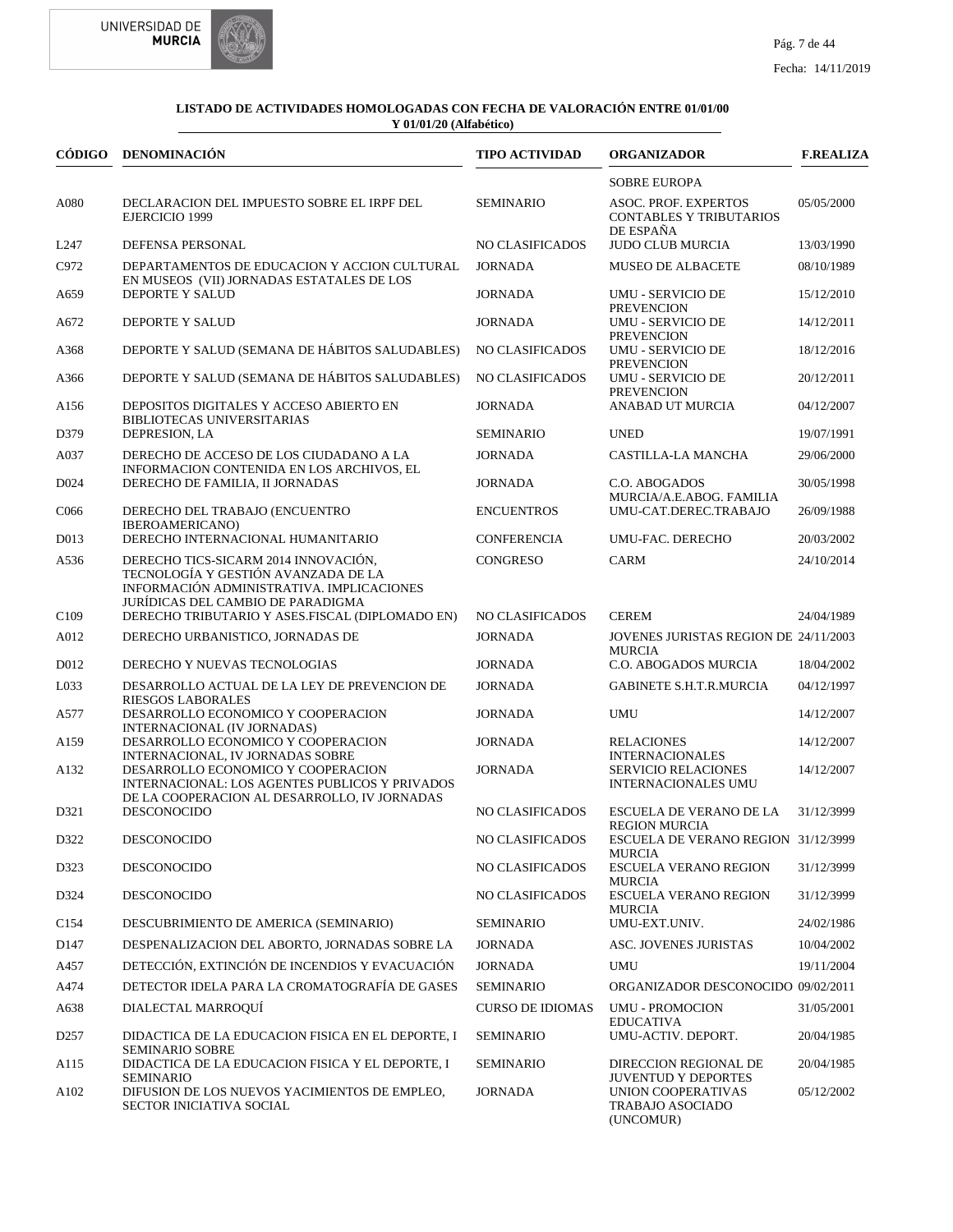### LISTADO DE ACTIVIDADES HOMOLOGADAS CON FECHA DE VALORACIÓN ENTRE 01/01/00 Y 01/01/20 (Alfabético)

| CÓDIGO | DENOMINACIÓN | TIPO ACTIVIDAD | ORGANIZADOR | F.REALIZA |
|---|---|---|---|---|
| | | | SOBRE EUROPA | |
| A080 | DECLARACION DEL IMPUESTO SOBRE EL IRPF DEL EJERCICIO 1999 | SEMINARIO | ASOC. PROF. EXPERTOS CONTABLES Y TRIBUTARIOS DE ESPAÑA | 05/05/2000 |
| L247 | DEFENSA PERSONAL | NO CLASIFICADOS | JUDO CLUB MURCIA | 13/03/1990 |
| C972 | DEPARTAMENTOS DE EDUCACION Y ACCION CULTURAL EN MUSEOS (VII) JORNADAS ESTATALES DE LOS | JORNADA | MUSEO DE ALBACETE | 08/10/1989 |
| A659 | DEPORTE Y SALUD | JORNADA | UMU - SERVICIO DE PREVENCION | 15/12/2010 |
| A672 | DEPORTE Y SALUD | JORNADA | UMU - SERVICIO DE PREVENCION | 14/12/2011 |
| A368 | DEPORTE Y SALUD (SEMANA DE HÁBITOS SALUDABLES) | NO CLASIFICADOS | UMU - SERVICIO DE PREVENCION | 18/12/2016 |
| A366 | DEPORTE Y SALUD (SEMANA DE HÁBITOS SALUDABLES) | NO CLASIFICADOS | UMU - SERVICIO DE PREVENCION | 20/12/2011 |
| A156 | DEPOSITOS DIGITALES Y ACCESO ABIERTO EN BIBLIOTECAS UNIVERSITARIAS | JORNADA | ANABAD UT MURCIA | 04/12/2007 |
| D379 | DEPRESION, LA | SEMINARIO | UNED | 19/07/1991 |
| A037 | DERECHO DE ACCESO DE LOS CIUDADANO A LA INFORMACION CONTENIDA EN LOS ARCHIVOS, EL | JORNADA | CASTILLA-LA MANCHA | 29/06/2000 |
| D024 | DERECHO DE FAMILIA, II JORNADAS | JORNADA | C.O. ABOGADOS MURCIA/A.E.ABOG. FAMILIA | 30/05/1998 |
| C066 | DERECHO DEL TRABAJO (ENCUENTRO IBEROAMERICANO) | ENCUENTROS | UMU-CAT.DEREC.TRABAJO | 26/09/1988 |
| D013 | DERECHO INTERNACIONAL HUMANITARIO | CONFERENCIA | UMU-FAC. DERECHO | 20/03/2002 |
| A536 | DERECHO TICS-SICARM 2014 INNOVACIÓN, TECNOLOGÍA Y GESTIÓN AVANZADA DE LA INFORMACIÓN ADMINISTRATIVA. IMPLICACIONES JURÍDICAS DEL CAMBIO DE PARADIGMA | CONGRESO | CARM | 24/10/2014 |
| C109 | DERECHO TRIBUTARIO Y ASES.FISCAL (DIPLOMADO EN) | NO CLASIFICADOS | CEREM | 24/04/1989 |
| A012 | DERECHO URBANISTICO, JORNADAS DE | JORNADA | JOVENES JURISTAS REGION DE MURCIA | 24/11/2003 |
| D012 | DERECHO Y NUEVAS TECNOLOGIAS | JORNADA | C.O. ABOGADOS MURCIA | 18/04/2002 |
| L033 | DESARROLLO ACTUAL DE LA LEY DE PREVENCION DE RIESGOS LABORALES | JORNADA | GABINETE S.H.T.R.MURCIA | 04/12/1997 |
| A577 | DESARROLLO ECONOMICO Y COOPERACION INTERNACIONAL (IV JORNADAS) | JORNADA | UMU | 14/12/2007 |
| A159 | DESARROLLO ECONOMICO Y COOPERACION INTERNACIONAL, IV JORNADAS SOBRE | JORNADA | RELACIONES INTERNACIONALES | 14/12/2007 |
| A132 | DESARROLLO ECONOMICO Y COOPERACION INTERNACIONAL: LOS AGENTES PUBLICOS Y PRIVADOS DE LA COOPERACION AL DESARROLLO, IV JORNADAS | JORNADA | SERVICIO RELACIONES INTERNACIONALES UMU | 14/12/2007 |
| D321 | DESCONOCIDO | NO CLASIFICADOS | ESCUELA DE VERANO DE LA REGION MURCIA | 31/12/3999 |
| D322 | DESCONOCIDO | NO CLASIFICADOS | ESCUELA DE VERANO REGION MURCIA | 31/12/3999 |
| D323 | DESCONOCIDO | NO CLASIFICADOS | ESCUELA VERANO REGION MURCIA | 31/12/3999 |
| D324 | DESCONOCIDO | NO CLASIFICADOS | ESCUELA VERANO REGION MURCIA | 31/12/3999 |
| C154 | DESCUBRIMIENTO DE AMERICA (SEMINARIO) | SEMINARIO | UMU-EXT.UNIV. | 24/02/1986 |
| D147 | DESPENALIZACION DEL ABORTO, JORNADAS SOBRE LA | JORNADA | ASC. JOVENES JURISTAS | 10/04/2002 |
| A457 | DETECCIÓN, EXTINCIÓN DE INCENDIOS Y EVACUACIÓN | JORNADA | UMU | 19/11/2004 |
| A474 | DETECTOR IDELA PARA LA CROMATOGRAFÍA DE GASES | SEMINARIO | ORGANIZADOR DESCONOCIDO | 09/02/2011 |
| A638 | DIALECTAL MARROQUÍ | CURSO DE IDIOMAS | UMU - PROMOCION EDUCATIVA | 31/05/2001 |
| D257 | DIDACTICA DE LA EDUCACION FISICA EN EL DEPORTE, I SEMINARIO SOBRE | SEMINARIO | UMU-ACTIV. DEPORT. | 20/04/1985 |
| A115 | DIDACTICA DE LA EDUCACION FISICA Y EL DEPORTE, I SEMINARIO | SEMINARIO | DIRECCION REGIONAL DE JUVENTUD Y DEPORTES | 20/04/1985 |
| A102 | DIFUSION DE LOS NUEVOS YACIMIENTOS DE EMPLEO, SECTOR INICIATIVA SOCIAL | JORNADA | UNION COOPERATIVAS TRABAJO ASOCIADO (UNCOMUR) | 05/12/2002 |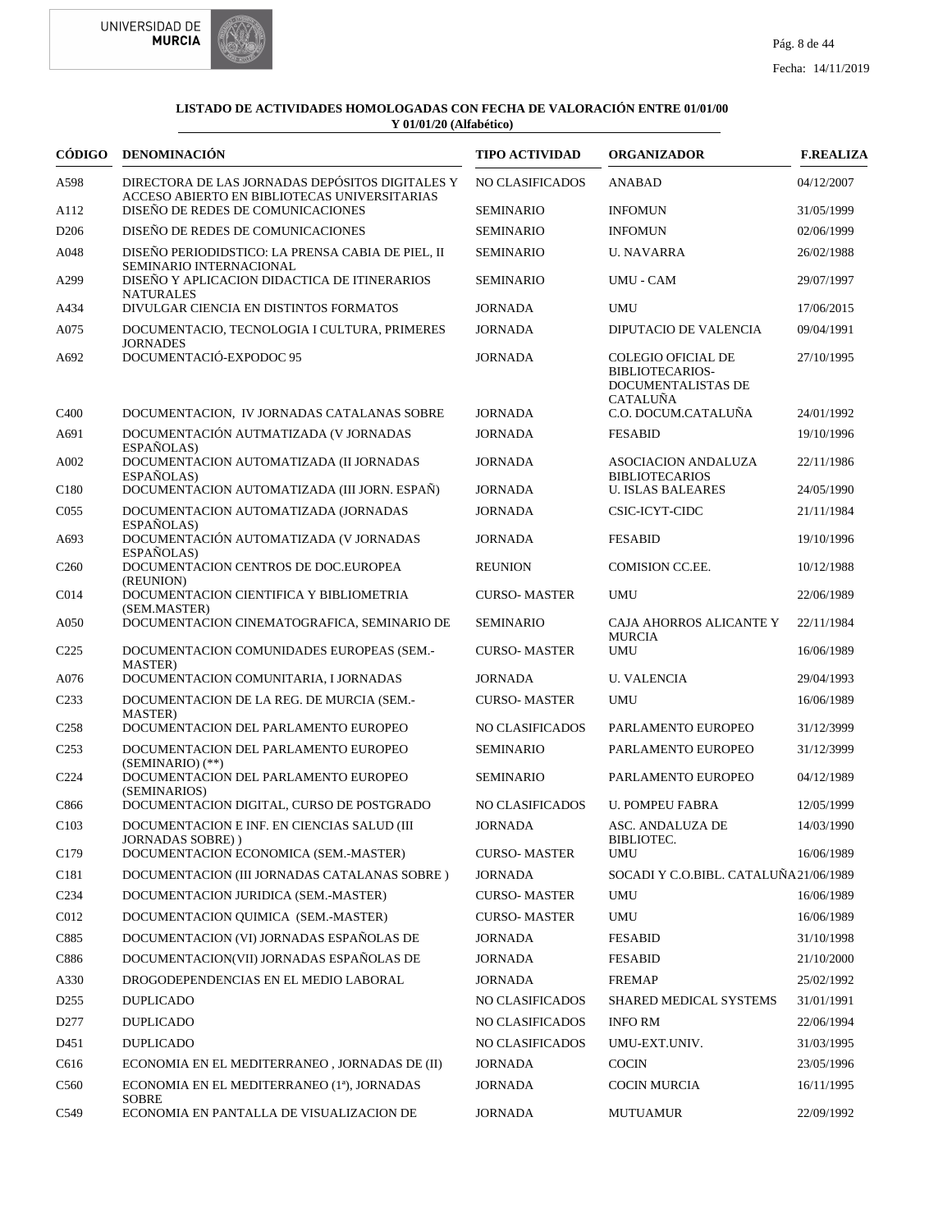**LISTADO DE ACTIVIDADES HOMOLOGADAS CON FECHA DE VALORACIÓN ENTRE 01/01/00 Y 01/01/20 (Alfabético)**

| CÓDIGO | DENOMINACIÓN | TIPO ACTIVIDAD | ORGANIZADOR | F.REALIZA |
|---|---|---|---|---|
| A598 | DIRECTORA DE LAS JORNADAS DEPÓSITOS DIGITALES Y ACCESO ABIERTO EN BIBLIOTECAS UNIVERSITARIAS | NO CLASIFICADOS | ANABAD | 04/12/2007 |
| A112 | DISEÑO DE REDES DE COMUNICACIONES | SEMINARIO | INFOMUN | 31/05/1999 |
| D206 | DISEÑO DE REDES DE COMUNICACIONES | SEMINARIO | INFOMUN | 02/06/1999 |
| A048 | DISEÑO PERIODIDSTICO: LA PRENSA CABIA DE PIEL, II SEMINARIO INTERNACIONAL | SEMINARIO | U. NAVARRA | 26/02/1988 |
| A299 | DISEÑO Y APLICACION DIDACTICA DE ITINERARIOS NATURALES | SEMINARIO | UMU - CAM | 29/07/1997 |
| A434 | DIVULGAR CIENCIA EN DISTINTOS FORMATOS | JORNADA | UMU | 17/06/2015 |
| A075 | DOCUMENTACIO, TECNOLOGIA I CULTURA, PRIMERES JORNADES | JORNADA | DIPUTACIO DE VALENCIA | 09/04/1991 |
| A692 | DOCUMENTACIÓ-EXPODOC 95 | JORNADA | COLEGIO OFICIAL DE BIBLIOTECARIOS-DOCUMENTALISTAS DE CATALUÑA | 27/10/1995 |
| C400 | DOCUMENTACION, IV JORNADAS CATALANAS SOBRE | JORNADA | C.O. DOCUM.CATALUÑA | 24/01/1992 |
| A691 | DOCUMENTACIÓN AUTMATIZADA (V JORNADAS ESPAÑOLAS) | JORNADA | FESABID | 19/10/1996 |
| A002 | DOCUMENTACION AUTOMATIZADA (II JORNADAS ESPAÑOLAS) | JORNADA | ASOCIACION ANDALUZA BIBLIOTECARIOS | 22/11/1986 |
| C180 | DOCUMENTACION AUTOMATIZADA (III JORN. ESPAÑ) | JORNADA | U. ISLAS BALEARES | 24/05/1990 |
| C055 | DOCUMENTACION AUTOMATIZADA (JORNADAS ESPAÑOLAS) | JORNADA | CSIC-ICYT-CIDC | 21/11/1984 |
| A693 | DOCUMENTACIÓN AUTOMATIZADA (V JORNADAS ESPAÑOLAS) | JORNADA | FESABID | 19/10/1996 |
| C260 | DOCUMENTACION CENTROS DE DOC.EUROPEA (REUNION) | REUNION | COMISION CC.EE. | 10/12/1988 |
| C014 | DOCUMENTACION CIENTIFICA Y BIBLIOMETRIA (SEM.MASTER) | CURSO- MASTER | UMU | 22/06/1989 |
| A050 | DOCUMENTACION CINEMATOGRAFICA, SEMINARIO DE | SEMINARIO | CAJA AHORROS ALICANTE Y MURCIA | 22/11/1984 |
| C225 | DOCUMENTACION COMUNIDADES EUROPEAS (SEM.-MASTER) | CURSO- MASTER | UMU | 16/06/1989 |
| A076 | DOCUMENTACION COMUNITARIA, I JORNADAS | JORNADA | U. VALENCIA | 29/04/1993 |
| C233 | DOCUMENTACION DE LA REG. DE MURCIA (SEM.-MASTER) | CURSO- MASTER | UMU | 16/06/1989 |
| C258 | DOCUMENTACION DEL PARLAMENTO EUROPEO | NO CLASIFICADOS | PARLAMENTO EUROPEO | 31/12/3999 |
| C253 | DOCUMENTACION DEL PARLAMENTO EUROPEO (SEMINARIO) (**) | SEMINARIO | PARLAMENTO EUROPEO | 31/12/3999 |
| C224 | DOCUMENTACION DEL PARLAMENTO EUROPEO (SEMINARIOS) | SEMINARIO | PARLAMENTO EUROPEO | 04/12/1989 |
| C866 | DOCUMENTACION DIGITAL, CURSO DE POSTGRADO | NO CLASIFICADOS | U. POMPEU FABRA | 12/05/1999 |
| C103 | DOCUMENTACION E INF. EN CIENCIAS SALUD (III JORNADAS SOBRE) ) | JORNADA | ASC. ANDALUZA DE BIBLIOTEC. | 14/03/1990 |
| C179 | DOCUMENTACION ECONOMICA (SEM.-MASTER) | CURSO- MASTER | UMU | 16/06/1989 |
| C181 | DOCUMENTACION (III JORNADAS CATALANAS SOBRE ) | JORNADA | SOCADI Y C.O.BIBL. CATALUÑA | 21/06/1989 |
| C234 | DOCUMENTACION JURIDICA (SEM.-MASTER) | CURSO- MASTER | UMU | 16/06/1989 |
| C012 | DOCUMENTACION QUIMICA (SEM.-MASTER) | CURSO- MASTER | UMU | 16/06/1989 |
| C885 | DOCUMENTACION (VI) JORNADAS ESPAÑOLAS DE | JORNADA | FESABID | 31/10/1998 |
| C886 | DOCUMENTACION(VII) JORNADAS ESPAÑOLAS DE | JORNADA | FESABID | 21/10/2000 |
| A330 | DROGODEPENDENCIAS EN EL MEDIO LABORAL | JORNADA | FREMAP | 25/02/1992 |
| D255 | DUPLICADO | NO CLASIFICADOS | SHARED MEDICAL SYSTEMS | 31/01/1991 |
| D277 | DUPLICADO | NO CLASIFICADOS | INFO RM | 22/06/1994 |
| D451 | DUPLICADO | NO CLASIFICADOS | UMU-EXT.UNIV. | 31/03/1995 |
| C616 | ECONOMIA EN EL MEDITERRANEO , JORNADAS DE (II) | JORNADA | COCIN | 23/05/1996 |
| C560 | ECONOMIA EN EL MEDITERRANEO (1ª), JORNADAS SOBRE | JORNADA | COCIN MURCIA | 16/11/1995 |
| C549 | ECONOMIA EN PANTALLA DE VISUALIZACION DE | JORNADA | MUTUAMUR | 22/09/1992 |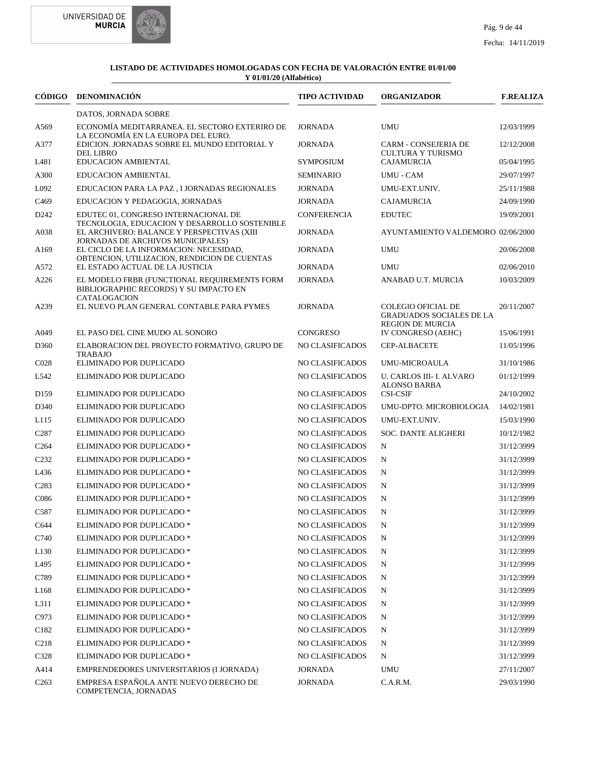**LISTADO DE ACTIVIDADES HOMOLOGADAS CON FECHA DE VALORACIÓN ENTRE 01/01/00 Y 01/01/20 (Alfabético)**

| CÓDIGO | DENOMINACIÓN | TIPO ACTIVIDAD | ORGANIZADOR | F.REALIZA |
|---|---|---|---|---|
| | DATOS, JORNADA SOBRE | | | |
| A569 | ECONOMÍA MEDITARRANEA. EL SECTORO EXTERIRO DE LA ECONOMÍA EN LA EUROPA DEL EURO. | JORNADA | UMU | 12/03/1999 |
| A377 | EDICION. JORNADAS SOBRE EL MUNDO EDITORIAL Y DEL LIBRO | JORNADA | CARM - CONSEJERIA DE CULTURA Y TURISMO | 12/12/2008 |
| L481 | EDUCACION AMBIENTAL | SYMPOSIUM | CAJAMURCIA | 05/04/1995 |
| A300 | EDUCACION AMBIENTAL | SEMINARIO | UMU - CAM | 29/07/1997 |
| L092 | EDUCACION PARA LA PAZ , I JORNADAS REGIONALES | JORNADA | UMU-EXT.UNIV. | 25/11/1988 |
| C469 | EDUCACION Y PEDAGOGIA, JORNADAS | JORNADA | CAJAMURCIA | 24/09/1990 |
| D242 | EDUTEC 01, CONGRESO INTERNACIONAL DE TECNOLOGIA, EDUCACION Y DESARROLLO SOSTENIBLE | CONFERENCIA | EDUTEC | 19/09/2001 |
| A038 | EL ARCHIVERO: BALANCE Y PERSPECTIVAS (XIII JORNADAS DE ARCHIVOS MUNICIPALES) | JORNADA | AYUNTAMIENTO VALDEMORO | 02/06/2000 |
| A169 | EL CICLO DE LA INFORMACION: NECESIDAD, OBTENCION, UTILIZACION, RENDICION DE CUENTAS | JORNADA | UMU | 20/06/2008 |
| A572 | EL ESTADO ACTUAL DE LA JUSTICIA | JORNADA | UMU | 02/06/2010 |
| A226 | EL MODELO FRBR (FUNCTIONAL REQUIREMENTS FORM BIBLIOGRAPHIC RECORDS) Y SU IMPACTO EN CATALOGACION | JORNADA | ANABAD U.T. MURCIA | 10/03/2009 |
| A239 | EL NUEVO PLAN GENERAL CONTABLE PARA PYMES | JORNADA | COLEGIO OFICIAL DE GRADUADOS SOCIALES DE LA REGION DE MURCIA | 20/11/2007 |
| A049 | EL PASO DEL CINE MUDO AL SONORO | CONGRESO | IV CONGRESO (AEHC) | 15/06/1991 |
| D360 | ELABORACION DEL PROYECTO FORMATIVO, GRUPO DE TRABAJO | NO CLASIFICADOS | CEP-ALBACETE | 11/05/1996 |
| C028 | ELIMINADO POR DUPLICADO | NO CLASIFICADOS | UMU-MICROAULA | 31/10/1986 |
| L542 | ELIMINADO POR DUPLICADO | NO CLASIFICADOS | U. CARLOS III- I. ALVARO ALONSO BARBA | 01/12/1999 |
| D159 | ELIMINADO POR DUPLICADO | NO CLASIFICADOS | CSI-CSIF | 24/10/2002 |
| D340 | ELIMINADO POR DUPLICADO | NO CLASIFICADOS | UMU-DPTO. MICROBIOLOGIA | 14/02/1981 |
| L115 | ELIMINADO POR DUPLICADO | NO CLASIFICADOS | UMU-EXT.UNIV. | 15/03/1990 |
| C287 | ELIMINADO POR DUPLICADO | NO CLASIFICADOS | SOC. DANTE ALIGHERI | 10/12/1982 |
| C264 | ELIMINADO POR DUPLICADO * | NO CLASIFICADOS | N | 31/12/3999 |
| C232 | ELIMINADO POR DUPLICADO * | NO CLASIFICADOS | N | 31/12/3999 |
| L436 | ELIMINADO POR DUPLICADO * | NO CLASIFICADOS | N | 31/12/3999 |
| C283 | ELIMINADO POR DUPLICADO * | NO CLASIFICADOS | N | 31/12/3999 |
| C086 | ELIMINADO POR DUPLICADO * | NO CLASIFICADOS | N | 31/12/3999 |
| C587 | ELIMINADO POR DUPLICADO * | NO CLASIFICADOS | N | 31/12/3999 |
| C644 | ELIMINADO POR DUPLICADO * | NO CLASIFICADOS | N | 31/12/3999 |
| C740 | ELIMINADO POR DUPLICADO * | NO CLASIFICADOS | N | 31/12/3999 |
| L130 | ELIMINADO POR DUPLICADO * | NO CLASIFICADOS | N | 31/12/3999 |
| L495 | ELIMINADO POR DUPLICADO * | NO CLASIFICADOS | N | 31/12/3999 |
| C789 | ELIMINADO POR DUPLICADO * | NO CLASIFICADOS | N | 31/12/3999 |
| L168 | ELIMINADO POR DUPLICADO * | NO CLASIFICADOS | N | 31/12/3999 |
| L311 | ELIMINADO POR DUPLICADO * | NO CLASIFICADOS | N | 31/12/3999 |
| C973 | ELIMINADO POR DUPLICADO * | NO CLASIFICADOS | N | 31/12/3999 |
| C182 | ELIMINADO POR DUPLICADO * | NO CLASIFICADOS | N | 31/12/3999 |
| C218 | ELIMINADO POR DUPLICADO * | NO CLASIFICADOS | N | 31/12/3999 |
| C328 | ELIMINADO POR DUPLICADO * | NO CLASIFICADOS | N | 31/12/3999 |
| A414 | EMPRENDEDORES UNIVERSITARIOS (I JORNADA) | JORNADA | UMU | 27/11/2007 |
| C263 | EMPRESA ESPAÑOLA ANTE NUEVO DERECHO DE COMPETENCIA, JORNADAS | JORNADA | C.A.R.M. | 29/03/1990 |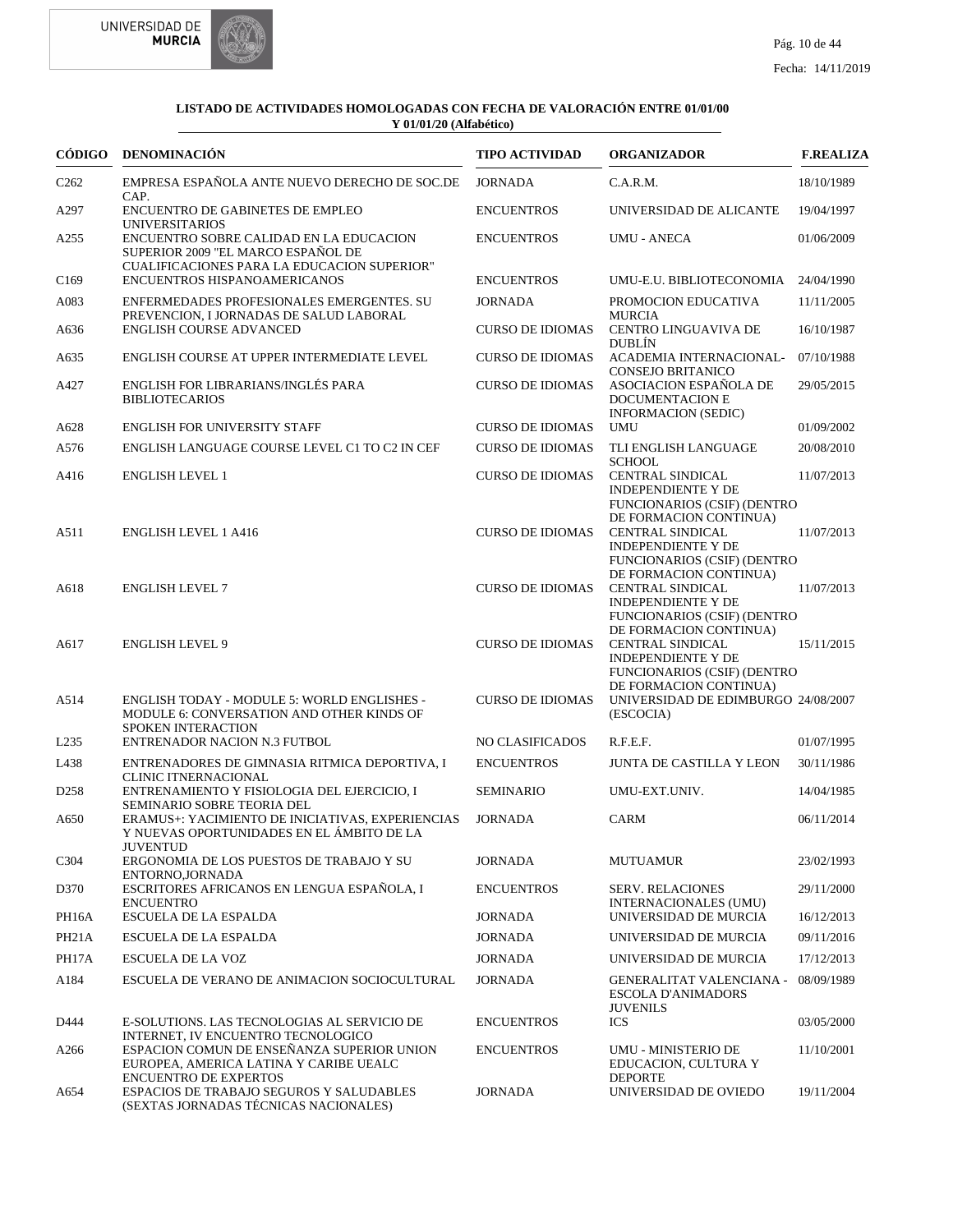**LISTADO DE ACTIVIDADES HOMOLOGADAS CON FECHA DE VALORACIÓN ENTRE 01/01/00 Y 01/01/20 (Alfabético)**

| CÓDIGO | DENOMINACIÓN | TIPO ACTIVIDAD | ORGANIZADOR | F.REALIZA |
|---|---|---|---|---|
| C262 | EMPRESA ESPAÑOLA ANTE NUEVO DERECHO DE SOC.DE CAP. | JORNADA | C.A.R.M. | 18/10/1989 |
| A297 | ENCUENTRO DE GABINETES DE EMPLEO UNIVERSITARIOS | ENCUENTROS | UNIVERSIDAD DE ALICANTE | 19/04/1997 |
| A255 | ENCUENTRO SOBRE CALIDAD EN LA EDUCACION SUPERIOR 2009 "EL MARCO ESPAÑOL DE CUALIFICACIONES PARA LA EDUCACION SUPERIOR" | ENCUENTROS | UMU - ANECA | 01/06/2009 |
| C169 | ENCUENTROS HISPANOAMERICANOS | ENCUENTROS | UMU-E.U. BIBLIOTECONOMIA | 24/04/1990 |
| A083 | ENFERMEDADES PROFESIONALES EMERGENTES. SU PREVENCION, I JORNADAS DE SALUD LABORAL | JORNADA | PROMOCION EDUCATIVA MURCIA | 11/11/2005 |
| A636 | ENGLISH COURSE ADVANCED | CURSO DE IDIOMAS | CENTRO LINGUAVIVA DE DUBLÍN | 16/10/1987 |
| A635 | ENGLISH COURSE AT UPPER INTERMEDIATE LEVEL | CURSO DE IDIOMAS | ACADEMIA INTERNACIONAL-CONSEJO BRITANICO | 07/10/1988 |
| A427 | ENGLISH FOR LIBRARIANS/INGLÉS PARA BIBLIOTECARIOS | CURSO DE IDIOMAS | ASOCIACION ESPAÑOLA DE DOCUMENTACION E INFORMACION (SEDIC) | 29/05/2015 |
| A628 | ENGLISH FOR UNIVERSITY STAFF | CURSO DE IDIOMAS | UMU | 01/09/2002 |
| A576 | ENGLISH LANGUAGE COURSE LEVEL C1 TO C2 IN CEF | CURSO DE IDIOMAS | TLI ENGLISH LANGUAGE SCHOOL | 20/08/2010 |
| A416 | ENGLISH LEVEL 1 | CURSO DE IDIOMAS | CENTRAL SINDICAL INDEPENDIENTE Y DE FUNCIONARIOS (CSIF) (DENTRO DE FORMACION CONTINUA) | 11/07/2013 |
| A511 | ENGLISH LEVEL 1 A416 | CURSO DE IDIOMAS | CENTRAL SINDICAL INDEPENDIENTE Y DE FUNCIONARIOS (CSIF) (DENTRO DE FORMACION CONTINUA) | 11/07/2013 |
| A618 | ENGLISH LEVEL 7 | CURSO DE IDIOMAS | CENTRAL SINDICAL INDEPENDIENTE Y DE FUNCIONARIOS (CSIF) (DENTRO DE FORMACION CONTINUA) | 11/07/2013 |
| A617 | ENGLISH LEVEL 9 | CURSO DE IDIOMAS | CENTRAL SINDICAL INDEPENDIENTE Y DE FUNCIONARIOS (CSIF) (DENTRO DE FORMACION CONTINUA) | 15/11/2015 |
| A514 | ENGLISH TODAY - MODULE 5: WORLD ENGLISHES - MODULE 6: CONVERSATION AND OTHER KINDS OF SPOKEN INTERACTION | CURSO DE IDIOMAS | UNIVERSIDAD DE EDIMBURGO (ESCOCIA) | 24/08/2007 |
| L235 | ENTRENADOR NACION N.3 FUTBOL | NO CLASIFICADOS | R.F.E.F. | 01/07/1995 |
| L438 | ENTRENADORES DE GIMNASIA RITMICA DEPORTIVA, I CLINIC ITNERNACIONAL | ENCUENTROS | JUNTA DE CASTILLA Y LEON | 30/11/1986 |
| D258 | ENTRENAMIENTO Y FISIOLOGIA DEL EJERCICIO, I SEMINARIO SOBRE TEORIA DEL | SEMINARIO | UMU-EXT.UNIV. | 14/04/1985 |
| A650 | ERAMUS+: YACIMIENTO DE INICIATIVAS, EXPERIENCIAS Y NUEVAS OPORTUNIDADES EN EL ÁMBITO DE LA JUVENTUD | JORNADA | CARM | 06/11/2014 |
| C304 | ERGONOMIA DE LOS PUESTOS DE TRABAJO Y SU ENTORNO,JORNADA | JORNADA | MUTUAMUR | 23/02/1993 |
| D370 | ESCRITORES AFRICANOS EN LENGUA ESPAÑOLA, I ENCUENTRO | ENCUENTROS | SERV. RELACIONES INTERNACIONALES (UMU) | 29/11/2000 |
| PH16A | ESCUELA DE LA ESPALDA | JORNADA | UNIVERSIDAD DE MURCIA | 16/12/2013 |
| PH21A | ESCUELA DE LA ESPALDA | JORNADA | UNIVERSIDAD DE MURCIA | 09/11/2016 |
| PH17A | ESCUELA DE LA VOZ | JORNADA | UNIVERSIDAD DE MURCIA | 17/12/2013 |
| A184 | ESCUELA DE VERANO DE ANIMACION SOCIOCULTURAL | JORNADA | GENERALITAT VALENCIANA - ESCOLA D'ANIMADORS JUVENILS | 08/09/1989 |
| D444 | E-SOLUTIONS. LAS TECNOLOGIAS AL SERVICIO DE INTERNET, IV ENCUENTRO TECNOLOGICO | ENCUENTROS | ICS | 03/05/2000 |
| A266 | ESPACION COMUN DE ENSEÑANZA SUPERIOR UNION EUROPEA, AMERICA LATINA Y CARIBE UEALC ENCUENTRO DE EXPERTOS | ENCUENTROS | UMU - MINISTERIO DE EDUCACION, CULTURA Y DEPORTE | 11/10/2001 |
| A654 | ESPACIOS DE TRABAJO SEGUROS Y SALUDABLES (SEXTAS JORNADAS TÉCNICAS NACIONALES) | JORNADA | UNIVERSIDAD DE OVIEDO | 19/11/2004 |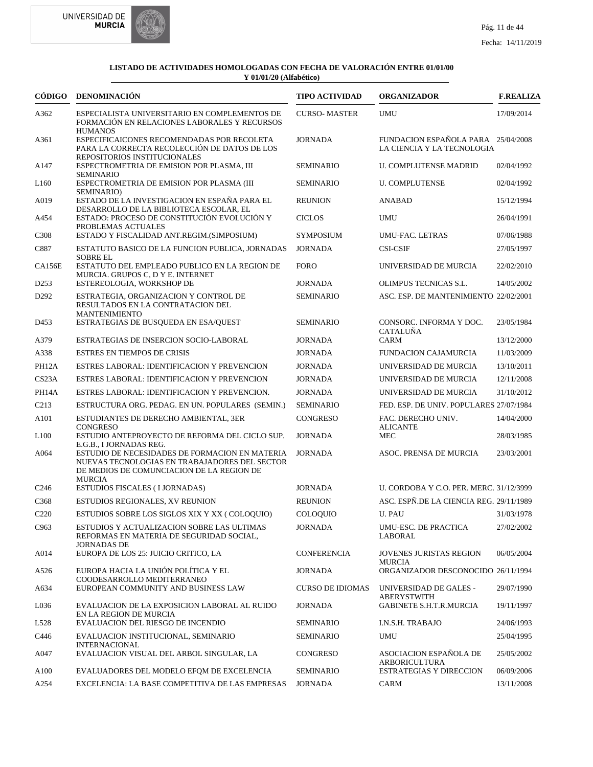**LISTADO DE ACTIVIDADES HOMOLOGADAS CON FECHA DE VALORACIÓN ENTRE 01/01/00 Y 01/01/20 (Alfabético)**

| CÓDIGO | DENOMINACIÓN | TIPO ACTIVIDAD | ORGANIZADOR | F.REALIZA |
|---|---|---|---|---|
| A362 | ESPECIALISTA UNIVERSITARIO EN COMPLEMENTOS DE FORMACIÓN EN RELACIONES LABORALES Y RECURSOS HUMANOS | CURSO- MASTER | UMU | 17/09/2014 |
| A361 | ESPECIFICAICONES RECOMENDADAS POR RECOLETA PARA LA CORRECTA RECOLECCIÓN DE DATOS DE LOS REPOSITORIOS INSTITUCIONALES | JORNADA | FUNDACION ESPAÑOLA PARA LA CIENCIA Y LA TECNOLOGIA | 25/04/2008 |
| A147 | ESPECTROMETRIA DE EMISION POR PLASMA, III SEMINARIO | SEMINARIO | U. COMPLUTENSE MADRID | 02/04/1992 |
| L160 | ESPECTROMETRIA DE EMISION POR PLASMA (III SEMINARIO) | SEMINARIO | U. COMPLUTENSE | 02/04/1992 |
| A019 | ESTADO DE LA INVESTIGACION EN ESPAÑA PARA EL DESARROLLO DE LA BIBLIOTECA ESCOLAR, EL | REUNION | ANABAD | 15/12/1994 |
| A454 | ESTADO: PROCESO DE CONSTITUCIÓN EVOLUCIÓN Y PROBLEMAS ACTUALES | CICLOS | UMU | 26/04/1991 |
| C308 | ESTADO Y FISCALIDAD ANT.REGIM.(SIMPOSIUM) | SYMPOSIUM | UMU-FAC. LETRAS | 07/06/1988 |
| C887 | ESTATUTO BASICO DE LA FUNCION PUBLICA, JORNADAS SOBRE EL | JORNADA | CSI-CSIF | 27/05/1997 |
| CA156E | ESTATUTO DEL EMPLEADO PUBLICO EN LA REGION DE MURCIA. GRUPOS C, D Y E. INTERNET | FORO | UNIVERSIDAD DE MURCIA | 22/02/2010 |
| D253 | ESTEREOLOGIA, WORKSHOP DE | JORNADA | OLIMPUS TECNICAS S.L. | 14/05/2002 |
| D292 | ESTRATEGIA, ORGANIZACION Y CONTROL DE RESULTADOS EN LA CONTRATACION DEL MANTENIMIENTO | SEMINARIO | ASC. ESP. DE MANTENIMIENTO | 22/02/2001 |
| D453 | ESTRATEGIAS DE BUSQUEDA EN ESA/QUEST | SEMINARIO | CONSORC. INFORMA Y DOC. CATALUÑA | 23/05/1984 |
| A379 | ESTRATEGIAS DE INSERCION SOCIO-LABORAL | JORNADA | CARM | 13/12/2000 |
| A338 | ESTRES EN TIEMPOS DE CRISIS | JORNADA | FUNDACION CAJAMURCIA | 11/03/2009 |
| PH12A | ESTRES LABORAL: IDENTIFICACION Y PREVENCION | JORNADA | UNIVERSIDAD DE MURCIA | 13/10/2011 |
| CS23A | ESTRES LABORAL: IDENTIFICACION Y PREVENCION | JORNADA | UNIVERSIDAD DE MURCIA | 12/11/2008 |
| PH14A | ESTRES LABORAL: IDENTIFICACION Y PREVENCION. | JORNADA | UNIVERSIDAD DE MURCIA | 31/10/2012 |
| C213 | ESTRUCTURA ORG. PEDAG. EN UN. POPULARES (SEMIN.) | SEMINARIO | FED. ESP. DE UNIV. POPULARES | 27/07/1984 |
| A101 | ESTUDIANTES DE DERECHO AMBIENTAL, 3ER CONGRESO | CONGRESO | FAC. DERECHO UNIV. ALICANTE | 14/04/2000 |
| L100 | ESTUDIO ANTEPROYECTO DE REFORMA DEL CICLO SUP. E.G.B., I JORNADAS REG. | JORNADA | MEC | 28/03/1985 |
| A064 | ESTUDIO DE NECESIDADES DE FORMACION EN MATERIA NUEVAS TECNOLOGIAS EN TRABAJADORES DEL SECTOR DE MEDIOS DE COMUNCIACION DE LA REGION DE MURCIA | JORNADA | ASOC. PRENSA DE MURCIA | 23/03/2001 |
| C246 | ESTUDIOS FISCALES ( I JORNADAS) | JORNADA | U. CORDOBA Y C.O. PER. MERC. | 31/12/3999 |
| C368 | ESTUDIOS REGIONALES, XV REUNION | REUNION | ASC. ESPÑ.DE LA CIENCIA REG. | 29/11/1989 |
| C220 | ESTUDIOS SOBRE LOS SIGLOS XIX Y XX ( COLOQUIO) | COLOQUIO | U. PAU | 31/03/1978 |
| C963 | ESTUDIOS Y ACTUALIZACION SOBRE LAS ULTIMAS REFORMAS EN MATERIA DE SEGURIDAD SOCIAL, JORNADAS DE | JORNADA | UMU-ESC. DE PRACTICA LABORAL | 27/02/2002 |
| A014 | EUROPA DE LOS 25: JUICIO CRITICO, LA | CONFERENCIA | JOVENES JURISTAS REGION MURCIA | 06/05/2004 |
| A526 | EUROPA HACIA LA UNIÓN POLÍTICA Y EL COODESARROLLO MEDITERRANEO | JORNADA | ORGANIZADOR DESCONOCIDO | 26/11/1994 |
| A634 | EUROPEAN COMMUNITY AND BUSINESS LAW | CURSO DE IDIOMAS | UNIVERSIDAD DE GALES - ABERYSTWITH | 29/07/1990 |
| L036 | EVALUACION DE LA EXPOSICION LABORAL AL RUIDO EN LA REGION DE MURCIA | JORNADA | GABINETE S.H.T.R.MURCIA | 19/11/1997 |
| L528 | EVALUACION DEL RIESGO DE INCENDIO | SEMINARIO | I.N.S.H. TRABAJO | 24/06/1993 |
| C446 | EVALUACION INSTITUCIONAL, SEMINARIO INTERNACIONAL | SEMINARIO | UMU | 25/04/1995 |
| A047 | EVALUACION VISUAL DEL ARBOL SINGULAR, LA | CONGRESO | ASOCIACION ESPAÑOLA DE ARBORICULTURA | 25/05/2002 |
| A100 | EVALUADORES DEL MODELO EFQM DE EXCELENCIA | SEMINARIO | ESTRATEGIAS Y DIRECCION | 06/09/2006 |
| A254 | EXCELENCIA: LA BASE COMPETITIVA DE LAS EMPRESAS | JORNADA | CARM | 13/11/2008 |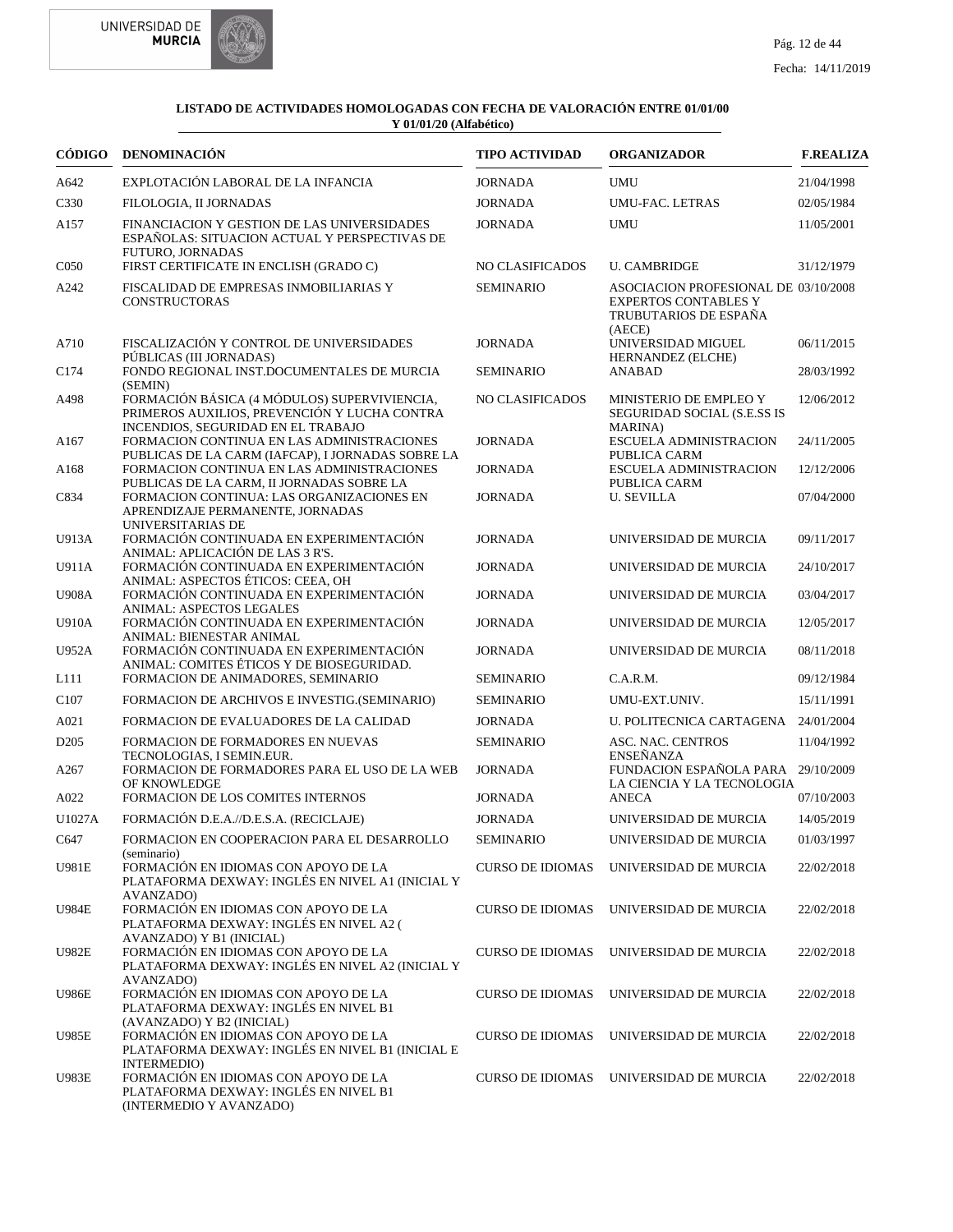**LISTADO DE ACTIVIDADES HOMOLOGADAS CON FECHA DE VALORACIÓN ENTRE 01/01/00 Y 01/01/20 (Alfabético)**

| CÓDIGO | DENOMINACIÓN | TIPO ACTIVIDAD | ORGANIZADOR | F.REALIZA |
|---|---|---|---|---|
| A642 | EXPLOTACIÓN LABORAL DE LA INFANCIA | JORNADA | UMU | 21/04/1998 |
| C330 | FILOLOGIA, II JORNADAS | JORNADA | UMU-FAC. LETRAS | 02/05/1984 |
| A157 | FINANCIACION Y GESTION DE LAS UNIVERSIDADES ESPAÑOLAS: SITUACION ACTUAL Y PERSPECTIVAS DE FUTURO, JORNADAS | JORNADA | UMU | 11/05/2001 |
| C050 | FIRST CERTIFICATE IN ENCLISH (GRADO C) | NO CLASIFICADOS | U. CAMBRIDGE | 31/12/1979 |
| A242 | FISCALIDAD DE EMPRESAS INMOBILIARIAS Y CONSTRUCTORAS | SEMINARIO | ASOCIACION PROFESIONAL DE EXPERTOS CONTABLES Y TRUBUTARIOS DE ESPAÑA (AECE) | 03/10/2008 |
| A710 | FISCALIZACIÓN Y CONTROL DE UNIVERSIDADES PÚBLICAS (III JORNADAS) | JORNADA | UNIVERSIDAD MIGUEL HERNANDEZ (ELCHE) | 06/11/2015 |
| C174 | FONDO REGIONAL INST.DOCUMENTALES DE MURCIA (SEMIN) | SEMINARIO | ANABAD | 28/03/1992 |
| A498 | FORMACIÓN BÁSICA (4 MÓDULOS) SUPERVIVIENCIA, PRIMEROS AUXILIOS, PREVENCIÓN Y LUCHA CONTRA INCENDIOS, SEGURIDAD EN EL TRABAJO | NO CLASIFICADOS | MINISTERIO DE EMPLEO Y SEGURIDAD SOCIAL (S.E.SS IS MARINA) | 12/06/2012 |
| A167 | FORMACION CONTINUA EN LAS ADMINISTRACIONES PUBLICAS DE LA CARM (IAFCAP), I JORNADAS SOBRE LA | JORNADA | ESCUELA ADMINISTRACION PUBLICA CARM | 24/11/2005 |
| A168 | FORMACION CONTINUA EN LAS ADMINISTRACIONES PUBLICAS DE LA CARM, II JORNADAS SOBRE LA | JORNADA | ESCUELA ADMINISTRACION PUBLICA CARM | 12/12/2006 |
| C834 | FORMACION CONTINUA: LAS ORGANIZACIONES EN APRENDIZAJE PERMANENTE, JORNADAS UNIVERSITARIAS DE | JORNADA | U. SEVILLA | 07/04/2000 |
| U913A | FORMACIÓN CONTINUADA EN EXPERIMENTACIÓN ANIMAL: APLICACIÓN DE LAS 3 R'S. | JORNADA | UNIVERSIDAD DE MURCIA | 09/11/2017 |
| U911A | FORMACIÓN CONTINUADA EN EXPERIMENTACIÓN ANIMAL: ASPECTOS ÉTICOS: CEEA, OH | JORNADA | UNIVERSIDAD DE MURCIA | 24/10/2017 |
| U908A | FORMACIÓN CONTINUADA EN EXPERIMENTACIÓN ANIMAL: ASPECTOS LEGALES | JORNADA | UNIVERSIDAD DE MURCIA | 03/04/2017 |
| U910A | FORMACIÓN CONTINUADA EN EXPERIMENTACIÓN ANIMAL: BIENESTAR ANIMAL | JORNADA | UNIVERSIDAD DE MURCIA | 12/05/2017 |
| U952A | FORMACIÓN CONTINUADA EN EXPERIMENTACIÓN ANIMAL: COMITES ÉTICOS Y DE BIOSEGURIDAD. | JORNADA | UNIVERSIDAD DE MURCIA | 08/11/2018 |
| L111 | FORMACION DE ANIMADORES, SEMINARIO | SEMINARIO | C.A.R.M. | 09/12/1984 |
| C107 | FORMACION DE ARCHIVOS E INVESTIG.(SEMINARIO) | SEMINARIO | UMU-EXT.UNIV. | 15/11/1991 |
| A021 | FORMACION DE EVALUADORES DE LA CALIDAD | JORNADA | U. POLITECNICA CARTAGENA | 24/01/2004 |
| D205 | FORMACION DE FORMADORES EN NUEVAS TECNOLOGIAS, I SEMIN.EUR. | SEMINARIO | ASC. NAC. CENTROS ENSEÑANZA | 11/04/1992 |
| A267 | FORMACION DE FORMADORES PARA EL USO DE LA WEB OF KNOWLEDGE | JORNADA | FUNDACION ESPAÑOLA PARA LA CIENCIA Y LA TECNOLOGIA | 29/10/2009 |
| A022 | FORMACION DE LOS COMITES INTERNOS | JORNADA | ANECA | 07/10/2003 |
| U1027A | FORMACIÓN D.E.A.//D.E.S.A. (RECICLAJE) | JORNADA | UNIVERSIDAD DE MURCIA | 14/05/2019 |
| C647 | FORMACION EN COOPERACION PARA EL DESARROLLO (seminario) | SEMINARIO | UNIVERSIDAD DE MURCIA | 01/03/1997 |
| U981E | FORMACIÓN EN IDIOMAS CON APOYO DE LA PLATAFORMA DEXWAY: INGLÉS EN NIVEL A1 (INICIAL Y AVANZADO) | CURSO DE IDIOMAS | UNIVERSIDAD DE MURCIA | 22/02/2018 |
| U984E | FORMACIÓN EN IDIOMAS CON APOYO DE LA PLATAFORMA DEXWAY: INGLÉS EN NIVEL A2 ( AVANZADO) Y B1 (INICIAL) | CURSO DE IDIOMAS | UNIVERSIDAD DE MURCIA | 22/02/2018 |
| U982E | FORMACIÓN EN IDIOMAS CON APOYO DE LA PLATAFORMA DEXWAY: INGLÉS EN NIVEL A2 (INICIAL Y AVANZADO) | CURSO DE IDIOMAS | UNIVERSIDAD DE MURCIA | 22/02/2018 |
| U986E | FORMACIÓN EN IDIOMAS CON APOYO DE LA PLATAFORMA DEXWAY: INGLÉS EN NIVEL B1 (AVANZADO) Y B2 (INICIAL) | CURSO DE IDIOMAS | UNIVERSIDAD DE MURCIA | 22/02/2018 |
| U985E | FORMACIÓN EN IDIOMAS CON APOYO DE LA PLATAFORMA DEXWAY: INGLÉS EN NIVEL B1 (INICIAL E INTERMEDIO) | CURSO DE IDIOMAS | UNIVERSIDAD DE MURCIA | 22/02/2018 |
| U983E | FORMACIÓN EN IDIOMAS CON APOYO DE LA PLATAFORMA DEXWAY: INGLÉS EN NIVEL B1 (INTERMEDIO Y AVANZADO) | CURSO DE IDIOMAS | UNIVERSIDAD DE MURCIA | 22/02/2018 |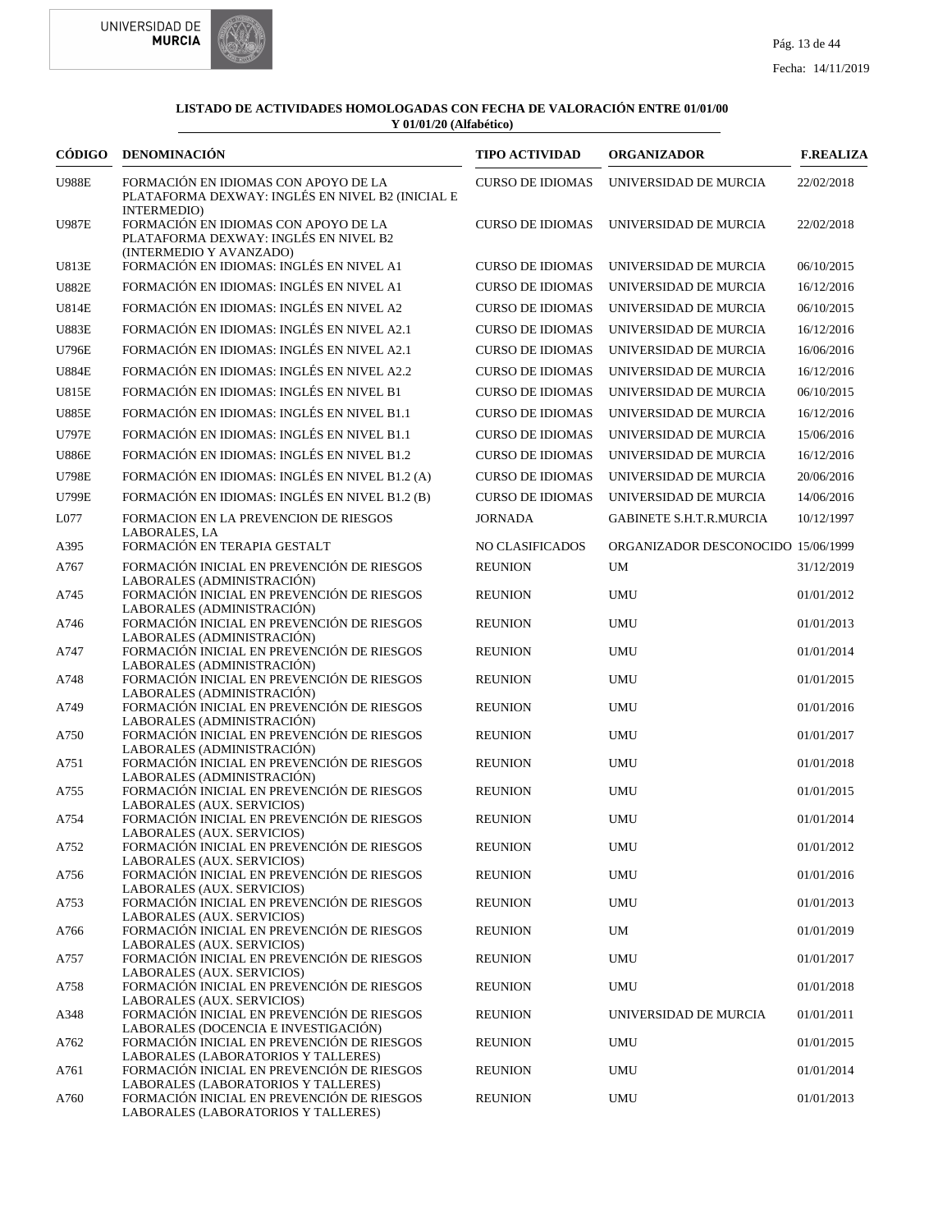**LISTADO DE ACTIVIDADES HOMOLOGADAS CON FECHA DE VALORACIÓN ENTRE 01/01/00 Y 01/01/20 (Alfabético)**

| CÓDIGO | DENOMINACIÓN | TIPO ACTIVIDAD | ORGANIZADOR | F.REALIZA |
|---|---|---|---|---|
| U988E | FORMACIÓN EN IDIOMAS CON APOYO DE LA PLATAFORMA DEXWAY: INGLÉS EN NIVEL B2 (INICIAL E INTERMEDIO) | CURSO DE IDIOMAS | UNIVERSIDAD DE MURCIA | 22/02/2018 |
| U987E | FORMACIÓN EN IDIOMAS CON APOYO DE LA PLATAFORMA DEXWAY: INGLÉS EN NIVEL B2 (INTERMEDIO Y AVANZADO) | CURSO DE IDIOMAS | UNIVERSIDAD DE MURCIA | 22/02/2018 |
| U813E | FORMACIÓN EN IDIOMAS: INGLÉS EN NIVEL A1 | CURSO DE IDIOMAS | UNIVERSIDAD DE MURCIA | 06/10/2015 |
| U882E | FORMACIÓN EN IDIOMAS: INGLÉS EN NIVEL A1 | CURSO DE IDIOMAS | UNIVERSIDAD DE MURCIA | 16/12/2016 |
| U814E | FORMACIÓN EN IDIOMAS: INGLÉS EN NIVEL A2 | CURSO DE IDIOMAS | UNIVERSIDAD DE MURCIA | 06/10/2015 |
| U883E | FORMACIÓN EN IDIOMAS: INGLÉS EN NIVEL A2.1 | CURSO DE IDIOMAS | UNIVERSIDAD DE MURCIA | 16/12/2016 |
| U796E | FORMACIÓN EN IDIOMAS: INGLÉS EN NIVEL A2.1 | CURSO DE IDIOMAS | UNIVERSIDAD DE MURCIA | 16/06/2016 |
| U884E | FORMACIÓN EN IDIOMAS: INGLÉS EN NIVEL A2.2 | CURSO DE IDIOMAS | UNIVERSIDAD DE MURCIA | 16/12/2016 |
| U815E | FORMACIÓN EN IDIOMAS: INGLÉS EN NIVEL B1 | CURSO DE IDIOMAS | UNIVERSIDAD DE MURCIA | 06/10/2015 |
| U885E | FORMACIÓN EN IDIOMAS: INGLÉS EN NIVEL B1.1 | CURSO DE IDIOMAS | UNIVERSIDAD DE MURCIA | 16/12/2016 |
| U797E | FORMACIÓN EN IDIOMAS: INGLÉS EN NIVEL B1.1 | CURSO DE IDIOMAS | UNIVERSIDAD DE MURCIA | 15/06/2016 |
| U886E | FORMACIÓN EN IDIOMAS: INGLÉS EN NIVEL B1.2 | CURSO DE IDIOMAS | UNIVERSIDAD DE MURCIA | 16/12/2016 |
| U798E | FORMACIÓN EN IDIOMAS: INGLÉS EN NIVEL B1.2 (A) | CURSO DE IDIOMAS | UNIVERSIDAD DE MURCIA | 20/06/2016 |
| U799E | FORMACIÓN EN IDIOMAS: INGLÉS EN NIVEL B1.2 (B) | CURSO DE IDIOMAS | UNIVERSIDAD DE MURCIA | 14/06/2016 |
| L077 | FORMACION EN LA PREVENCION DE RIESGOS LABORALES, LA | JORNADA | GABINETE S.H.T.R.MURCIA | 10/12/1997 |
| A395 | FORMACIÓN EN TERAPIA GESTALT | NO CLASIFICADOS | ORGANIZADOR DESCONOCIDO | 15/06/1999 |
| A767 | FORMACIÓN INICIAL EN PREVENCIÓN DE RIESGOS LABORALES (ADMINISTRACIÓN) | REUNION | UM | 31/12/2019 |
| A745 | FORMACIÓN INICIAL EN PREVENCIÓN DE RIESGOS LABORALES (ADMINISTRACIÓN) | REUNION | UMU | 01/01/2012 |
| A746 | FORMACIÓN INICIAL EN PREVENCIÓN DE RIESGOS LABORALES (ADMINISTRACIÓN) | REUNION | UMU | 01/01/2013 |
| A747 | FORMACIÓN INICIAL EN PREVENCIÓN DE RIESGOS LABORALES (ADMINISTRACIÓN) | REUNION | UMU | 01/01/2014 |
| A748 | FORMACIÓN INICIAL EN PREVENCIÓN DE RIESGOS LABORALES (ADMINISTRACIÓN) | REUNION | UMU | 01/01/2015 |
| A749 | FORMACIÓN INICIAL EN PREVENCIÓN DE RIESGOS LABORALES (ADMINISTRACIÓN) | REUNION | UMU | 01/01/2016 |
| A750 | FORMACIÓN INICIAL EN PREVENCIÓN DE RIESGOS LABORALES (ADMINISTRACIÓN) | REUNION | UMU | 01/01/2017 |
| A751 | FORMACIÓN INICIAL EN PREVENCIÓN DE RIESGOS LABORALES (ADMINISTRACIÓN) | REUNION | UMU | 01/01/2018 |
| A755 | FORMACIÓN INICIAL EN PREVENCIÓN DE RIESGOS LABORALES (AUX. SERVICIOS) | REUNION | UMU | 01/01/2015 |
| A754 | FORMACIÓN INICIAL EN PREVENCIÓN DE RIESGOS LABORALES (AUX. SERVICIOS) | REUNION | UMU | 01/01/2014 |
| A752 | FORMACIÓN INICIAL EN PREVENCIÓN DE RIESGOS LABORALES (AUX. SERVICIOS) | REUNION | UMU | 01/01/2012 |
| A756 | FORMACIÓN INICIAL EN PREVENCIÓN DE RIESGOS LABORALES (AUX. SERVICIOS) | REUNION | UMU | 01/01/2016 |
| A753 | FORMACIÓN INICIAL EN PREVENCIÓN DE RIESGOS LABORALES (AUX. SERVICIOS) | REUNION | UMU | 01/01/2013 |
| A766 | FORMACIÓN INICIAL EN PREVENCIÓN DE RIESGOS LABORALES (AUX. SERVICIOS) | REUNION | UM | 01/01/2019 |
| A757 | FORMACIÓN INICIAL EN PREVENCIÓN DE RIESGOS LABORALES (AUX. SERVICIOS) | REUNION | UMU | 01/01/2017 |
| A758 | FORMACIÓN INICIAL EN PREVENCIÓN DE RIESGOS LABORALES (AUX. SERVICIOS) | REUNION | UMU | 01/01/2018 |
| A348 | FORMACIÓN INICIAL EN PREVENCIÓN DE RIESGOS LABORALES (DOCENCIA E INVESTIGACIÓN) | REUNION | UNIVERSIDAD DE MURCIA | 01/01/2011 |
| A762 | FORMACIÓN INICIAL EN PREVENCIÓN DE RIESGOS LABORALES (LABORATORIOS Y TALLERES) | REUNION | UMU | 01/01/2015 |
| A761 | FORMACIÓN INICIAL EN PREVENCIÓN DE RIESGOS LABORALES (LABORATORIOS Y TALLERES) | REUNION | UMU | 01/01/2014 |
| A760 | FORMACIÓN INICIAL EN PREVENCIÓN DE RIESGOS LABORALES (LABORATORIOS Y TALLERES) | REUNION | UMU | 01/01/2013 |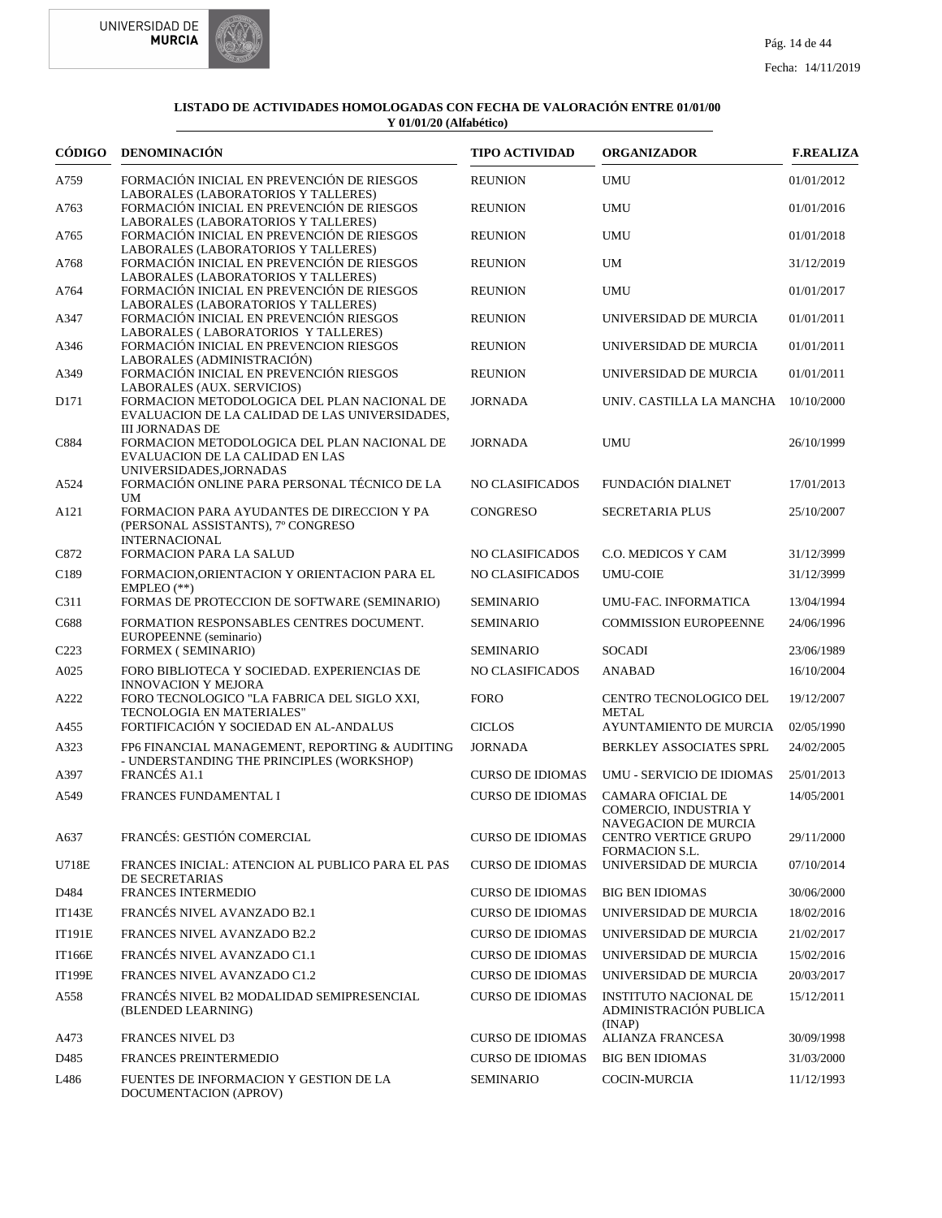**LISTADO DE ACTIVIDADES HOMOLOGADAS CON FECHA DE VALORACIÓN ENTRE 01/01/00 Y 01/01/20 (Alfabético)**

| CÓDIGO | DENOMINACIÓN | TIPO ACTIVIDAD | ORGANIZADOR | F.REALIZA |
|---|---|---|---|---|
| A759 | FORMACIÓN INICIAL EN PREVENCIÓN DE RIESGOS LABORALES (LABORATORIOS Y TALLERES) | REUNION | UMU | 01/01/2012 |
| A763 | FORMACIÓN INICIAL EN PREVENCIÓN DE RIESGOS LABORALES (LABORATORIOS Y TALLERES) | REUNION | UMU | 01/01/2016 |
| A765 | FORMACIÓN INICIAL EN PREVENCIÓN DE RIESGOS LABORALES (LABORATORIOS Y TALLERES) | REUNION | UMU | 01/01/2018 |
| A768 | FORMACIÓN INICIAL EN PREVENCIÓN DE RIESGOS LABORALES (LABORATORIOS Y TALLERES) | REUNION | UM | 31/12/2019 |
| A764 | FORMACIÓN INICIAL EN PREVENCIÓN DE RIESGOS LABORALES (LABORATORIOS Y TALLERES) | REUNION | UMU | 01/01/2017 |
| A347 | FORMACIÓN INICIAL EN PREVENCIÓN RIESGOS LABORALES ( LABORATORIOS Y TALLERES) | REUNION | UNIVERSIDAD DE MURCIA | 01/01/2011 |
| A346 | FORMACIÓN INICIAL EN PREVENCION RIESGOS LABORALES (ADMINISTRACIÓN) | REUNION | UNIVERSIDAD DE MURCIA | 01/01/2011 |
| A349 | FORMACIÓN INICIAL EN PREVENCIÓN RIESGOS LABORALES (AUX. SERVICIOS) | REUNION | UNIVERSIDAD DE MURCIA | 01/01/2011 |
| D171 | FORMACION METODOLOGICA DEL PLAN NACIONAL DE EVALUACION DE LA CALIDAD DE LAS UNIVERSIDADES, III JORNADAS DE | JORNADA | UNIV. CASTILLA LA MANCHA | 10/10/2000 |
| C884 | FORMACION METODOLOGICA DEL PLAN NACIONAL DE EVALUACION DE LA CALIDAD EN LAS UNIVERSIDADES,JORNADAS | JORNADA | UMU | 26/10/1999 |
| A524 | FORMACIÓN ONLINE PARA PERSONAL TÉCNICO DE LA UM | NO CLASIFICADOS | FUNDACIÓN DIALNET | 17/01/2013 |
| A121 | FORMACION PARA AYUDANTES DE DIRECCION Y PA (PERSONAL ASSISTANTS), 7º CONGRESO INTERNACIONAL | CONGRESO | SECRETARIA PLUS | 25/10/2007 |
| C872 | FORMACION PARA LA SALUD | NO CLASIFICADOS | C.O. MEDICOS Y CAM | 31/12/3999 |
| C189 | FORMACION,ORIENTACION Y ORIENTACION PARA EL EMPLEO (**) | NO CLASIFICADOS | UMU-COIE | 31/12/3999 |
| C311 | FORMAS DE PROTECCION DE SOFTWARE (SEMINARIO) | SEMINARIO | UMU-FAC. INFORMATICA | 13/04/1994 |
| C688 | FORMATION RESPONSABLES CENTRES DOCUMENT. EUROPEENNE (seminario) | SEMINARIO | COMMISSION EUROPEENNE | 24/06/1996 |
| C223 | FORMEX ( SEMINARIO) | SEMINARIO | SOCADI | 23/06/1989 |
| A025 | FORO BIBLIOTECA Y SOCIEDAD. EXPERIENCIAS DE INNOVACION Y MEJORA | NO CLASIFICADOS | ANABAD | 16/10/2004 |
| A222 | FORO TECNOLOGICO "LA FABRICA DEL SIGLO XXI, TECNOLOGIA EN MATERIALES" | FORO | CENTRO TECNOLOGICO DEL METAL | 19/12/2007 |
| A455 | FORTIFICACIÓN Y SOCIEDAD EN AL-ANDALUS | CICLOS | AYUNTAMIENTO DE MURCIA | 02/05/1990 |
| A323 | FP6 FINANCIAL MANAGEMENT, REPORTING & AUDITING - UNDERSTANDING THE PRINCIPLES (WORKSHOP) | JORNADA | BERKLEY ASSOCIATES SPRL | 24/02/2005 |
| A397 | FRANCÉS A1.1 | CURSO DE IDIOMAS | UMU - SERVICIO DE IDIOMAS | 25/01/2013 |
| A549 | FRANCES FUNDAMENTAL I | CURSO DE IDIOMAS | CAMARA OFICIAL DE COMERCIO, INDUSTRIA Y NAVEGACION DE MURCIA | 14/05/2001 |
| A637 | FRANCÉS: GESTIÓN COMERCIAL | CURSO DE IDIOMAS | CENTRO VERTICE GRUPO FORMACION S.L. | 29/11/2000 |
| U718E | FRANCES INICIAL: ATENCION AL PUBLICO PARA EL PAS DE SECRETARIAS | CURSO DE IDIOMAS | UNIVERSIDAD DE MURCIA | 07/10/2014 |
| D484 | FRANCES INTERMEDIO | CURSO DE IDIOMAS | BIG BEN IDIOMAS | 30/06/2000 |
| IT143E | FRANCÉS NIVEL AVANZADO B2.1 | CURSO DE IDIOMAS | UNIVERSIDAD DE MURCIA | 18/02/2016 |
| IT191E | FRANCES NIVEL AVANZADO B2.2 | CURSO DE IDIOMAS | UNIVERSIDAD DE MURCIA | 21/02/2017 |
| IT166E | FRANCÉS NIVEL AVANZADO C1.1 | CURSO DE IDIOMAS | UNIVERSIDAD DE MURCIA | 15/02/2016 |
| IT199E | FRANCES NIVEL AVANZADO C1.2 | CURSO DE IDIOMAS | UNIVERSIDAD DE MURCIA | 20/03/2017 |
| A558 | FRANCÉS NIVEL B2 MODALIDAD SEMIPRESENCIAL (BLENDED LEARNING) | CURSO DE IDIOMAS | INSTITUTO NACIONAL DE ADMINISTRACIÓN PUBLICA (INAP) | 15/12/2011 |
| A473 | FRANCES NIVEL D3 | CURSO DE IDIOMAS | ALIANZA FRANCESA | 30/09/1998 |
| D485 | FRANCES PREINTERMEDIO | CURSO DE IDIOMAS | BIG BEN IDIOMAS | 31/03/2000 |
| L486 | FUENTES DE INFORMACION Y GESTION DE LA DOCUMENTACION (APROV) | SEMINARIO | COCIN-MURCIA | 11/12/1993 |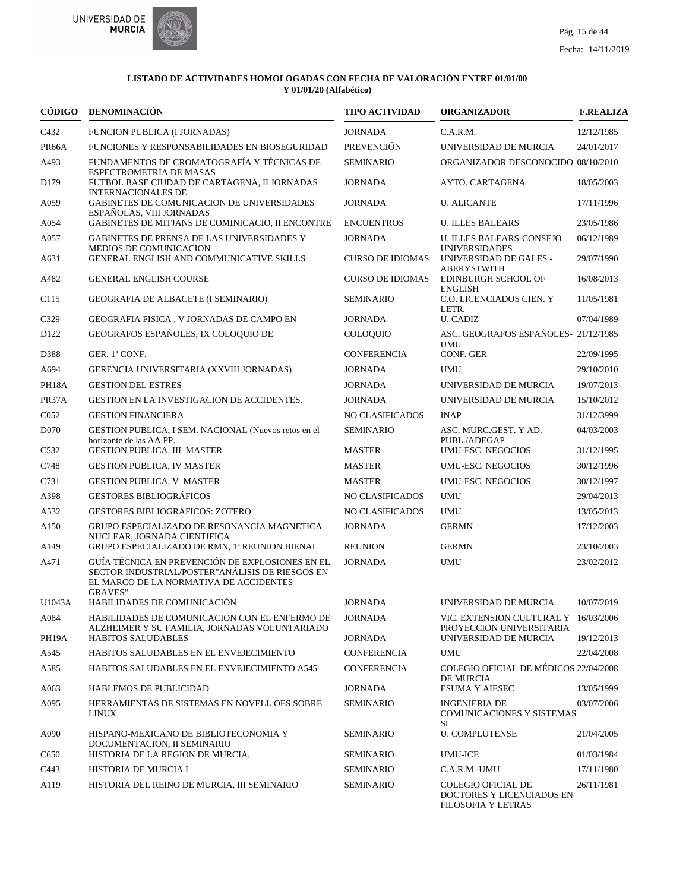## LISTADO DE ACTIVIDADES HOMOLOGADAS CON FECHA DE VALORACIÓN ENTRE 01/01/00 Y 01/01/20 (Alfabético)

| CÓDIGO | DENOMINACIÓN | TIPO ACTIVIDAD | ORGANIZADOR | F.REALIZA |
|---|---|---|---|---|
| C432 | FUNCION PUBLICA (I JORNADAS) | JORNADA | C.A.R.M. | 12/12/1985 |
| PR66A | FUNCIONES Y RESPONSABILIDADES EN BIOSEGURIDAD | PREVENCIÓN | UNIVERSIDAD DE MURCIA | 24/01/2017 |
| A493 | FUNDAMENTOS DE CROMATOGRAFÍA Y TÉCNICAS DE ESPECTROMETRÍA DE MASAS | SEMINARIO | ORGANIZADOR DESCONOCIDO | 08/10/2010 |
| D179 | FUTBOL BASE CIUDAD DE CARTAGENA, II JORNADAS INTERNACIONALES DE | JORNADA | AYTO. CARTAGENA | 18/05/2003 |
| A059 | GABINETES DE COMUNICACION DE UNIVERSIDADES ESPAÑOLAS, VIII JORNADAS | JORNADA | U. ALICANTE | 17/11/1996 |
| A054 | GABINETES DE MITJANS DE COMINICACIO, II ENCONTRE | ENCUENTROS | U. ILLES BALEARS | 23/05/1986 |
| A057 | GABINETES DE PRENSA DE LAS UNIVERSIDADES Y MEDIOS DE COMUNICACION | JORNADA | U. ILLES BALEARS-CONSEJO UNIVERSIDADES | 06/12/1989 |
| A631 | GENERAL ENGLISH AND COMMUNICATIVE SKILLS | CURSO DE IDIOMAS | UNIVERSIDAD DE GALES - ABERYSTWITH | 29/07/1990 |
| A482 | GENERAL ENGLISH COURSE | CURSO DE IDIOMAS | EDINBURGH SCHOOL OF ENGLISH | 16/08/2013 |
| C115 | GEOGRAFIA DE ALBACETE (I SEMINARIO) | SEMINARIO | C.O. LICENCIADOS CIEN. Y LETR. | 11/05/1981 |
| C329 | GEOGRAFIA FISICA , V JORNADAS DE CAMPO EN | JORNADA | U. CADIZ | 07/04/1989 |
| D122 | GEOGRAFOS ESPAÑOLES, IX COLOQUIO DE | COLOQUIO | ASC. GEOGRAFOS ESPAÑOLES-UMU | 21/12/1985 |
| D388 | GER, 1ª CONF. | CONFERENCIA | CONF. GER | 22/09/1995 |
| A694 | GERENCIA UNIVERSITARIA (XXVIII JORNADAS) | JORNADA | UMU | 29/10/2010 |
| PH18A | GESTION DEL ESTRES | JORNADA | UNIVERSIDAD DE MURCIA | 19/07/2013 |
| PR37A | GESTION EN LA INVESTIGACION DE ACCIDENTES. | JORNADA | UNIVERSIDAD DE MURCIA | 15/10/2012 |
| C052 | GESTION FINANCIERA | NO CLASIFICADOS | INAP | 31/12/3999 |
| D070 | GESTION PUBLICA, I SEM. NACIONAL (Nuevos retos en el horizonte de las AA.PP. | SEMINARIO | ASC. MURC.GEST. Y AD. PUBL./ADEGAP | 04/03/2003 |
| C532 | GESTION PUBLICA, III MASTER | MASTER | UMU-ESC. NEGOCIOS | 31/12/1995 |
| C748 | GESTION PUBLICA, IV MASTER | MASTER | UMU-ESC. NEGOCIOS | 30/12/1996 |
| C731 | GESTION PUBLICA, V MASTER | MASTER | UMU-ESC. NEGOCIOS | 30/12/1997 |
| A398 | GESTORES BIBLIOGRÁFICOS | NO CLASIFICADOS | UMU | 29/04/2013 |
| A532 | GESTORES BIBLIOGRÁFICOS: ZOTERO | NO CLASIFICADOS | UMU | 13/05/2013 |
| A150 | GRUPO ESPECIALIZADO DE RESONANCIA MAGNETICA NUCLEAR, JORNADA CIENTIFICA | JORNADA | GERMN | 17/12/2003 |
| A149 | GRUPO ESPECIALIZADO DE RMN, 1ª REUNION BIENAL | REUNION | GERMN | 23/10/2003 |
| A471 | GUÍA TÉCNICA EN PREVENCIÓN DE EXPLOSIONES EN EL SECTOR INDUSTRIAL/POSTER"ANÁLISIS DE RIESGOS EN EL MARCO DE LA NORMATIVA DE ACCIDENTES GRAVES" | JORNADA | UMU | 23/02/2012 |
| U1043A | HABILIDADES DE COMUNICACIÓN | JORNADA | UNIVERSIDAD DE MURCIA | 10/07/2019 |
| A084 | HABILIDADES DE COMUNICACION CON EL ENFERMO DE ALZHEIMER Y SU FAMILIA, JORNADAS VOLUNTARIADO | JORNADA | VIC. EXTENSION CULTURAL Y PROYECCION UNIVERSITARIA | 16/03/2006 |
| PH19A | HABITOS SALUDABLES | JORNADA | UNIVERSIDAD DE MURCIA | 19/12/2013 |
| A545 | HABITOS SALUDABLES EN EL ENVEJECIMIENTO | CONFERENCIA | UMU | 22/04/2008 |
| A585 | HABITOS SALUDABLES EN EL ENVEJECIMIENTO A545 | CONFERENCIA | COLEGIO OFICIAL DE MÉDICOS DE MURCIA | 22/04/2008 |
| A063 | HABLEMOS DE PUBLICIDAD | JORNADA | ESUMA Y AIESEC | 13/05/1999 |
| A095 | HERRAMIENTAS DE SISTEMAS EN NOVELL OES SOBRE LINUX | SEMINARIO | INGENIERIA DE COMUNICACIONES Y SISTEMAS SL | 03/07/2006 |
| A090 | HISPANO-MEXICANO DE BIBLIOTECONOMIA Y DOCUMENTACION, II SEMINARIO | SEMINARIO | U. COMPLUTENSE | 21/04/2005 |
| C650 | HISTORIA DE LA REGION DE MURCIA. | SEMINARIO | UMU-ICE | 01/03/1984 |
| C443 | HISTORIA DE MURCIA I | SEMINARIO | C.A.R.M.-UMU | 17/11/1980 |
| A119 | HISTORIA DEL REINO DE MURCIA, III SEMINARIO | SEMINARIO | COLEGIO OFICIAL DE DOCTORES Y LICENCIADOS EN FILOSOFIA Y LETRAS | 26/11/1981 |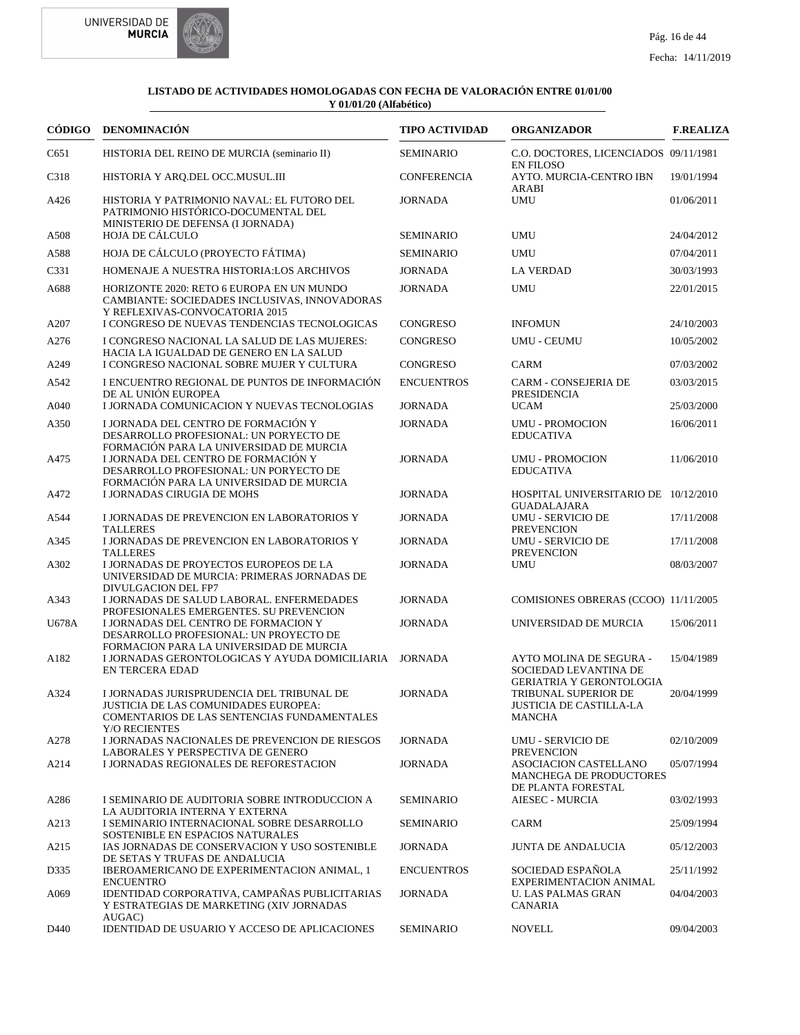**LISTADO DE ACTIVIDADES HOMOLOGADAS CON FECHA DE VALORACIÓN ENTRE 01/01/00 Y 01/01/20 (Alfabético)**

| CÓDIGO | DENOMINACIÓN | TIPO ACTIVIDAD | ORGANIZADOR | F.REALIZA |
|---|---|---|---|---|
| C651 | HISTORIA DEL REINO DE MURCIA (seminario II) | SEMINARIO | C.O. DOCTORES, LICENCIADOS EN FILOSO | 09/11/1981 |
| C318 | HISTORIA Y ARQ.DEL OCC.MUSUL.III | CONFERENCIA | AYTO. MURCIA-CENTRO IBN ARABI | 19/01/1994 |
| A426 | HISTORIA Y PATRIMONIO NAVAL: EL FUTORO DEL PATRIMONIO HISTÓRICO-DOCUMENTAL DEL MINISTERIO DE DEFENSA (I JORNADA) | JORNADA | UMU | 01/06/2011 |
| A508 | HOJA DE CÁLCULO | SEMINARIO | UMU | 24/04/2012 |
| A588 | HOJA DE CÁLCULO (PROYECTO FÁTIMA) | SEMINARIO | UMU | 07/04/2011 |
| C331 | HOMENAJE A NUESTRA HISTORIA:LOS ARCHIVOS | JORNADA | LA VERDAD | 30/03/1993 |
| A688 | HORIZONTE 2020: RETO 6 EUROPA EN UN MUNDO CAMBIANTE: SOCIEDADES INCLUSIVAS, INNOVADORAS Y REFLEXIVAS-CONVOCATORIA 2015 | JORNADA | UMU | 22/01/2015 |
| A207 | I CONGRESO DE NUEVAS TENDENCIAS TECNOLOGICAS | CONGRESO | INFOMUN | 24/10/2003 |
| A276 | I CONGRESO NACIONAL LA SALUD DE LAS MUJERES: HACIA LA IGUALDAD DE GENERO EN LA SALUD | CONGRESO | UMU - CEUMU | 10/05/2002 |
| A249 | I CONGRESO NACIONAL SOBRE MUJER Y CULTURA | CONGRESO | CARM | 07/03/2002 |
| A542 | I ENCUENTRO REGIONAL DE PUNTOS DE INFORMACIÓN DE AL UNIÓN EUROPEA | ENCUENTROS | CARM - CONSEJERIA DE PRESIDENCIA | 03/03/2015 |
| A040 | I JORNADA COMUNICACION Y NUEVAS TECNOLOGIAS | JORNADA | UCAM | 25/03/2000 |
| A350 | I JORNADA DEL CENTRO DE FORMACIÓN Y DESARROLLO PROFESIONAL: UN PORYECTO DE FORMACIÓN PARA LA UNIVERSIDAD DE MURCIA | JORNADA | UMU - PROMOCION EDUCATIVA | 16/06/2011 |
| A475 | I JORNADA DEL CENTRO DE FORMACIÓN Y DESARROLLO PROFESIONAL: UN PORYECTO DE FORMACIÓN PARA LA UNIVERSIDAD DE MURCIA | JORNADA | UMU - PROMOCION EDUCATIVA | 11/06/2010 |
| A472 | I JORNADAS CIRUGIA DE MOHS | JORNADA | HOSPITAL UNIVERSITARIO DE GUADALAJARA | 10/12/2010 |
| A544 | I JORNADAS DE PREVENCION EN LABORATORIOS Y TALLERES | JORNADA | UMU - SERVICIO DE PREVENCION | 17/11/2008 |
| A345 | I JORNADAS DE PREVENCION EN LABORATORIOS Y TALLERES | JORNADA | UMU - SERVICIO DE PREVENCION | 17/11/2008 |
| A302 | I JORNADAS DE PROYECTOS EUROPEOS DE LA UNIVERSIDAD DE MURCIA: PRIMERAS JORNADAS DE DIVULGACION DEL FP7 | JORNADA | UMU | 08/03/2007 |
| A343 | I JORNADAS DE SALUD LABORAL. ENFERMEDADES PROFESIONALES EMERGENTES. SU PREVENCION | JORNADA | COMISIONES OBRERAS (CCOO) | 11/11/2005 |
| U678A | I JORNADAS DEL CENTRO DE FORMACION Y DESARROLLO PROFESIONAL: UN PROYECTO DE FORMACION PARA LA UNIVERSIDAD DE MURCIA | JORNADA | UNIVERSIDAD DE MURCIA | 15/06/2011 |
| A182 | I JORNADAS GERONTOLOGICAS Y AYUDA DOMICILIARIA EN TERCERA EDAD | JORNADA | AYTO MOLINA DE SEGURA - SOCIEDAD LEVANTINA DE GERIATRIA Y GERONTOLOGIA | 15/04/1989 |
| A324 | I JORNADAS JURISPRUDENCIA DEL TRIBUNAL DE JUSTICIA DE LAS COMUNIDADES EUROPEA: COMENTARIOS DE LAS SENTENCIAS FUNDAMENTALES Y/O RECIENTES | JORNADA | TRIBUNAL SUPERIOR DE JUSTICIA DE CASTILLA-LA MANCHA | 20/04/1999 |
| A278 | I JORNADAS NACIONALES DE PREVENCION DE RIESGOS LABORALES Y PERSPECTIVA DE GENERO | JORNADA | UMU - SERVICIO DE PREVENCION | 02/10/2009 |
| A214 | I JORNADAS REGIONALES DE REFORESTACION | JORNADA | ASOCIACION CASTELLANO MANCHEGA DE PRODUCTORES DE PLANTA FORESTAL | 05/07/1994 |
| A286 | I SEMINARIO DE AUDITORIA SOBRE INTRODUCCION A LA AUDITORIA INTERNA Y EXTERNA | SEMINARIO | AIESEC - MURCIA | 03/02/1993 |
| A213 | I SEMINARIO INTERNACIONAL SOBRE DESARROLLO SOSTENIBLE EN ESPACIOS NATURALES | SEMINARIO | CARM | 25/09/1994 |
| A215 | IAS JORNADAS DE CONSERVACION Y USO SOSTENIBLE DE SETAS Y TRUFAS DE ANDALUCIA | JORNADA | JUNTA DE ANDALUCIA | 05/12/2003 |
| D335 | IBEROAMERICANO DE EXPERIMENTACION ANIMAL, 1 ENCUENTRO | ENCUENTROS | SOCIEDAD ESPAÑOLA EXPERIMENTACION ANIMAL | 25/11/1992 |
| A069 | IDENTIDAD CORPORATIVA, CAMPAÑAS PUBLICITARIAS Y ESTRATEGIAS DE MARKETING (XIV JORNADAS AUGAC) | JORNADA | U. LAS PALMAS GRAN CANARIA | 04/04/2003 |
| D440 | IDENTIDAD DE USUARIO Y ACCESO DE APLICACIONES | SEMINARIO | NOVELL | 09/04/2003 |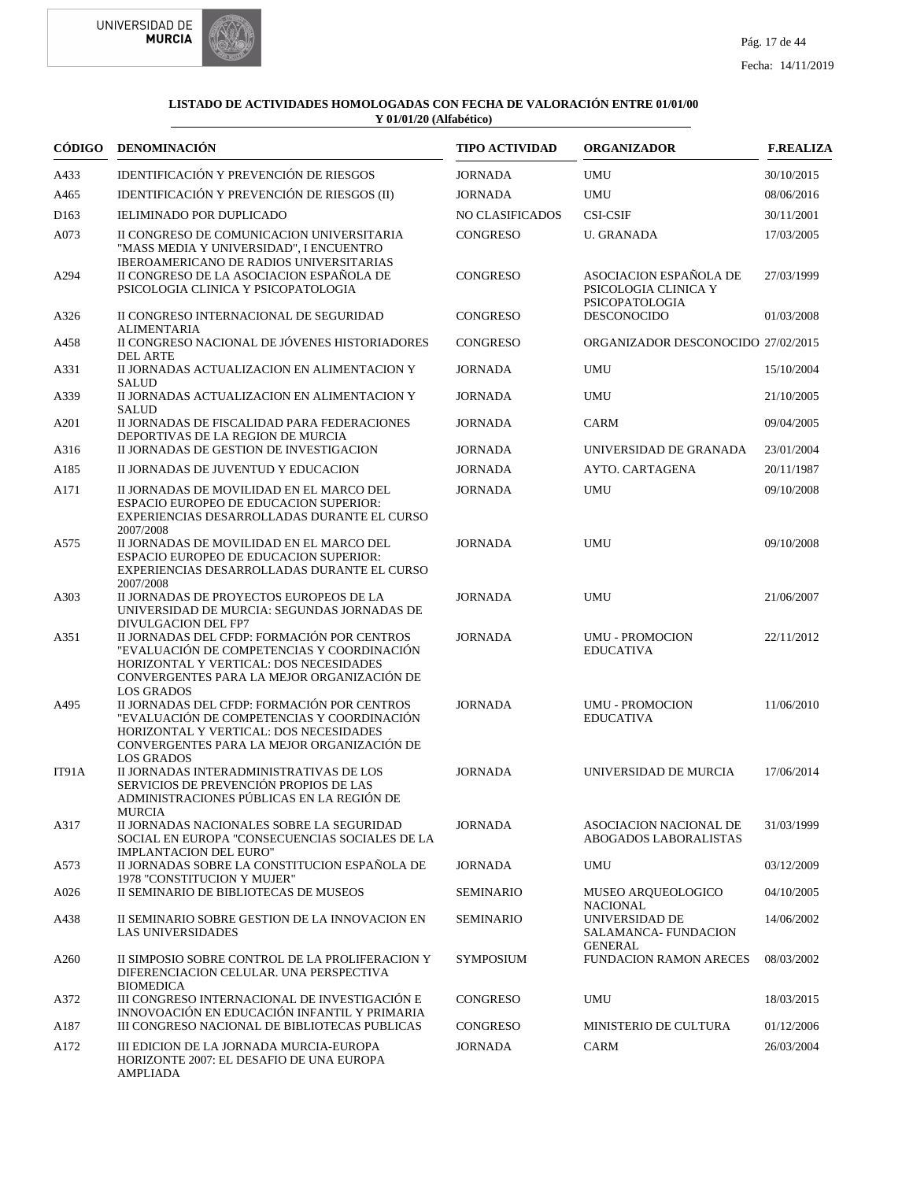**LISTADO DE ACTIVIDADES HOMOLOGADAS CON FECHA DE VALORACIÓN ENTRE 01/01/00 Y 01/01/20 (Alfabético)**

| CÓDIGO | DENOMINACIÓN | TIPO ACTIVIDAD | ORGANIZADOR | F.REALIZA |
|---|---|---|---|---|
| A433 | IDENTIFICACIÓN Y PREVENCIÓN DE RIESGOS | JORNADA | UMU | 30/10/2015 |
| A465 | IDENTIFICACIÓN Y PREVENCIÓN DE RIESGOS (II) | JORNADA | UMU | 08/06/2016 |
| D163 | IELIMINADO POR DUPLICADO | NO CLASIFICADOS | CSI-CSIF | 30/11/2001 |
| A073 | II CONGRESO DE COMUNICACION UNIVERSITARIA "MASS MEDIA Y UNIVERSIDAD", I ENCUENTRO IBEROAMERICANO DE RADIOS UNIVERSITARIAS | CONGRESO | U. GRANADA | 17/03/2005 |
| A294 | II CONGRESO DE LA ASOCIACION ESPAÑOLA DE PSICOLOGIA CLINICA Y PSICOPATOLOGIA | CONGRESO | ASOCIACION ESPAÑOLA DE PSICOLOGIA CLINICA Y PSICOPATOLOGIA | 27/03/1999 |
| A326 | II CONGRESO INTERNACIONAL DE SEGURIDAD ALIMENTARIA | CONGRESO | DESCONOCIDO | 01/03/2008 |
| A458 | II CONGRESO NACIONAL DE JÓVENES HISTORIADORES DEL ARTE | CONGRESO | ORGANIZADOR DESCONOCIDO | 27/02/2015 |
| A331 | II JORNADAS ACTUALIZACION EN ALIMENTACION Y SALUD | JORNADA | UMU | 15/10/2004 |
| A339 | II JORNADAS ACTUALIZACION EN ALIMENTACION Y SALUD | JORNADA | UMU | 21/10/2005 |
| A201 | II JORNADAS DE FISCALIDAD PARA FEDERACIONES DEPORTIVAS DE LA REGION DE MURCIA | JORNADA | CARM | 09/04/2005 |
| A316 | II JORNADAS DE GESTION DE INVESTIGACION | JORNADA | UNIVERSIDAD DE GRANADA | 23/01/2004 |
| A185 | II JORNADAS DE JUVENTUD Y EDUCACION | JORNADA | AYTO. CARTAGENA | 20/11/1987 |
| A171 | II JORNADAS DE MOVILIDAD EN EL MARCO DEL ESPACIO EUROPEO DE EDUCACION SUPERIOR: EXPERIENCIAS DESARROLLADAS DURANTE EL CURSO 2007/2008 | JORNADA | UMU | 09/10/2008 |
| A575 | II JORNADAS DE MOVILIDAD EN EL MARCO DEL ESPACIO EUROPEO DE EDUCACION SUPERIOR: EXPERIENCIAS DESARROLLADAS DURANTE EL CURSO 2007/2008 | JORNADA | UMU | 09/10/2008 |
| A303 | II JORNADAS DE PROYECTOS EUROPEOS DE LA UNIVERSIDAD DE MURCIA: SEGUNDAS JORNADAS DE DIVULGACION DEL FP7 | JORNADA | UMU | 21/06/2007 |
| A351 | II JORNADAS DEL CFDP: FORMACIÓN POR CENTROS "EVALUACIÓN DE COMPETENCIAS Y COORDINACIÓN HORIZONTAL Y VERTICAL: DOS NECESIDADES CONVERGENTES PARA LA MEJOR ORGANIZACIÓN DE LOS GRADOS | JORNADA | UMU - PROMOCION EDUCATIVA | 22/11/2012 |
| A495 | II JORNADAS DEL CFDP: FORMACIÓN POR CENTROS "EVALUACIÓN DE COMPETENCIAS Y COORDINACIÓN HORIZONTAL Y VERTICAL: DOS NECESIDADES CONVERGENTES PARA LA MEJOR ORGANIZACIÓN DE LOS GRADOS | JORNADA | UMU - PROMOCION EDUCATIVA | 11/06/2010 |
| IT91A | II JORNADAS INTERADMINISTRATIVAS DE LOS SERVICIOS DE PREVENCIÓN PROPIOS DE LAS ADMINISTRACIONES PÚBLICAS EN LA REGIÓN DE MURCIA | JORNADA | UNIVERSIDAD DE MURCIA | 17/06/2014 |
| A317 | II JORNADAS NACIONALES SOBRE LA SEGURIDAD SOCIAL EN EUROPA "CONSECUENCIAS SOCIALES DE LA IMPLANTACION DEL EURO" | JORNADA | ASOCIACION NACIONAL DE ABOGADOS LABORALISTAS | 31/03/1999 |
| A573 | II JORNADAS SOBRE LA CONSTITUCION ESPAÑOLA DE 1978 "CONSTITUCION Y MUJER" | JORNADA | UMU | 03/12/2009 |
| A026 | II SEMINARIO DE BIBLIOTECAS DE MUSEOS | SEMINARIO | MUSEO ARQUEOLOGICO NACIONAL | 04/10/2005 |
| A438 | II SEMINARIO SOBRE GESTION DE LA INNOVACION EN LAS UNIVERSIDADES | SEMINARIO | UNIVERSIDAD DE SALAMANCA- FUNDACION GENERAL | 14/06/2002 |
| A260 | II SIMPOSIO SOBRE CONTROL DE LA PROLIFERACION Y DIFERENCIACION CELULAR. UNA PERSPECTIVA BIOMEDICA | SYMPOSIUM | FUNDACION RAMON ARECES | 08/03/2002 |
| A372 | III CONGRESO INTERNACIONAL DE INVESTIGACIÓN E INNOVOACIÓN EN EDUCACIÓN INFANTIL Y PRIMARIA | CONGRESO | UMU | 18/03/2015 |
| A187 | III CONGRESO NACIONAL DE BIBLIOTECAS PUBLICAS | CONGRESO | MINISTERIO DE CULTURA | 01/12/2006 |
| A172 | III EDICION DE LA JORNADA MURCIA-EUROPA HORIZONTE 2007: EL DESAFIO DE UNA EUROPA AMPLIADA | JORNADA | CARM | 26/03/2004 |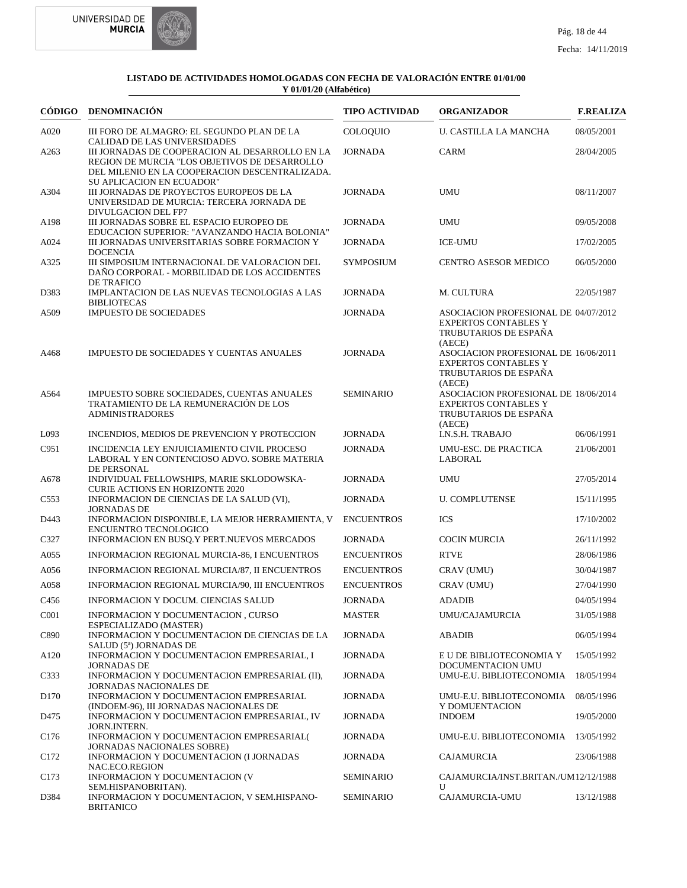**LISTADO DE ACTIVIDADES HOMOLOGADAS CON FECHA DE VALORACIÓN ENTRE 01/01/00 Y 01/01/20 (Alfabético)**

| CÓDIGO | DENOMINACIÓN | TIPO ACTIVIDAD | ORGANIZADOR | F.REALIZA |
|---|---|---|---|---|
| A020 | III FORO DE ALMAGRO: EL SEGUNDO PLAN DE LA CALIDAD DE LAS UNIVERSIDADES | COLOQUIO | U. CASTILLA LA MANCHA | 08/05/2001 |
| A263 | III JORNADAS DE COOPERACION AL DESARROLLO EN LA REGION DE MURCIA "LOS OBJETIVOS DE DESARROLLO DEL MILENIO EN LA COOPERACION DESCENTRALIZADA. SU APLICACION EN ECUADOR" | JORNADA | CARM | 28/04/2005 |
| A304 | III JORNADAS DE PROYECTOS EUROPEOS DE LA UNIVERSIDAD DE MURCIA: TERCERA JORNADA DE DIVULGACION DEL FP7 | JORNADA | UMU | 08/11/2007 |
| A198 | III JORNADAS SOBRE EL ESPACIO EUROPEO DE EDUCACION SUPERIOR: "AVANZANDO HACIA BOLONIA" | JORNADA | UMU | 09/05/2008 |
| A024 | III JORNADAS UNIVERSITARIAS SOBRE FORMACION Y DOCENCIA | JORNADA | ICE-UMU | 17/02/2005 |
| A325 | III SIMPOSIUM INTERNACIONAL DE VALORACION DEL DAÑO CORPORAL - MORBILIDAD DE LOS ACCIDENTES DE TRAFICO | SYMPOSIUM | CENTRO ASESOR MEDICO | 06/05/2000 |
| D383 | IMPLANTACION DE LAS NUEVAS TECNOLOGIAS A LAS BIBLIOTECAS | JORNADA | M. CULTURA | 22/05/1987 |
| A509 | IMPUESTO DE SOCIEDADES | JORNADA | ASOCIACION PROFESIONAL DE EXPERTOS CONTABLES Y TRUBUTARIOS DE ESPAÑA (AECE) | 04/07/2012 |
| A468 | IMPUESTO DE SOCIEDADES Y CUENTAS ANUALES | JORNADA | ASOCIACION PROFESIONAL DE EXPERTOS CONTABLES Y TRUBUTARIOS DE ESPAÑA (AECE) | 16/06/2011 |
| A564 | IMPUESTO SOBRE SOCIEDADES, CUENTAS ANUALES TRATAMIENTO DE LA REMUNERACIÓN DE LOS ADMINISTRADORES | SEMINARIO | ASOCIACION PROFESIONAL DE EXPERTOS CONTABLES Y TRUBUTARIOS DE ESPAÑA (AECE) | 18/06/2014 |
| L093 | INCENDIOS, MEDIOS DE PREVENCION Y PROTECCION | JORNADA | I.N.S.H. TRABAJO | 06/06/1991 |
| C951 | INCIDENCIA LEY ENJUICIAMIENTO CIVIL PROCESO LABORAL Y EN CONTENCIOSO ADVO. SOBRE MATERIA DE PERSONAL | JORNADA | UMU-ESC. DE PRACTICA LABORAL | 21/06/2001 |
| A678 | INDIVIDUAL FELLOWSHIPS, MARIE SKLODOWSKA-CURIE ACTIONS EN HORIZONTE 2020 | JORNADA | UMU | 27/05/2014 |
| C553 | INFORMACION DE CIENCIAS DE LA SALUD (VI), JORNADAS DE | JORNADA | U. COMPLUTENSE | 15/11/1995 |
| D443 | INFORMACION DISPONIBLE, LA MEJOR HERRAMIENTA, V ENCUENTRO TECNOLOGICO | ENCUENTROS | ICS | 17/10/2002 |
| C327 | INFORMACION EN BUSQ.Y PERT.NUEVOS MERCADOS | JORNADA | COCIN MURCIA | 26/11/1992 |
| A055 | INFORMACION REGIONAL MURCIA-86, I ENCUENTROS | ENCUENTROS | RTVE | 28/06/1986 |
| A056 | INFORMACION REGIONAL MURCIA/87, II ENCUENTROS | ENCUENTROS | CRAV (UMU) | 30/04/1987 |
| A058 | INFORMACION REGIONAL MURCIA/90, III ENCUENTROS | ENCUENTROS | CRAV (UMU) | 27/04/1990 |
| C456 | INFORMACION Y DOCUM. CIENCIAS SALUD | JORNADA | ADADIB | 04/05/1994 |
| C001 | INFORMACION Y DOCUMENTACION , CURSO ESPECIALIZADO (MASTER) | MASTER | UMU/CAJAMURCIA | 31/05/1988 |
| C890 | INFORMACION Y DOCUMENTACION DE CIENCIAS DE LA SALUD (5ª) JORNADAS DE | JORNADA | ABADIB | 06/05/1994 |
| A120 | INFORMACION Y DOCUMENTACION EMPRESARIAL, I JORNADAS DE | JORNADA | E U DE BIBLIOTECONOMIA Y DOCUMENTACION UMU | 15/05/1992 |
| C333 | INFORMACION Y DOCUMENTACION EMPRESARIAL (II), JORNADAS NACIONALES DE | JORNADA | UMU-E.U. BIBLIOTECONOMIA | 18/05/1994 |
| D170 | INFORMACION Y DOCUMENTACION EMPRESARIAL (INDOEM-96), III JORNADAS NACIONALES DE | JORNADA | UMU-E.U. BIBLIOTECONOMIA Y DOMUENTACION | 08/05/1996 |
| D475 | INFORMACION Y DOCUMENTACION EMPRESARIAL, IV JORN.INTERN. | JORNADA | INDOEM | 19/05/2000 |
| C176 | INFORMACION Y DOCUMENTACION EMPRESARIAL( JORNADAS NACIONALES SOBRE) | JORNADA | UMU-E.U. BIBLIOTECONOMIA | 13/05/1992 |
| C172 | INFORMACION Y DOCUMENTACION (I JORNADAS NAC.ECO.REGION | JORNADA | CAJAMURCIA | 23/06/1988 |
| C173 | INFORMACION Y DOCUMENTACION (V SEM.HISPANOBRITAN). | SEMINARIO | CAJAMURCIA/INST.BRITAN./UMU | 12/12/1988 |
| D384 | INFORMACION Y DOCUMENTACION, V SEM.HISPANO-BRITANICO | SEMINARIO | CAJAMURCIA-UMU | 13/12/1988 |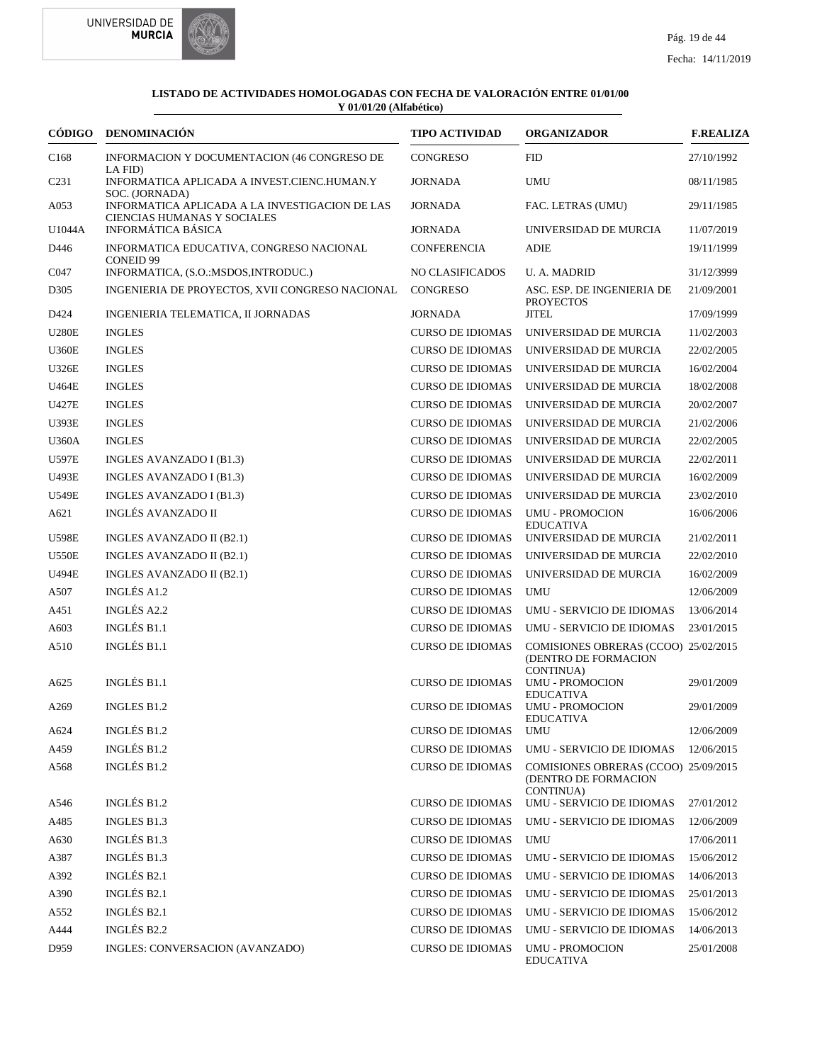**LISTADO DE ACTIVIDADES HOMOLOGADAS CON FECHA DE VALORACIÓN ENTRE 01/01/00 Y 01/01/20 (Alfabético)**

| CÓDIGO | DENOMINACIÓN | TIPO ACTIVIDAD | ORGANIZADOR | F.REALIZA |
|---|---|---|---|---|
| C168 | INFORMACION Y DOCUMENTACION (46 CONGRESO DE LA FID) | CONGRESO | FID | 27/10/1992 |
| C231 | INFORMATICA APLICADA A INVEST.CIENC.HUMAN.Y SOC. (JORNADA) | JORNADA | UMU | 08/11/1985 |
| A053 | INFORMATICA APLICADA A LA INVESTIGACION DE LAS CIENCIAS HUMANAS Y SOCIALES | JORNADA | FAC. LETRAS (UMU) | 29/11/1985 |
| U1044A | INFORMÁTICA BÁSICA | JORNADA | UNIVERSIDAD DE MURCIA | 11/07/2019 |
| D446 | INFORMATICA EDUCATIVA, CONGRESO NACIONAL CONEID 99 | CONFERENCIA | ADIE | 19/11/1999 |
| C047 | INFORMATICA, (S.O.:MSDOS,INTRODUC.) | NO CLASIFICADOS | U. A. MADRID | 31/12/3999 |
| D305 | INGENIERIA DE PROYECTOS, XVII CONGRESO NACIONAL | CONGRESO | ASC. ESP. DE INGENIERIA DE PROYECTOS | 21/09/2001 |
| D424 | INGENIERIA TELEMATICA, II JORNADAS | JORNADA | JITEL | 17/09/1999 |
| U280E | INGLES | CURSO DE IDIOMAS | UNIVERSIDAD DE MURCIA | 11/02/2003 |
| U360E | INGLES | CURSO DE IDIOMAS | UNIVERSIDAD DE MURCIA | 22/02/2005 |
| U326E | INGLES | CURSO DE IDIOMAS | UNIVERSIDAD DE MURCIA | 16/02/2004 |
| U464E | INGLES | CURSO DE IDIOMAS | UNIVERSIDAD DE MURCIA | 18/02/2008 |
| U427E | INGLES | CURSO DE IDIOMAS | UNIVERSIDAD DE MURCIA | 20/02/2007 |
| U393E | INGLES | CURSO DE IDIOMAS | UNIVERSIDAD DE MURCIA | 21/02/2006 |
| U360A | INGLES | CURSO DE IDIOMAS | UNIVERSIDAD DE MURCIA | 22/02/2005 |
| U597E | INGLES AVANZADO I (B1.3) | CURSO DE IDIOMAS | UNIVERSIDAD DE MURCIA | 22/02/2011 |
| U493E | INGLES AVANZADO I (B1.3) | CURSO DE IDIOMAS | UNIVERSIDAD DE MURCIA | 16/02/2009 |
| U549E | INGLES AVANZADO I (B1.3) | CURSO DE IDIOMAS | UNIVERSIDAD DE MURCIA | 23/02/2010 |
| A621 | INGLÉS AVANZADO II | CURSO DE IDIOMAS | UMU - PROMOCION EDUCATIVA | 16/06/2006 |
| U598E | INGLES AVANZADO II (B2.1) | CURSO DE IDIOMAS | UNIVERSIDAD DE MURCIA | 21/02/2011 |
| U550E | INGLES AVANZADO II (B2.1) | CURSO DE IDIOMAS | UNIVERSIDAD DE MURCIA | 22/02/2010 |
| U494E | INGLES AVANZADO II (B2.1) | CURSO DE IDIOMAS | UNIVERSIDAD DE MURCIA | 16/02/2009 |
| A507 | INGLÉS A1.2 | CURSO DE IDIOMAS | UMU | 12/06/2009 |
| A451 | INGLÉS A2.2 | CURSO DE IDIOMAS | UMU - SERVICIO DE IDIOMAS | 13/06/2014 |
| A603 | INGLÉS B1.1 | CURSO DE IDIOMAS | UMU - SERVICIO DE IDIOMAS | 23/01/2015 |
| A510 | INGLÉS B1.1 | CURSO DE IDIOMAS | COMISIONES OBRERAS (CCOO) (DENTRO DE FORMACION CONTINUA) | 25/02/2015 |
| A625 | INGLÉS B1.1 | CURSO DE IDIOMAS | UMU - PROMOCION EDUCATIVA | 29/01/2009 |
| A269 | INGLES B1.2 | CURSO DE IDIOMAS | UMU - PROMOCION EDUCATIVA | 29/01/2009 |
| A624 | INGLÉS B1.2 | CURSO DE IDIOMAS | UMU | 12/06/2009 |
| A459 | INGLÉS B1.2 | CURSO DE IDIOMAS | UMU - SERVICIO DE IDIOMAS | 12/06/2015 |
| A568 | INGLÉS B1.2 | CURSO DE IDIOMAS | COMISIONES OBRERAS (CCOO) (DENTRO DE FORMACION CONTINUA) | 25/09/2015 |
| A546 | INGLÉS B1.2 | CURSO DE IDIOMAS | UMU - SERVICIO DE IDIOMAS | 27/01/2012 |
| A485 | INGLES B1.3 | CURSO DE IDIOMAS | UMU - SERVICIO DE IDIOMAS | 12/06/2009 |
| A630 | INGLÉS B1.3 | CURSO DE IDIOMAS | UMU | 17/06/2011 |
| A387 | INGLÉS B1.3 | CURSO DE IDIOMAS | UMU - SERVICIO DE IDIOMAS | 15/06/2012 |
| A392 | INGLÉS B2.1 | CURSO DE IDIOMAS | UMU - SERVICIO DE IDIOMAS | 14/06/2013 |
| A390 | INGLÉS B2.1 | CURSO DE IDIOMAS | UMU - SERVICIO DE IDIOMAS | 25/01/2013 |
| A552 | INGLÉS B2.1 | CURSO DE IDIOMAS | UMU - SERVICIO DE IDIOMAS | 15/06/2012 |
| A444 | INGLÉS B2.2 | CURSO DE IDIOMAS | UMU - SERVICIO DE IDIOMAS | 14/06/2013 |
| D959 | INGLES: CONVERSACION (AVANZADO) | CURSO DE IDIOMAS | UMU - PROMOCION EDUCATIVA | 25/01/2008 |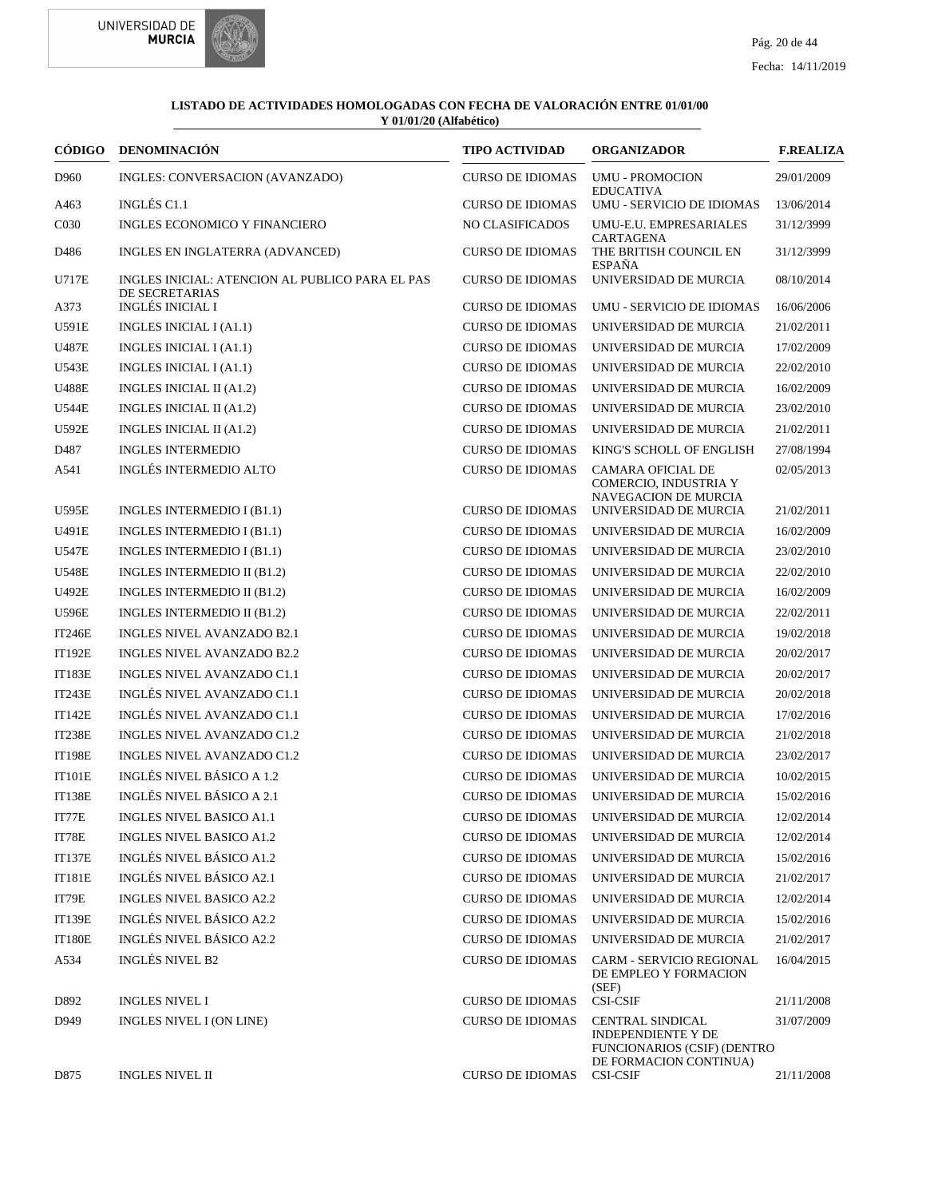**LISTADO DE ACTIVIDADES HOMOLOGADAS CON FECHA DE VALORACIÓN ENTRE 01/01/00 Y 01/01/20 (Alfabético)**

| CÓDIGO | DENOMINACIÓN | TIPO ACTIVIDAD | ORGANIZADOR | F.REALIZA |
|---|---|---|---|---|
| D960 | INGLES: CONVERSACION (AVANZADO) | CURSO DE IDIOMAS | UMU - PROMOCION EDUCATIVA | 29/01/2009 |
| A463 | INGLÉS C1.1 | CURSO DE IDIOMAS | UMU - SERVICIO DE IDIOMAS | 13/06/2014 |
| C030 | INGLES ECONOMICO Y FINANCIERO | NO CLASIFICADOS | UMU-E.U. EMPRESARIALES CARTAGENA | 31/12/3999 |
| D486 | INGLES EN INGLATERRA (ADVANCED) | CURSO DE IDIOMAS | THE BRITISH COUNCIL EN ESPAÑA | 31/12/3999 |
| U717E | INGLES INICIAL: ATENCION AL PUBLICO PARA EL PAS DE SECRETARIAS | CURSO DE IDIOMAS | UNIVERSIDAD DE MURCIA | 08/10/2014 |
| A373 | INGLÉS INICIAL I | CURSO DE IDIOMAS | UMU - SERVICIO DE IDIOMAS | 16/06/2006 |
| U591E | INGLES INICIAL I (A1.1) | CURSO DE IDIOMAS | UNIVERSIDAD DE MURCIA | 21/02/2011 |
| U487E | INGLES INICIAL I (A1.1) | CURSO DE IDIOMAS | UNIVERSIDAD DE MURCIA | 17/02/2009 |
| U543E | INGLES INICIAL I (A1.1) | CURSO DE IDIOMAS | UNIVERSIDAD DE MURCIA | 22/02/2010 |
| U488E | INGLES INICIAL II (A1.2) | CURSO DE IDIOMAS | UNIVERSIDAD DE MURCIA | 16/02/2009 |
| U544E | INGLES INICIAL II (A1.2) | CURSO DE IDIOMAS | UNIVERSIDAD DE MURCIA | 23/02/2010 |
| U592E | INGLES INICIAL II (A1.2) | CURSO DE IDIOMAS | UNIVERSIDAD DE MURCIA | 21/02/2011 |
| D487 | INGLES INTERMEDIO | CURSO DE IDIOMAS | KING'S SCHOLL OF ENGLISH | 27/08/1994 |
| A541 | INGLÉS INTERMEDIO ALTO | CURSO DE IDIOMAS | CAMARA OFICIAL DE COMERCIO, INDUSTRIA Y NAVEGACION DE MURCIA | 02/05/2013 |
| U595E | INGLES INTERMEDIO I (B1.1) | CURSO DE IDIOMAS | UNIVERSIDAD DE MURCIA | 21/02/2011 |
| U491E | INGLES INTERMEDIO I (B1.1) | CURSO DE IDIOMAS | UNIVERSIDAD DE MURCIA | 16/02/2009 |
| U547E | INGLES INTERMEDIO I (B1.1) | CURSO DE IDIOMAS | UNIVERSIDAD DE MURCIA | 23/02/2010 |
| U548E | INGLES INTERMEDIO II (B1.2) | CURSO DE IDIOMAS | UNIVERSIDAD DE MURCIA | 22/02/2010 |
| U492E | INGLES INTERMEDIO II (B1.2) | CURSO DE IDIOMAS | UNIVERSIDAD DE MURCIA | 16/02/2009 |
| U596E | INGLES INTERMEDIO II (B1.2) | CURSO DE IDIOMAS | UNIVERSIDAD DE MURCIA | 22/02/2011 |
| IT246E | INGLES NIVEL AVANZADO B2.1 | CURSO DE IDIOMAS | UNIVERSIDAD DE MURCIA | 19/02/2018 |
| IT192E | INGLES NIVEL AVANZADO B2.2 | CURSO DE IDIOMAS | UNIVERSIDAD DE MURCIA | 20/02/2017 |
| IT183E | INGLES NIVEL AVANZADO C1.1 | CURSO DE IDIOMAS | UNIVERSIDAD DE MURCIA | 20/02/2017 |
| IT243E | INGLÉS NIVEL AVANZADO C1.1 | CURSO DE IDIOMAS | UNIVERSIDAD DE MURCIA | 20/02/2018 |
| IT142E | INGLÉS NIVEL AVANZADO C1.1 | CURSO DE IDIOMAS | UNIVERSIDAD DE MURCIA | 17/02/2016 |
| IT238E | INGLES NIVEL AVANZADO C1.2 | CURSO DE IDIOMAS | UNIVERSIDAD DE MURCIA | 21/02/2018 |
| IT198E | INGLES NIVEL AVANZADO C1.2 | CURSO DE IDIOMAS | UNIVERSIDAD DE MURCIA | 23/02/2017 |
| IT101E | INGLÉS NIVEL BÁSICO A 1.2 | CURSO DE IDIOMAS | UNIVERSIDAD DE MURCIA | 10/02/2015 |
| IT138E | INGLÉS NIVEL BÁSICO A 2.1 | CURSO DE IDIOMAS | UNIVERSIDAD DE MURCIA | 15/02/2016 |
| IT77E | INGLES NIVEL BASICO A1.1 | CURSO DE IDIOMAS | UNIVERSIDAD DE MURCIA | 12/02/2014 |
| IT78E | INGLES NIVEL BASICO A1.2 | CURSO DE IDIOMAS | UNIVERSIDAD DE MURCIA | 12/02/2014 |
| IT137E | INGLÉS NIVEL BÁSICO A1.2 | CURSO DE IDIOMAS | UNIVERSIDAD DE MURCIA | 15/02/2016 |
| IT181E | INGLÉS NIVEL BÁSICO A2.1 | CURSO DE IDIOMAS | UNIVERSIDAD DE MURCIA | 21/02/2017 |
| IT79E | INGLES NIVEL BASICO A2.2 | CURSO DE IDIOMAS | UNIVERSIDAD DE MURCIA | 12/02/2014 |
| IT139E | INGLÉS NIVEL BÁSICO A2.2 | CURSO DE IDIOMAS | UNIVERSIDAD DE MURCIA | 15/02/2016 |
| IT180E | INGLÉS NIVEL BÁSICO A2.2 | CURSO DE IDIOMAS | UNIVERSIDAD DE MURCIA | 21/02/2017 |
| A534 | INGLÉS NIVEL B2 | CURSO DE IDIOMAS | CARM - SERVICIO REGIONAL DE EMPLEO Y FORMACION (SEF) | 16/04/2015 |
| D892 | INGLES NIVEL I | CURSO DE IDIOMAS | CSI-CSIF | 21/11/2008 |
| D949 | INGLES NIVEL I (ON LINE) | CURSO DE IDIOMAS | CENTRAL SINDICAL INDEPENDIENTE Y DE FUNCIONARIOS (CSIF) (DENTRO DE FORMACION CONTINUA) | 31/07/2009 |
| D875 | INGLES NIVEL II | CURSO DE IDIOMAS | CSI-CSIF | 21/11/2008 |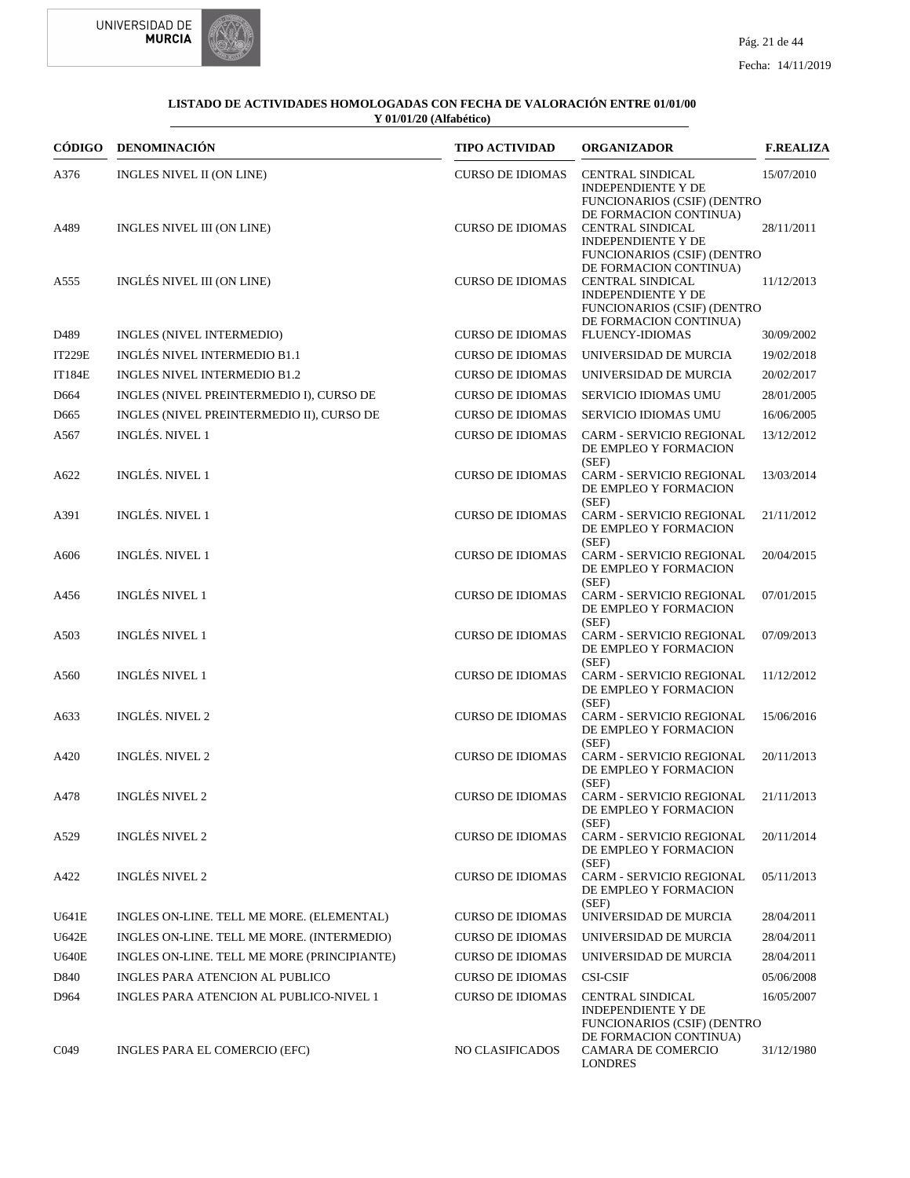**LISTADO DE ACTIVIDADES HOMOLOGADAS CON FECHA DE VALORACIÓN ENTRE 01/01/00 Y 01/01/20 (Alfabético)**

| CÓDIGO | DENOMINACIÓN | TIPO ACTIVIDAD | ORGANIZADOR | F.REALIZA |
|---|---|---|---|---|
| A376 | INGLES NIVEL II (ON LINE) | CURSO DE IDIOMAS | CENTRAL SINDICAL INDEPENDIENTE Y DE FUNCIONARIOS (CSIF) (DENTRO DE FORMACION CONTINUA) | 15/07/2010 |
| A489 | INGLES NIVEL III (ON LINE) | CURSO DE IDIOMAS | CENTRAL SINDICAL INDEPENDIENTE Y DE FUNCIONARIOS (CSIF) (DENTRO DE FORMACION CONTINUA) | 28/11/2011 |
| A555 | INGLÉS NIVEL III (ON LINE) | CURSO DE IDIOMAS | CENTRAL SINDICAL INDEPENDIENTE Y DE FUNCIONARIOS (CSIF) (DENTRO DE FORMACION CONTINUA) | 11/12/2013 |
| D489 | INGLES (NIVEL INTERMEDIO) | CURSO DE IDIOMAS | FLUENCY-IDIOMAS | 30/09/2002 |
| IT229E | INGLÉS NIVEL INTERMEDIO B1.1 | CURSO DE IDIOMAS | UNIVERSIDAD DE MURCIA | 19/02/2018 |
| IT184E | INGLES NIVEL INTERMEDIO B1.2 | CURSO DE IDIOMAS | UNIVERSIDAD DE MURCIA | 20/02/2017 |
| D664 | INGLES (NIVEL PREINTERMEDIO I), CURSO DE | CURSO DE IDIOMAS | SERVICIO IDIOMAS UMU | 28/01/2005 |
| D665 | INGLES (NIVEL PREINTERMEDIO II), CURSO DE | CURSO DE IDIOMAS | SERVICIO IDIOMAS UMU | 16/06/2005 |
| A567 | INGLÉS. NIVEL 1 | CURSO DE IDIOMAS | CARM - SERVICIO REGIONAL DE EMPLEO Y FORMACION (SEF) | 13/12/2012 |
| A622 | INGLÉS. NIVEL 1 | CURSO DE IDIOMAS | CARM - SERVICIO REGIONAL DE EMPLEO Y FORMACION (SEF) | 13/03/2014 |
| A391 | INGLÉS. NIVEL 1 | CURSO DE IDIOMAS | CARM - SERVICIO REGIONAL DE EMPLEO Y FORMACION (SEF) | 21/11/2012 |
| A606 | INGLÉS. NIVEL 1 | CURSO DE IDIOMAS | CARM - SERVICIO REGIONAL DE EMPLEO Y FORMACION (SEF) | 20/04/2015 |
| A456 | INGLÉS NIVEL 1 | CURSO DE IDIOMAS | CARM - SERVICIO REGIONAL DE EMPLEO Y FORMACION (SEF) | 07/01/2015 |
| A503 | INGLÉS NIVEL 1 | CURSO DE IDIOMAS | CARM - SERVICIO REGIONAL DE EMPLEO Y FORMACION (SEF) | 07/09/2013 |
| A560 | INGLÉS NIVEL 1 | CURSO DE IDIOMAS | CARM - SERVICIO REGIONAL DE EMPLEO Y FORMACION (SEF) | 11/12/2012 |
| A633 | INGLÉS. NIVEL 2 | CURSO DE IDIOMAS | CARM - SERVICIO REGIONAL DE EMPLEO Y FORMACION (SEF) | 15/06/2016 |
| A420 | INGLÉS. NIVEL 2 | CURSO DE IDIOMAS | CARM - SERVICIO REGIONAL DE EMPLEO Y FORMACION (SEF) | 20/11/2013 |
| A478 | INGLÉS NIVEL 2 | CURSO DE IDIOMAS | CARM - SERVICIO REGIONAL DE EMPLEO Y FORMACION (SEF) | 21/11/2013 |
| A529 | INGLÉS NIVEL 2 | CURSO DE IDIOMAS | CARM - SERVICIO REGIONAL DE EMPLEO Y FORMACION (SEF) | 20/11/2014 |
| A422 | INGLÉS NIVEL 2 | CURSO DE IDIOMAS | CARM - SERVICIO REGIONAL DE EMPLEO Y FORMACION (SEF) | 05/11/2013 |
| U641E | INGLES ON-LINE. TELL ME MORE. (ELEMENTAL) | CURSO DE IDIOMAS | UNIVERSIDAD DE MURCIA | 28/04/2011 |
| U642E | INGLES ON-LINE. TELL ME MORE. (INTERMEDIO) | CURSO DE IDIOMAS | UNIVERSIDAD DE MURCIA | 28/04/2011 |
| U640E | INGLES ON-LINE. TELL ME MORE (PRINCIPIANTE) | CURSO DE IDIOMAS | UNIVERSIDAD DE MURCIA | 28/04/2011 |
| D840 | INGLES PARA ATENCION AL PUBLICO | CURSO DE IDIOMAS | CSI-CSIF | 05/06/2008 |
| D964 | INGLES PARA ATENCION AL PUBLICO-NIVEL 1 | CURSO DE IDIOMAS | CENTRAL SINDICAL INDEPENDIENTE Y DE FUNCIONARIOS (CSIF) (DENTRO DE FORMACION CONTINUA) | 16/05/2007 |
| C049 | INGLES PARA EL COMERCIO (EFC) | NO CLASIFICADOS | CAMARA DE COMERCIO LONDRES | 31/12/1980 |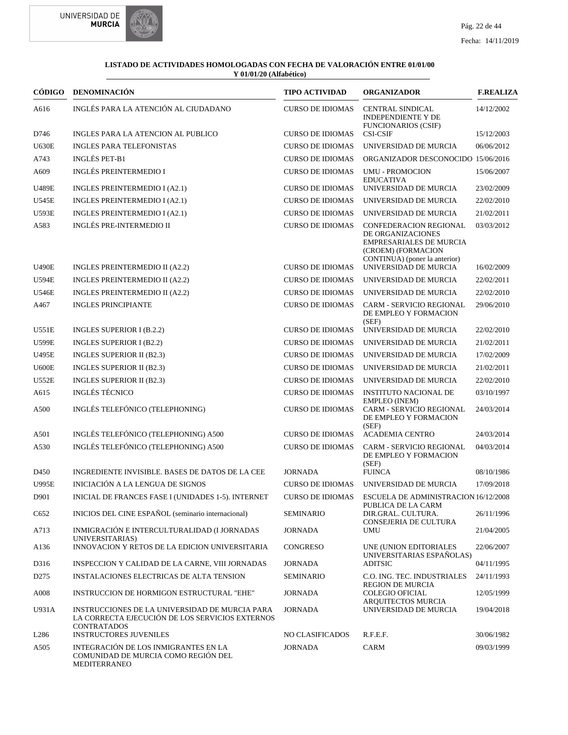**LISTADO DE ACTIVIDADES HOMOLOGADAS CON FECHA DE VALORACIÓN ENTRE 01/01/00 Y 01/01/20 (Alfabético)**

| CÓDIGO | DENOMINACIÓN | TIPO ACTIVIDAD | ORGANIZADOR | F.REALIZA |
|---|---|---|---|---|
| A616 | INGLÉS PARA LA ATENCIÓN AL CIUDADANO | CURSO DE IDIOMAS | CENTRAL SINDICAL INDEPENDIENTE Y DE FUNCIONARIOS (CSIF) | 14/12/2002 |
| D746 | INGLES PARA LA ATENCION AL PUBLICO | CURSO DE IDIOMAS | CSI-CSIF | 15/12/2003 |
| U630E | INGLES PARA TELEFONISTAS | CURSO DE IDIOMAS | UNIVERSIDAD DE MURCIA | 06/06/2012 |
| A743 | INGLÉS PET-B1 | CURSO DE IDIOMAS | ORGANIZADOR DESCONOCIDO | 15/06/2016 |
| A609 | INGLÉS PREINTERMEDIO I | CURSO DE IDIOMAS | UMU - PROMOCION EDUCATIVA | 15/06/2007 |
| U489E | INGLES PREINTERMEDIO I (A2.1) | CURSO DE IDIOMAS | UNIVERSIDAD DE MURCIA | 23/02/2009 |
| U545E | INGLES PREINTERMEDIO I (A2.1) | CURSO DE IDIOMAS | UNIVERSIDAD DE MURCIA | 22/02/2010 |
| U593E | INGLES PREINTERMEDIO I (A2.1) | CURSO DE IDIOMAS | UNIVERSIDAD DE MURCIA | 21/02/2011 |
| A583 | INGLÉS PRE-INTERMEDIO II | CURSO DE IDIOMAS | CONFEDERACION REGIONAL DE ORGANIZACIONES EMPRESARIALES DE MURCIA (CROEM) (FORMACION CONTINUA) (poner la anterior) | 03/03/2012 |
| U490E | INGLES PREINTERMEDIO II (A2.2) | CURSO DE IDIOMAS | UNIVERSIDAD DE MURCIA | 16/02/2009 |
| U594E | INGLES PREINTERMEDIO II (A2.2) | CURSO DE IDIOMAS | UNIVERSIDAD DE MURCIA | 22/02/2011 |
| U546E | INGLES PREINTERMEDIO II (A2.2) | CURSO DE IDIOMAS | UNIVERSIDAD DE MURCIA | 22/02/2010 |
| A467 | INGLES PRINCIPIANTE | CURSO DE IDIOMAS | CARM - SERVICIO REGIONAL DE EMPLEO Y FORMACION (SEF) | 29/06/2010 |
| U551E | INGLES SUPERIOR I (B.2.2) | CURSO DE IDIOMAS | UNIVERSIDAD DE MURCIA | 22/02/2010 |
| U599E | INGLES SUPERIOR I (B2.2) | CURSO DE IDIOMAS | UNIVERSIDAD DE MURCIA | 21/02/2011 |
| U495E | INGLES SUPERIOR II (B2.3) | CURSO DE IDIOMAS | UNIVERSIDAD DE MURCIA | 17/02/2009 |
| U600E | INGLES SUPERIOR II (B2.3) | CURSO DE IDIOMAS | UNIVERSIDAD DE MURCIA | 21/02/2011 |
| U552E | INGLES SUPERIOR II (B2.3) | CURSO DE IDIOMAS | UNIVERSIDAD DE MURCIA | 22/02/2010 |
| A615 | INGLÉS TÉCNICO | CURSO DE IDIOMAS | INSTITUTO NACIONAL DE EMPLEO (INEM) | 03/10/1997 |
| A500 | INGLÉS TELEFÓNICO (TELEPHONING) | CURSO DE IDIOMAS | CARM - SERVICIO REGIONAL DE EMPLEO Y FORMACION (SEF) | 24/03/2014 |
| A501 | INGLÉS TELEFÓNICO (TELEPHONING) A500 | CURSO DE IDIOMAS | ACADEMIA CENTRO | 24/03/2014 |
| A530 | INGLÉS TELEFÓNICO (TELEPHONING) A500 | CURSO DE IDIOMAS | CARM - SERVICIO REGIONAL DE EMPLEO Y FORMACION (SEF) | 04/03/2014 |
| D450 | INGREDIENTE INVISIBLE. BASES DE DATOS DE LA CEE | JORNADA | FUINCA | 08/10/1986 |
| U995E | INICIACIÓN A LA LENGUA DE SIGNOS | CURSO DE IDIOMAS | UNIVERSIDAD DE MURCIA | 17/09/2018 |
| D901 | INICIAL DE FRANCES FASE I (UNIDADES 1-5). INTERNET | CURSO DE IDIOMAS | ESCUELA DE ADMINISTRACION PUBLICA DE LA CARM | 16/12/2008 |
| C652 | INICIOS DEL CINE ESPAÑOL (seminario internacional) | SEMINARIO | DIR.GRAL. CULTURA. CONSEJERIA DE CULTURA | 26/11/1996 |
| A713 | INMIGRACIÓN E INTERCULTURALIDAD (I JORNADAS UNIVERSITARIAS) | JORNADA | UMU | 21/04/2005 |
| A136 | INNOVACION Y RETOS DE LA EDICION UNIVERSITARIA | CONGRESO | UNE (UNION EDITORIALES UNIVERSITARIAS ESPAÑOLAS) | 22/06/2007 |
| D316 | INSPECCION Y CALIDAD DE LA CARNE, VIII JORNADAS | JORNADA | ADITSIC | 04/11/1995 |
| D275 | INSTALACIONES ELECTRICAS DE ALTA TENSION | SEMINARIO | C.O. ING. TEC. INDUSTRIALES REGION DE MURCIA | 24/11/1993 |
| A008 | INSTRUCCION DE HORMIGON ESTRUCTURAL "EHE" | JORNADA | COLEGIO OFICIAL ARQUITECTOS MURCIA | 12/05/1999 |
| U931A | INSTRUCCIONES DE LA UNIVERSIDAD DE MURCIA PARA LA CORRECTA EJECUCIÓN DE LOS SERVICIOS EXTERNOS CONTRATADOS | JORNADA | UNIVERSIDAD DE MURCIA | 19/04/2018 |
| L286 | INSTRUCTORES JUVENILES | NO CLASIFICADOS | R.F.E.F. | 30/06/1982 |
| A505 | INTEGRACIÓN DE LOS INMIGRANTES EN LA COMUNIDAD DE MURCIA COMO REGIÓN DEL MEDITERRANEO | JORNADA | CARM | 09/03/1999 |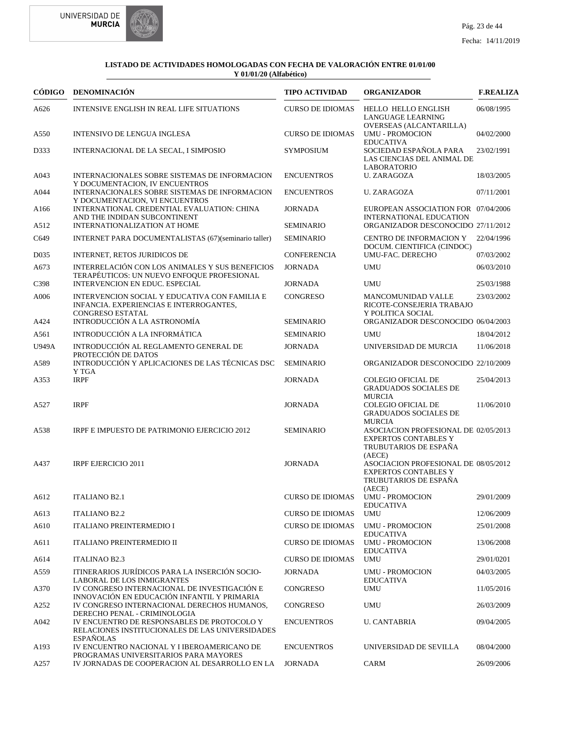**LISTADO DE ACTIVIDADES HOMOLOGADAS CON FECHA DE VALORACIÓN ENTRE 01/01/00 Y 01/01/20 (Alfabético)**

| CÓDIGO | DENOMINACIÓN | TIPO ACTIVIDAD | ORGANIZADOR | F.REALIZA |
|---|---|---|---|---|
| A626 | INTENSIVE ENGLISH IN REAL LIFE SITUATIONS | CURSO DE IDIOMAS | HELLO HELLO ENGLISH LANGUAGE LEARNING OVERSEAS (ALCANTARILLA) | 06/08/1995 |
| A550 | INTENSIVO DE LENGUA INGLESA | CURSO DE IDIOMAS | UMU - PROMOCION EDUCATIVA | 04/02/2000 |
| D333 | INTERNACIONAL DE LA SECAL, I SIMPOSIO | SYMPOSIUM | SOCIEDAD ESPAÑOLA PARA LAS CIENCIAS DEL ANIMAL DE LABORATORIO | 23/02/1991 |
| A043 | INTERNACIONALES SOBRE SISTEMAS DE INFORMACION Y DOCUMENTACION, IV ENCUENTROS | ENCUENTROS | U. ZARAGOZA | 18/03/2005 |
| A044 | INTERNACIONALES SOBRE SISTEMAS DE INFORMACION Y DOCUMENTACION, VI ENCUENTROS | ENCUENTROS | U. ZARAGOZA | 07/11/2001 |
| A166 | INTERNATIONAL CREDENTIAL EVALUATION: CHINA AND THE INDIDAN SUBCONTINENT | JORNADA | EUROPEAN ASSOCIATION FOR INTERNATIONAL EDUCATION | 07/04/2006 |
| A512 | INTERNATIONALIZATION AT HOME | SEMINARIO | ORGANIZADOR DESCONOCIDO | 27/11/2012 |
| C649 | INTERNET PARA DOCUMENTALISTAS (67)(seminario taller) | SEMINARIO | CENTRO DE INFORMACION Y DOCUM. CIENTIFICA (CINDOC) | 22/04/1996 |
| D035 | INTERNET, RETOS JURIDICOS DE | CONFERENCIA | UMU-FAC. DERECHO | 07/03/2002 |
| A673 | INTERRELACIÓN CON LOS ANIMALES Y SUS BENEFICIOS TERAPÉUTICOS: UN NUEVO ENFOQUE PROFESIONAL | JORNADA | UMU | 06/03/2010 |
| C398 | INTERVENCION EN EDUC. ESPECIAL | JORNADA | UMU | 25/03/1988 |
| A006 | INTERVENCION SOCIAL Y EDUCATIVA CON FAMILIA E INFANCIA. EXPERIENCIAS E INTERROGANTES, CONGRESO ESTATAL | CONGRESO | MANCOMUNIDAD VALLE RICOTE-CONSEJERIA TRABAJO Y POLITICA SOCIAL | 23/03/2002 |
| A424 | INTRODUCCIÓN A LA ASTRONOMÍA | SEMINARIO | ORGANIZADOR DESCONOCIDO | 06/04/2003 |
| A561 | INTRODUCCIÓN A LA INFORMÁTICA | SEMINARIO | UMU | 18/04/2012 |
| U949A | INTRODUCCIÓN AL REGLAMENTO GENERAL DE PROTECCIÓN DE DATOS | JORNADA | UNIVERSIDAD DE MURCIA | 11/06/2018 |
| A589 | INTRODUCCIÓN Y APLICACIONES DE LAS TÉCNICAS DSC Y TGA | SEMINARIO | ORGANIZADOR DESCONOCIDO | 22/10/2009 |
| A353 | IRPF | JORNADA | COLEGIO OFICIAL DE GRADUADOS SOCIALES DE MURCIA | 25/04/2013 |
| A527 | IRPF | JORNADA | COLEGIO OFICIAL DE GRADUADOS SOCIALES DE MURCIA | 11/06/2010 |
| A538 | IRPF E IMPUESTO DE PATRIMONIO EJERCICIO 2012 | SEMINARIO | ASOCIACION PROFESIONAL DE EXPERTOS CONTABLES Y TRUBUTARIOS DE ESPAÑA (AECE) | 02/05/2013 |
| A437 | IRPF EJERCICIO 2011 | JORNADA | ASOCIACION PROFESIONAL DE EXPERTOS CONTABLES Y TRUBUTARIOS DE ESPAÑA (AECE) | 08/05/2012 |
| A612 | ITALIANO B2.1 | CURSO DE IDIOMAS | UMU - PROMOCION EDUCATIVA | 29/01/2009 |
| A613 | ITALIANO B2.2 | CURSO DE IDIOMAS | UMU | 12/06/2009 |
| A610 | ITALIANO PREINTERMEDIO I | CURSO DE IDIOMAS | UMU - PROMOCION EDUCATIVA | 25/01/2008 |
| A611 | ITALIANO PREINTERMEDIO II | CURSO DE IDIOMAS | UMU - PROMOCION EDUCATIVA | 13/06/2008 |
| A614 | ITALINAO B2.3 | CURSO DE IDIOMAS | UMU | 29/01/0201 |
| A559 | ITINERARIOS JURÍDICOS PARA LA INSERCIÓN SOCIO-LABORAL DE LOS INMIGRANTES | JORNADA | UMU - PROMOCION EDUCATIVA | 04/03/2005 |
| A370 | IV CONGRESO INTERNACIONAL DE INVESTIGACIÓN E INNOVACIÓN EN EDUCACIÓN INFANTIL Y PRIMARIA | CONGRESO | UMU | 11/05/2016 |
| A252 | IV CONGRESO INTERNACIONAL DERECHOS HUMANOS, DERECHO PENAL - CRIMINOLOGIA | CONGRESO | UMU | 26/03/2009 |
| A042 | IV ENCUENTRO DE RESPONSABLES DE PROTOCOLO Y RELACIONES INSTITUCIONALES DE LAS UNIVERSIDADES ESPAÑOLAS | ENCUENTROS | U. CANTABRIA | 09/04/2005 |
| A193 | IV ENCUENTRO NACIONAL Y I IBEROAMERICANO DE PROGRAMAS UNIVERSITARIOS PARA MAYORES | ENCUENTROS | UNIVERSIDAD DE SEVILLA | 08/04/2000 |
| A257 | IV JORNADAS DE COOPERACION AL DESARROLLO EN LA | JORNADA | CARM | 26/09/2006 |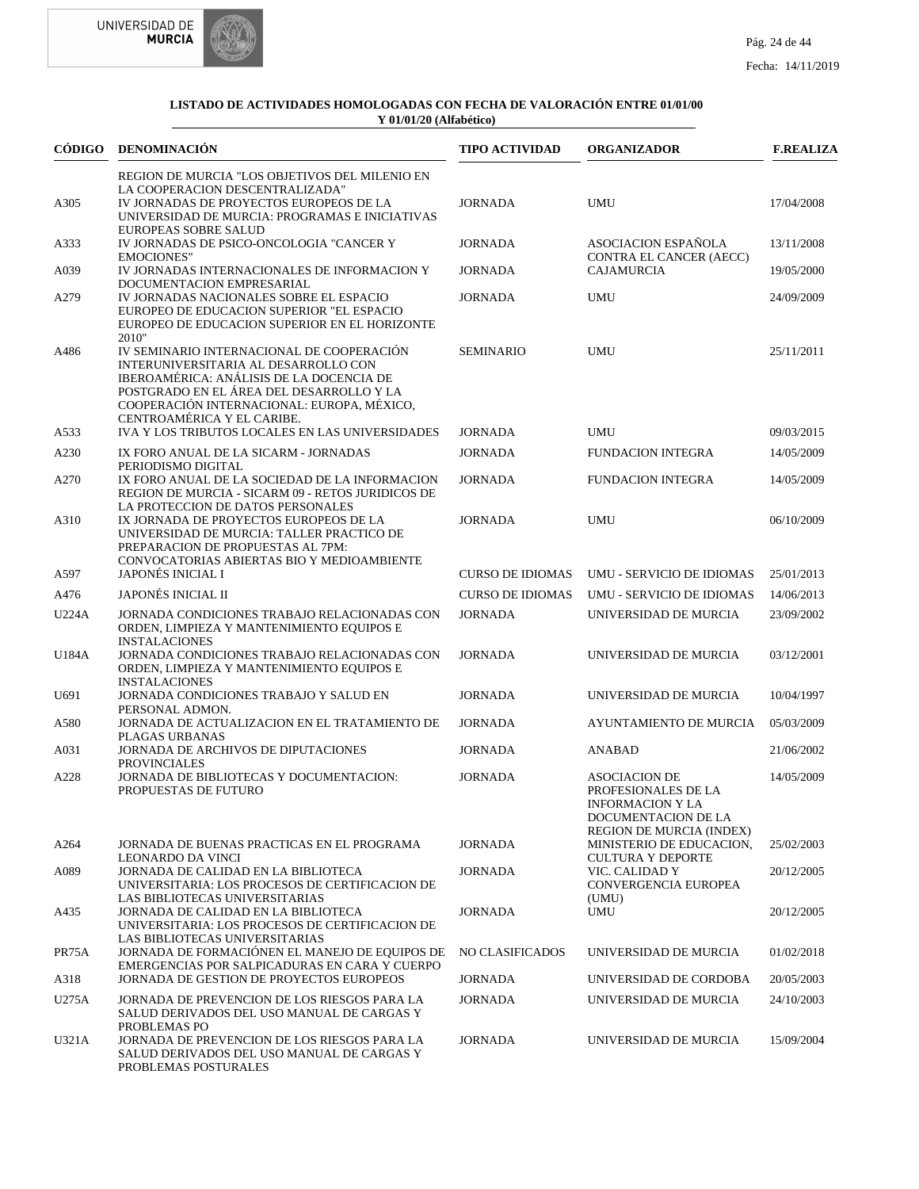**LISTADO DE ACTIVIDADES HOMOLOGADAS CON FECHA DE VALORACIÓN ENTRE 01/01/00 Y 01/01/20 (Alfabético)**

| CÓDIGO | DENOMINACIÓN | TIPO ACTIVIDAD | ORGANIZADOR | F.REALIZA |
|---|---|---|---|---|
| | REGION DE MURCIA "LOS OBJETIVOS DEL MILENIO EN LA COOPERACION DESCENTRALIZADA" | | | |
| A305 | IV JORNADAS DE PROYECTOS EUROPEOS DE LA UNIVERSIDAD DE MURCIA: PROGRAMAS E INICIATIVAS EUROPEAS SOBRE SALUD | JORNADA | UMU | 17/04/2008 |
| A333 | IV JORNADAS DE PSICO-ONCOLOGIA "CANCER Y EMOCIONES" | JORNADA | ASOCIACION ESPAÑOLA CONTRA EL CANCER (AECC) | 13/11/2008 |
| A039 | IV JORNADAS INTERNACIONALES DE INFORMACION Y DOCUMENTACION EMPRESARIAL | JORNADA | CAJAMURCIA | 19/05/2000 |
| A279 | IV JORNADAS NACIONALES SOBRE EL ESPACIO EUROPEO DE EDUCACION SUPERIOR "EL ESPACIO EUROPEO DE EDUCACION SUPERIOR EN EL HORIZONTE 2010" | JORNADA | UMU | 24/09/2009 |
| A486 | IV SEMINARIO INTERNACIONAL DE COOPERACIÓN INTERUNIVERSITARIA AL DESARROLLO CON IBEROAMÉRICA: ANÁLISIS DE LA DOCENCIA DE POSTGRADO EN EL ÁREA DEL DESARROLLO Y LA COOPERACIÓN INTERNACIONAL: EUROPA, MÉXICO, CENTROAMÉRICA Y EL CARIBE. | SEMINARIO | UMU | 25/11/2011 |
| A533 | IVA Y LOS TRIBUTOS LOCALES EN LAS UNIVERSIDADES | JORNADA | UMU | 09/03/2015 |
| A230 | IX FORO ANUAL DE LA SICARM - JORNADAS PERIODISMO DIGITAL | JORNADA | FUNDACION INTEGRA | 14/05/2009 |
| A270 | IX FORO ANUAL DE LA SOCIEDAD DE LA INFORMACION REGION DE MURCIA - SICARM 09 - RETOS JURIDICOS DE LA PROTECCION DE DATOS PERSONALES | JORNADA | FUNDACION INTEGRA | 14/05/2009 |
| A310 | IX JORNADA DE PROYECTOS EUROPEOS DE LA UNIVERSIDAD DE MURCIA: TALLER PRACTICO DE PREPARACION DE PROPUESTAS AL 7PM: CONVOCATORIAS ABIERTAS BIO Y MEDIOAMBIENTE | JORNADA | UMU | 06/10/2009 |
| A597 | JAPONÉS INICIAL I | CURSO DE IDIOMAS | UMU - SERVICIO DE IDIOMAS | 25/01/2013 |
| A476 | JAPONÉS INICIAL II | CURSO DE IDIOMAS | UMU - SERVICIO DE IDIOMAS | 14/06/2013 |
| U224A | JORNADA CONDICIONES TRABAJO RELACIONADAS CON ORDEN, LIMPIEZA Y MANTENIMIENTO EQUIPOS E INSTALACIONES | JORNADA | UNIVERSIDAD DE MURCIA | 23/09/2002 |
| U184A | JORNADA CONDICIONES TRABAJO RELACIONADAS CON ORDEN, LIMPIEZA Y MANTENIMIENTO EQUIPOS E INSTALACIONES | JORNADA | UNIVERSIDAD DE MURCIA | 03/12/2001 |
| U691 | JORNADA CONDICIONES TRABAJO Y SALUD EN PERSONAL ADMON. | JORNADA | UNIVERSIDAD DE MURCIA | 10/04/1997 |
| A580 | JORNADA DE ACTUALIZACION EN EL TRATAMIENTO DE PLAGAS URBANAS | JORNADA | AYUNTAMIENTO DE MURCIA | 05/03/2009 |
| A031 | JORNADA DE ARCHIVOS DE DIPUTACIONES PROVINCIALES | JORNADA | ANABAD | 21/06/2002 |
| A228 | JORNADA DE BIBLIOTECAS Y DOCUMENTACION: PROPUESTAS DE FUTURO | JORNADA | ASOCIACION DE PROFESIONALES DE LA INFORMACION Y LA DOCUMENTACION DE LA REGION DE MURCIA (INDEX) | 14/05/2009 |
| A264 | JORNADA DE BUENAS PRACTICAS EN EL PROGRAMA LEONARDO DA VINCI | JORNADA | MINISTERIO DE EDUCACION, CULTURA Y DEPORTE | 25/02/2003 |
| A089 | JORNADA DE CALIDAD EN LA BIBLIOTECA UNIVERSITARIA: LOS PROCESOS DE CERTIFICACION DE LAS BIBLIOTECAS UNIVERSITARIAS | JORNADA | VIC. CALIDAD Y CONVERGENCIA EUROPEA (UMU) | 20/12/2005 |
| A435 | JORNADA DE CALIDAD EN LA BIBLIOTECA UNIVERSITARIA: LOS PROCESOS DE CERTIFICACION DE LAS BIBLIOTECAS UNIVERSITARIAS | JORNADA | UMU | 20/12/2005 |
| PR75A | JORNADA DE FORMACIÓNEN EL MANEJO DE EQUIPOS DE EMERGENCIAS POR SALPICADURAS EN CARA Y CUERPO | NO CLASIFICADOS | UNIVERSIDAD DE MURCIA | 01/02/2018 |
| A318 | JORNADA DE GESTION DE PROYECTOS EUROPEOS | JORNADA | UNIVERSIDAD DE CORDOBA | 20/05/2003 |
| U275A | JORNADA DE PREVENCION DE LOS RIESGOS PARA LA SALUD DERIVADOS DEL USO MANUAL DE CARGAS Y PROBLEMAS PO | JORNADA | UNIVERSIDAD DE MURCIA | 24/10/2003 |
| U321A | JORNADA DE PREVENCION DE LOS RIESGOS PARA LA SALUD DERIVADOS DEL USO MANUAL DE CARGAS Y PROBLEMAS POSTURALES | JORNADA | UNIVERSIDAD DE MURCIA | 15/09/2004 |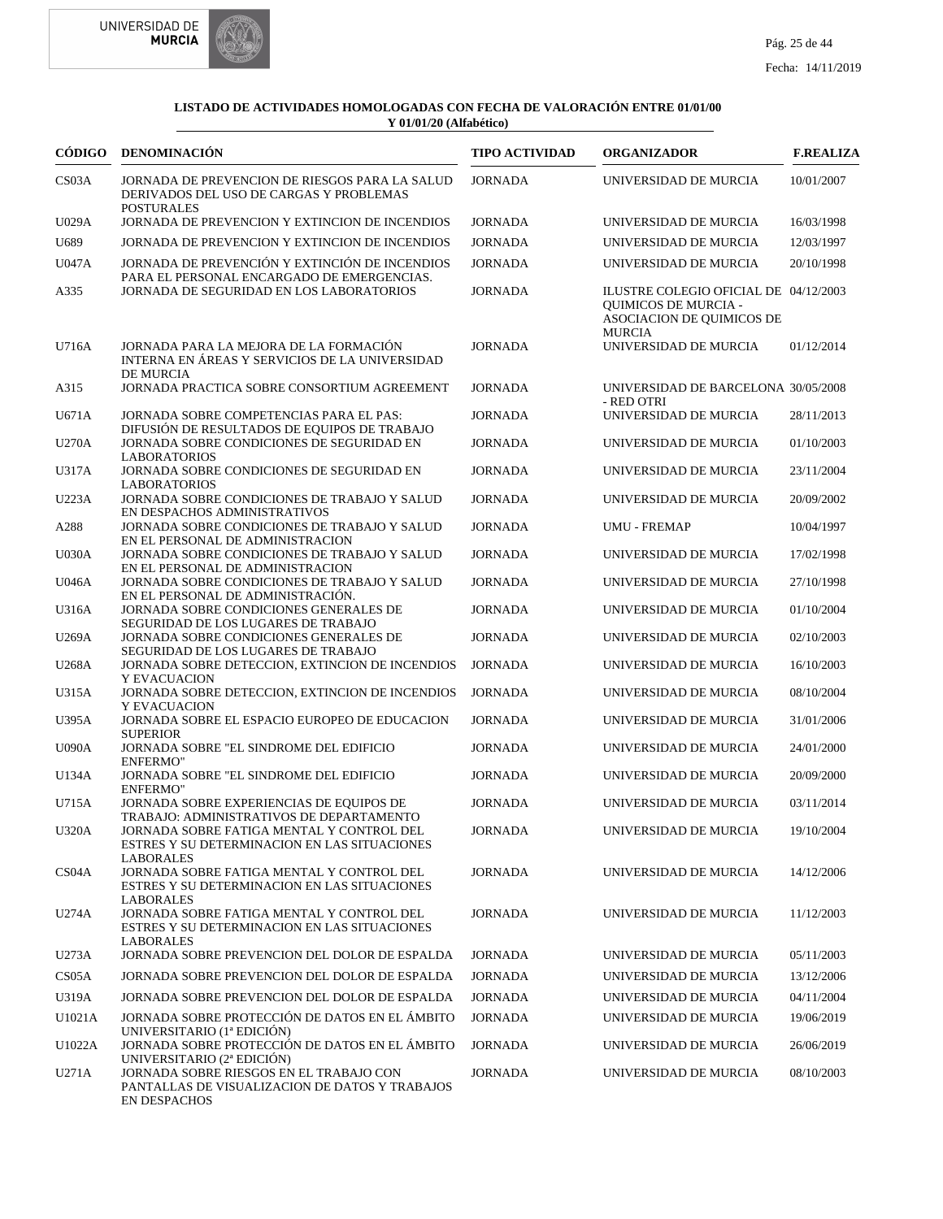**LISTADO DE ACTIVIDADES HOMOLOGADAS CON FECHA DE VALORACIÓN ENTRE 01/01/00 Y 01/01/20 (Alfabético)**

| CÓDIGO | DENOMINACIÓN | TIPO ACTIVIDAD | ORGANIZADOR | F.REALIZA |
|---|---|---|---|---|
| CS03A | JORNADA DE PREVENCION DE RIESGOS PARA LA SALUD DERIVADOS DEL USO DE CARGAS Y PROBLEMAS POSTURALES | JORNADA | UNIVERSIDAD DE MURCIA | 10/01/2007 |
| U029A | JORNADA DE PREVENCION Y EXTINCION DE INCENDIOS | JORNADA | UNIVERSIDAD DE MURCIA | 16/03/1998 |
| U689 | JORNADA DE PREVENCION Y EXTINCION DE INCENDIOS | JORNADA | UNIVERSIDAD DE MURCIA | 12/03/1997 |
| U047A | JORNADA DE PREVENCIÓN Y EXTINCIÓN DE INCENDIOS PARA EL PERSONAL ENCARGADO DE EMERGENCIAS. | JORNADA | UNIVERSIDAD DE MURCIA | 20/10/1998 |
| A335 | JORNADA DE SEGURIDAD EN LOS LABORATORIOS | JORNADA | ILUSTRE COLEGIO OFICIAL DE QUIMICOS DE MURCIA - ASOCIACION DE QUIMICOS DE MURCIA | 04/12/2003 |
| U716A | JORNADA PARA LA MEJORA DE LA FORMACIÓN INTERNA EN ÁREAS Y SERVICIOS DE LA UNIVERSIDAD DE MURCIA | JORNADA | UNIVERSIDAD DE MURCIA | 01/12/2014 |
| A315 | JORNADA PRACTICA SOBRE CONSORTIUM AGREEMENT | JORNADA | UNIVERSIDAD DE BARCELONA - RED OTRI | 30/05/2008 |
| U671A | JORNADA SOBRE COMPETENCIAS PARA EL PAS: DIFUSIÓN DE RESULTADOS DE EQUIPOS DE TRABAJO | JORNADA | UNIVERSIDAD DE MURCIA | 28/11/2013 |
| U270A | JORNADA SOBRE CONDICIONES DE SEGURIDAD EN LABORATORIOS | JORNADA | UNIVERSIDAD DE MURCIA | 01/10/2003 |
| U317A | JORNADA SOBRE CONDICIONES DE SEGURIDAD EN LABORATORIOS | JORNADA | UNIVERSIDAD DE MURCIA | 23/11/2004 |
| U223A | JORNADA SOBRE CONDICIONES DE TRABAJO Y SALUD EN DESPACHOS ADMINISTRATIVOS | JORNADA | UNIVERSIDAD DE MURCIA | 20/09/2002 |
| A288 | JORNADA SOBRE CONDICIONES DE TRABAJO Y SALUD EN EL PERSONAL DE ADMINISTRACION | JORNADA | UMU - FREMAP | 10/04/1997 |
| U030A | JORNADA SOBRE CONDICIONES DE TRABAJO Y SALUD EN EL PERSONAL DE ADMINISTRACION | JORNADA | UNIVERSIDAD DE MURCIA | 17/02/1998 |
| U046A | JORNADA SOBRE CONDICIONES DE TRABAJO Y SALUD EN EL PERSONAL DE ADMINISTRACIÓN. | JORNADA | UNIVERSIDAD DE MURCIA | 27/10/1998 |
| U316A | JORNADA SOBRE CONDICIONES GENERALES DE SEGURIDAD DE LOS LUGARES DE TRABAJO | JORNADA | UNIVERSIDAD DE MURCIA | 01/10/2004 |
| U269A | JORNADA SOBRE CONDICIONES GENERALES DE SEGURIDAD DE LOS LUGARES DE TRABAJO | JORNADA | UNIVERSIDAD DE MURCIA | 02/10/2003 |
| U268A | JORNADA SOBRE DETECCION, EXTINCION DE INCENDIOS Y EVACUACION | JORNADA | UNIVERSIDAD DE MURCIA | 16/10/2003 |
| U315A | JORNADA SOBRE DETECCION, EXTINCION DE INCENDIOS Y EVACUACION | JORNADA | UNIVERSIDAD DE MURCIA | 08/10/2004 |
| U395A | JORNADA SOBRE EL ESPACIO EUROPEO DE EDUCACION SUPERIOR | JORNADA | UNIVERSIDAD DE MURCIA | 31/01/2006 |
| U090A | JORNADA SOBRE "EL SINDROME DEL EDIFICIO ENFERMO" | JORNADA | UNIVERSIDAD DE MURCIA | 24/01/2000 |
| U134A | JORNADA SOBRE "EL SINDROME DEL EDIFICIO ENFERMO" | JORNADA | UNIVERSIDAD DE MURCIA | 20/09/2000 |
| U715A | JORNADA SOBRE EXPERIENCIAS DE EQUIPOS DE TRABAJO: ADMINISTRATIVOS DE DEPARTAMENTO | JORNADA | UNIVERSIDAD DE MURCIA | 03/11/2014 |
| U320A | JORNADA SOBRE FATIGA MENTAL Y CONTROL DEL ESTRES Y SU DETERMINACION EN LAS SITUACIONES LABORALES | JORNADA | UNIVERSIDAD DE MURCIA | 19/10/2004 |
| CS04A | JORNADA SOBRE FATIGA MENTAL Y CONTROL DEL ESTRES Y SU DETERMINACION EN LAS SITUACIONES LABORALES | JORNADA | UNIVERSIDAD DE MURCIA | 14/12/2006 |
| U274A | JORNADA SOBRE FATIGA MENTAL Y CONTROL DEL ESTRES Y SU DETERMINACION EN LAS SITUACIONES LABORALES | JORNADA | UNIVERSIDAD DE MURCIA | 11/12/2003 |
| U273A | JORNADA SOBRE PREVENCION DEL DOLOR DE ESPALDA | JORNADA | UNIVERSIDAD DE MURCIA | 05/11/2003 |
| CS05A | JORNADA SOBRE PREVENCION DEL DOLOR DE ESPALDA | JORNADA | UNIVERSIDAD DE MURCIA | 13/12/2006 |
| U319A | JORNADA SOBRE PREVENCION DEL DOLOR DE ESPALDA | JORNADA | UNIVERSIDAD DE MURCIA | 04/11/2004 |
| U1021A | JORNADA SOBRE PROTECCIÓN DE DATOS EN EL ÁMBITO UNIVERSITARIO (1ª EDICIÓN) | JORNADA | UNIVERSIDAD DE MURCIA | 19/06/2019 |
| U1022A | JORNADA SOBRE PROTECCIÓN DE DATOS EN EL ÁMBITO UNIVERSITARIO (2ª EDICIÓN) | JORNADA | UNIVERSIDAD DE MURCIA | 26/06/2019 |
| U271A | JORNADA SOBRE RIESGOS EN EL TRABAJO CON PANTALLAS DE VISUALIZACION DE DATOS Y TRABAJOS EN DESPACHOS | JORNADA | UNIVERSIDAD DE MURCIA | 08/10/2003 |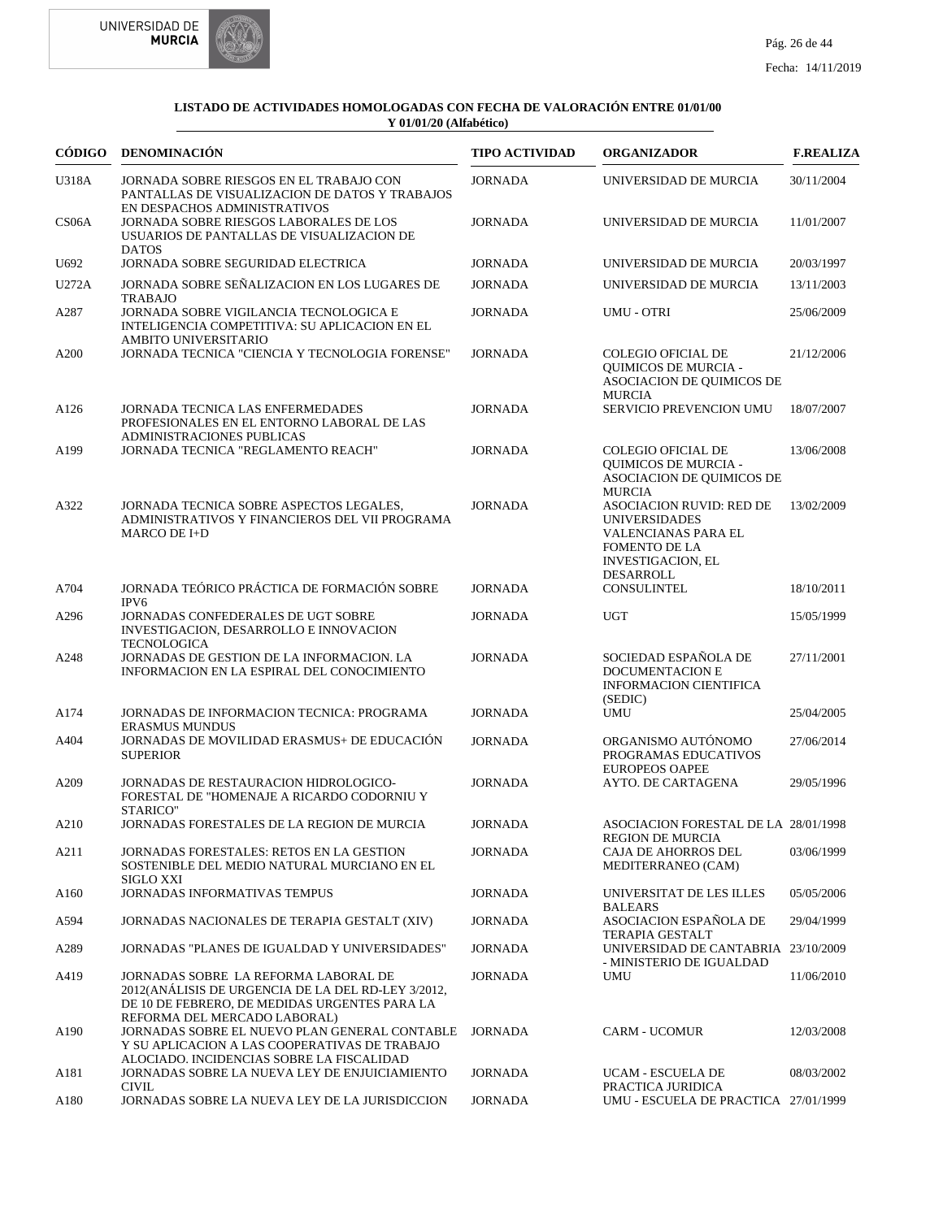**LISTADO DE ACTIVIDADES HOMOLOGADAS CON FECHA DE VALORACIÓN ENTRE 01/01/00 Y 01/01/20 (Alfabético)**

| CÓDIGO | DENOMINACIÓN | TIPO ACTIVIDAD | ORGANIZADOR | F.REALIZA |
|---|---|---|---|---|
| U318A | JORNADA SOBRE RIESGOS EN EL TRABAJO CON PANTALLAS DE VISUALIZACION DE DATOS Y TRABAJOS EN DESPACHOS ADMINISTRATIVOS | JORNADA | UNIVERSIDAD DE MURCIA | 30/11/2004 |
| CS06A | JORNADA SOBRE RIESGOS LABORALES DE LOS USUARIOS DE PANTALLAS DE VISUALIZACION DE DATOS | JORNADA | UNIVERSIDAD DE MURCIA | 11/01/2007 |
| U692 | JORNADA SOBRE SEGURIDAD ELECTRICA | JORNADA | UNIVERSIDAD DE MURCIA | 20/03/1997 |
| U272A | JORNADA SOBRE SEÑALIZACION EN LOS LUGARES DE TRABAJO | JORNADA | UNIVERSIDAD DE MURCIA | 13/11/2003 |
| A287 | JORNADA SOBRE VIGILANCIA TECNOLOGICA E INTELIGENCIA COMPETITIVA: SU APLICACION EN EL AMBITO UNIVERSITARIO | JORNADA | UMU - OTRI | 25/06/2009 |
| A200 | JORNADA TECNICA "CIENCIA Y TECNOLOGIA FORENSE" | JORNADA | COLEGIO OFICIAL DE QUIMICOS DE MURCIA - ASOCIACION DE QUIMICOS DE MURCIA | 21/12/2006 |
| A126 | JORNADA TECNICA LAS ENFERMEDADES PROFESIONALES EN EL ENTORNO LABORAL DE LAS ADMINISTRACIONES PUBLICAS | JORNADA | SERVICIO PREVENCION UMU | 18/07/2007 |
| A199 | JORNADA TECNICA "REGLAMENTO REACH" | JORNADA | COLEGIO OFICIAL DE QUIMICOS DE MURCIA - ASOCIACION DE QUIMICOS DE MURCIA | 13/06/2008 |
| A322 | JORNADA TECNICA SOBRE ASPECTOS LEGALES, ADMINISTRATIVOS Y FINANCIEROS DEL VII PROGRAMA MARCO DE I+D | JORNADA | ASOCIACION RUVID: RED DE UNIVERSIDADES VALENCIANAS PARA EL FOMENTO DE LA INVESTIGACION, EL DESARROLL | 13/02/2009 |
| A704 | JORNADA TEÓRICO PRÁCTICA DE FORMACIÓN SOBRE IPV6 | JORNADA | CONSULINTEL | 18/10/2011 |
| A296 | JORNADAS CONFEDERALES DE UGT SOBRE INVESTIGACION, DESARROLLO E INNOVACION TECNOLOGICA | JORNADA | UGT | 15/05/1999 |
| A248 | JORNADAS DE GESTION DE LA INFORMACION. LA INFORMACION EN LA ESPIRAL DEL CONOCIMIENTO | JORNADA | SOCIEDAD ESPAÑOLA DE DOCUMENTACION E INFORMACION CIENTIFICA (SEDIC) | 27/11/2001 |
| A174 | JORNADAS DE INFORMACION TECNICA: PROGRAMA ERASMUS MUNDUS | JORNADA | UMU | 25/04/2005 |
| A404 | JORNADAS DE MOVILIDAD ERASMUS+ DE EDUCACIÓN SUPERIOR | JORNADA | ORGANISMO AUTÓNOMO PROGRAMAS EDUCATIVOS EUROPEOS OAPEE | 27/06/2014 |
| A209 | JORNADAS DE RESTAURACION HIDROLOGICO-FORESTAL DE "HOMENAJE A RICARDO CODORNIU Y STARICO" | JORNADA | AYTO. DE CARTAGENA | 29/05/1996 |
| A210 | JORNADAS FORESTALES DE LA REGION DE MURCIA | JORNADA | ASOCIACION FORESTAL DE LA REGION DE MURCIA | 28/01/1998 |
| A211 | JORNADAS FORESTALES: RETOS EN LA GESTION SOSTENIBLE DEL MEDIO NATURAL MURCIANO EN EL SIGLO XXI | JORNADA | CAJA DE AHORROS DEL MEDITERRANEO (CAM) | 03/06/1999 |
| A160 | JORNADAS INFORMATIVAS TEMPUS | JORNADA | UNIVERSITAT DE LES ILLES BALEARS | 05/05/2006 |
| A594 | JORNADAS NACIONALES DE TERAPIA GESTALT (XIV) | JORNADA | ASOCIACION ESPAÑOLA DE TERAPIA GESTALT | 29/04/1999 |
| A289 | JORNADAS "PLANES DE IGUALDAD Y UNIVERSIDADES" | JORNADA | UNIVERSIDAD DE CANTABRIA - MINISTERIO DE IGUALDAD | 23/10/2009 |
| A419 | JORNADAS SOBRE LA REFORMA LABORAL DE 2012(ANÁLISIS DE URGENCIA DE LA DEL RD-LEY 3/2012, DE 10 DE FEBRERO, DE MEDIDAS URGENTES PARA LA REFORMA DEL MERCADO LABORAL) | JORNADA | UMU | 11/06/2010 |
| A190 | JORNADAS SOBRE EL NUEVO PLAN GENERAL CONTABLE Y SU APLICACION A LAS COOPERATIVAS DE TRABAJO ALOCIADO. INCIDENCIAS SOBRE LA FISCALIDAD | JORNADA | CARM - UCOMUR | 12/03/2008 |
| A181 | JORNADAS SOBRE LA NUEVA LEY DE ENJUICIAMIENTO CIVIL | JORNADA | UCAM - ESCUELA DE PRACTICA JURIDICA | 08/03/2002 |
| A180 | JORNADAS SOBRE LA NUEVA LEY DE LA JURISDICCION | JORNADA | UMU - ESCUELA DE PRACTICA | 27/01/1999 |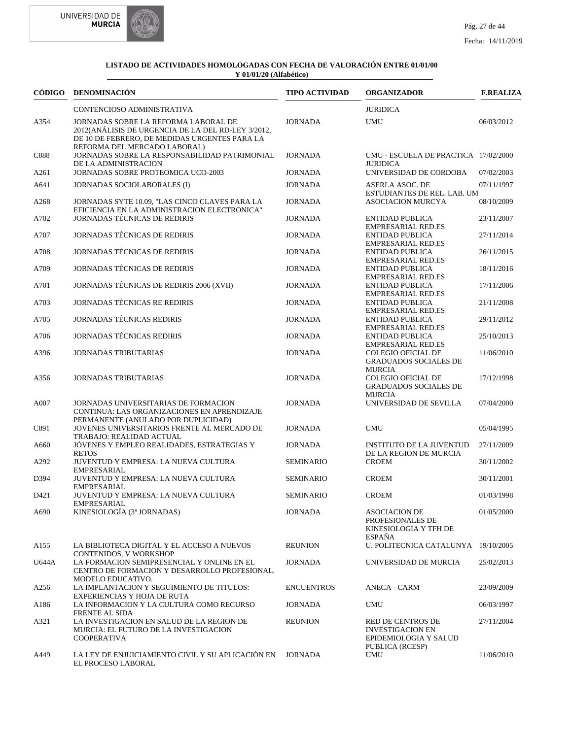**LISTADO DE ACTIVIDADES HOMOLOGADAS CON FECHA DE VALORACIÓN ENTRE 01/01/00 Y 01/01/20 (Alfabético)**

| CÓDIGO | DENOMINACIÓN | TIPO ACTIVIDAD | ORGANIZADOR | F.REALIZA |
|---|---|---|---|---|
| | CONTENCIOSO ADMINISTRATIVA | | JURIDICA | |
| A354 | JORNADAS SOBRE LA REFORMA LABORAL DE 2012(ANÁLISIS DE URGENCIA DE LA DEL RD-LEY 3/2012, DE 10 DE FEBRERO, DE MEDIDAS URGENTES PARA LA REFORMA DEL MERCADO LABORAL) | JORNADA | UMU | 06/03/2012 |
| C888 | JORNADAS SOBRE LA RESPONSABILIDAD PATRIMONIAL DE LA ADMINISTRACION | JORNADA | UMU - ESCUELA DE PRACTICA JURIDICA | 17/02/2000 |
| A261 | JORNADAS SOBRE PROTEOMICA UCO-2003 | JORNADA | UNIVERSIDAD DE CORDOBA | 07/02/2003 |
| A641 | JORNADAS SOCIOLABORALES (I) | JORNADA | ASERLA ASOC. DE ESTUDIANTES DE REL. LAB. UM | 07/11/1997 |
| A268 | JORNADAS SYTE 10.09, "LAS CINCO CLAVES PARA LA EFICIENCIA EN LA ADMINISTRACION ELECTRONICA" | JORNADA | ASOCIACION MURCYA | 08/10/2009 |
| A702 | JORNADAS TÉCNICAS DE REDIRIS | JORNADA | ENTIDAD PUBLICA EMPRESARIAL RED.ES | 23/11/2007 |
| A707 | JORNADAS TÉCNICAS DE REDIRIS | JORNADA | ENTIDAD PUBLICA EMPRESARIAL RED.ES | 27/11/2014 |
| A708 | JORNADAS TÉCNICAS DE REDIRIS | JORNADA | ENTIDAD PUBLICA EMPRESARIAL RED.ES | 26/11/2015 |
| A709 | JORNADAS TÉCNICAS DE REDIRIS | JORNADA | ENTIDAD PUBLICA EMPRESARIAL RED.ES | 18/11/2016 |
| A701 | JORNADAS TÉCNICAS DE REDIRIS 2006 (XVII) | JORNADA | ENTIDAD PUBLICA EMPRESARIAL RED.ES | 17/11/2006 |
| A703 | JORNADAS TÉCNICAS RE REDIRIS | JORNADA | ENTIDAD PUBLICA EMPRESARIAL RED.ES | 21/11/2008 |
| A705 | JORNADAS TÉCNICAS REDIRIS | JORNADA | ENTIDAD PUBLICA EMPRESARIAL RED.ES | 29/11/2012 |
| A706 | JORNADAS TÉCNICAS REDIRIS | JORNADA | ENTIDAD PUBLICA EMPRESARIAL RED.ES | 25/10/2013 |
| A396 | JORNADAS TRIBUTARIAS | JORNADA | COLEGIO OFICIAL DE GRADUADOS SOCIALES DE MURCIA | 11/06/2010 |
| A356 | JORNADAS TRIBUTARIAS | JORNADA | COLEGIO OFICIAL DE GRADUADOS SOCIALES DE MURCIA | 17/12/1998 |
| A007 | JORNADAS UNIVERSITARIAS DE FORMACION CONTINUA: LAS ORGANIZACIONES EN APRENDIZAJE PERMANENTE (ANULADO POR DUPLICIDAD) | JORNADA | UNIVERSIDAD DE SEVILLA | 07/04/2000 |
| C891 | JOVENES UNIVERSITARIOS FRENTE AL MERCADO DE TRABAJO: REALIDAD ACTUAL | JORNADA | UMU | 05/04/1995 |
| A660 | JÓVENES Y EMPLEO REALIDADES, ESTRATEGIAS Y RETOS | JORNADA | INSTITUTO DE LA JUVENTUD DE LA REGION DE MURCIA | 27/11/2009 |
| A292 | JUVENTUD Y EMPRESA: LA NUEVA CULTURA EMPRESARIAL | SEMINARIO | CROEM | 30/11/2002 |
| D394 | JUVENTUD Y EMPRESA: LA NUEVA CULTURA EMPRESARIAL | SEMINARIO | CROEM | 30/11/2001 |
| D421 | JUVENTUD Y EMPRESA: LA NUEVA CULTURA EMPRESARIAL | SEMINARIO | CROEM | 01/03/1998 |
| A690 | KINESIOLOGÍA (3ª JORNADAS) | JORNADA | ASOCIACION DE PROFESIONALES DE KINESIOLOGÍA Y TFH DE ESPAÑA | 01/05/2000 |
| A155 | LA BIBLIOTECA DIGITAL Y EL ACCESO A NUEVOS CONTENIDOS, V WORKSHOP | REUNION | U. POLITECNICA CATALUNYA | 19/10/2005 |
| U644A | LA FORMACION SEMIPRESENCIAL Y ONLINE EN EL CENTRO DE FORMACION Y DESARROLLO PROFESIONAL. MODELO EDUCATIVO. | JORNADA | UNIVERSIDAD DE MURCIA | 25/02/2013 |
| A256 | LA IMPLANTACION Y SEGUIMIENTO DE TITULOS: EXPERIENCIAS Y HOJA DE RUTA | ENCUENTROS | ANECA - CARM | 23/09/2009 |
| A186 | LA INFORMACION Y LA CULTURA COMO RECURSO FRENTE AL SIDA | JORNADA | UMU | 06/03/1997 |
| A321 | LA INVESTIGACION EN SALUD DE LA REGION DE MURCIA: EL FUTURO DE LA INVESTIGACION COOPERATIVA | REUNION | RED DE CENTROS DE INVESTIGACION EN EPIDEMIOLOGIA Y SALUD PUBLICA (RCESP) | 27/11/2004 |
| A449 | LA LEY DE ENJUICIAMIENTO CIVIL Y SU APLICACIÓN EN EL PROCESO LABORAL | JORNADA | UMU | 11/06/2010 |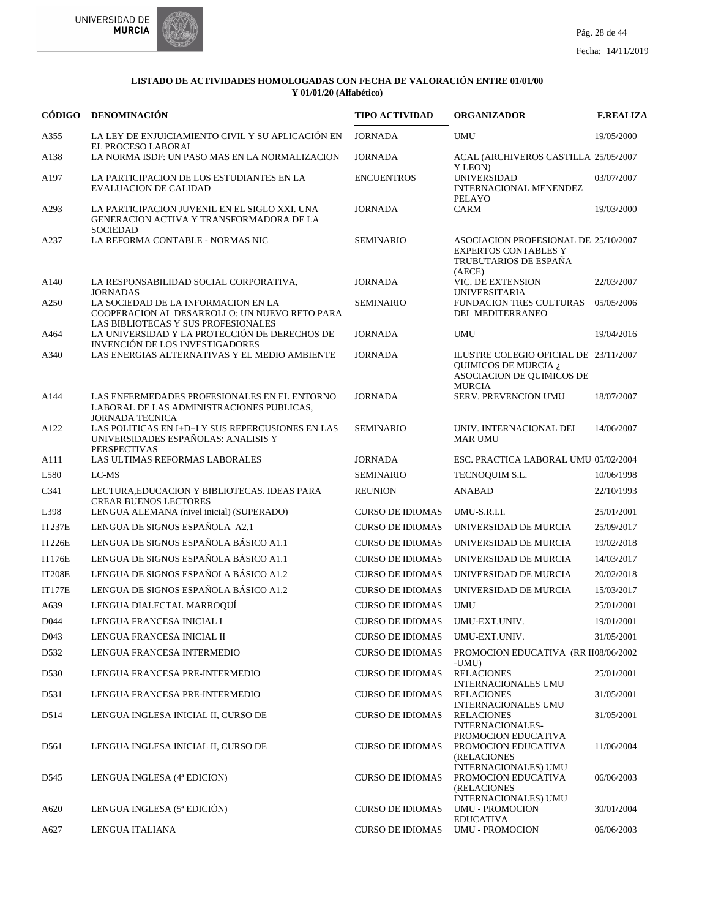**LISTADO DE ACTIVIDADES HOMOLOGADAS CON FECHA DE VALORACIÓN ENTRE 01/01/00 Y 01/01/20 (Alfabético)**

| CÓDIGO | DENOMINACIÓN | TIPO ACTIVIDAD | ORGANIZADOR | F.REALIZA |
|---|---|---|---|---|
| A355 | LA LEY DE ENJUICIAMIENTO CIVIL Y SU APLICACIÓN EN EL PROCESO LABORAL | JORNADA | UMU | 19/05/2000 |
| A138 | LA NORMA ISDF: UN PASO MAS EN LA NORMALIZACION | JORNADA | ACAL (ARCHIVEROS CASTILLA Y LEON) | 25/05/2007 |
| A197 | LA PARTICIPACION DE LOS ESTUDIANTES EN LA EVALUACION DE CALIDAD | ENCUENTROS | UNIVERSIDAD INTERNACIONAL MENENDEZ PELAYO | 03/07/2007 |
| A293 | LA PARTICIPACION JUVENIL EN EL SIGLO XXI. UNA GENERACION ACTIVA Y TRANSFORMADORA DE LA SOCIEDAD | JORNADA | CARM | 19/03/2000 |
| A237 | LA REFORMA CONTABLE - NORMAS NIC | SEMINARIO | ASOCIACION PROFESIONAL DE EXPERTOS CONTABLES Y TRUBUTARIOS DE ESPAÑA (AECE) | 25/10/2007 |
| A140 | LA RESPONSABILIDAD SOCIAL CORPORATIVA, JORNADAS | JORNADA | VIC. DE EXTENSION UNIVERSITARIA | 22/03/2007 |
| A250 | LA SOCIEDAD DE LA INFORMACION EN LA COOPERACION AL DESARROLLO: UN NUEVO RETO PARA LAS BIBLIOTECAS Y SUS PROFESIONALES | SEMINARIO | FUNDACION TRES CULTURAS DEL MEDITERRANEO | 05/05/2006 |
| A464 | LA UNIVERSIDAD Y LA PROTECCIÓN DE DERECHOS DE INVENCIÓN DE LOS INVESTIGADORES | JORNADA | UMU | 19/04/2016 |
| A340 | LAS ENERGIAS ALTERNATIVAS Y EL MEDIO AMBIENTE | JORNADA | ILUSTRE COLEGIO OFICIAL DE QUIMICOS DE MURCIA ¿ ASOCIACION DE QUIMICOS DE MURCIA | 23/11/2007 |
| A144 | LAS ENFERMEDADES PROFESIONALES EN EL ENTORNO LABORAL DE LAS ADMINISTRACIONES PUBLICAS, JORNADA TECNICA | JORNADA | SERV. PREVENCION UMU | 18/07/2007 |
| A122 | LAS POLITICAS EN I+D+I Y SUS REPERCUSIONES EN LAS UNIVERSIDADES ESPAÑOLAS: ANALISIS Y PERSPECTIVAS | SEMINARIO | UNIV. INTERNACIONAL DEL MAR UMU | 14/06/2007 |
| A111 | LAS ULTIMAS REFORMAS LABORALES | JORNADA | ESC. PRACTICA LABORAL UMU | 05/02/2004 |
| L580 | LC-MS | SEMINARIO | TECNOQUIM S.L. | 10/06/1998 |
| C341 | LECTURA,EDUCACION Y BIBLIOTECAS. IDEAS PARA CREAR BUENOS LECTORES | REUNION | ANABAD | 22/10/1993 |
| L398 | LENGUA ALEMANA (nivel inicial) (SUPERADO) | CURSO DE IDIOMAS | UMU-S.R.I.I. | 25/01/2001 |
| IT237E | LENGUA DE SIGNOS ESPAÑOLA A2.1 | CURSO DE IDIOMAS | UNIVERSIDAD DE MURCIA | 25/09/2017 |
| IT226E | LENGUA DE SIGNOS ESPAÑOLA BÁSICO A1.1 | CURSO DE IDIOMAS | UNIVERSIDAD DE MURCIA | 19/02/2018 |
| IT176E | LENGUA DE SIGNOS ESPAÑOLA BÁSICO A1.1 | CURSO DE IDIOMAS | UNIVERSIDAD DE MURCIA | 14/03/2017 |
| IT208E | LENGUA DE SIGNOS ESPAÑOLA BÁSICO A1.2 | CURSO DE IDIOMAS | UNIVERSIDAD DE MURCIA | 20/02/2018 |
| IT177E | LENGUA DE SIGNOS ESPAÑOLA BÁSICO A1.2 | CURSO DE IDIOMAS | UNIVERSIDAD DE MURCIA | 15/03/2017 |
| A639 | LENGUA DIALECTAL MARROQUÍ | CURSO DE IDIOMAS | UMU | 25/01/2001 |
| D044 | LENGUA FRANCESA INICIAL I | CURSO DE IDIOMAS | UMU-EXT.UNIV. | 19/01/2001 |
| D043 | LENGUA FRANCESA INICIAL II | CURSO DE IDIOMAS | UMU-EXT.UNIV. | 31/05/2001 |
| D532 | LENGUA FRANCESA INTERMEDIO | CURSO DE IDIOMAS | PROMOCION EDUCATIVA (RR II -UMU) | 08/06/2002 |
| D530 | LENGUA FRANCESA PRE-INTERMEDIO | CURSO DE IDIOMAS | RELACIONES INTERNACIONALES UMU | 25/01/2001 |
| D531 | LENGUA FRANCESA PRE-INTERMEDIO | CURSO DE IDIOMAS | RELACIONES INTERNACIONALES UMU | 31/05/2001 |
| D514 | LENGUA INGLESA INICIAL II, CURSO DE | CURSO DE IDIOMAS | RELACIONES INTERNACIONALES- PROMOCION EDUCATIVA | 31/05/2001 |
| D561 | LENGUA INGLESA INICIAL II, CURSO DE | CURSO DE IDIOMAS | PROMOCION EDUCATIVA (RELACIONES INTERNACIONALES) UMU | 11/06/2004 |
| D545 | LENGUA INGLESA (4ª EDICION) | CURSO DE IDIOMAS | PROMOCION EDUCATIVA (RELACIONES INTERNACIONALES) UMU | 06/06/2003 |
| A620 | LENGUA INGLESA (5ª EDICIÓN) | CURSO DE IDIOMAS | UMU - PROMOCION EDUCATIVA | 30/01/2004 |
| A627 | LENGUA ITALIANA | CURSO DE IDIOMAS | UMU - PROMOCION | 06/06/2003 |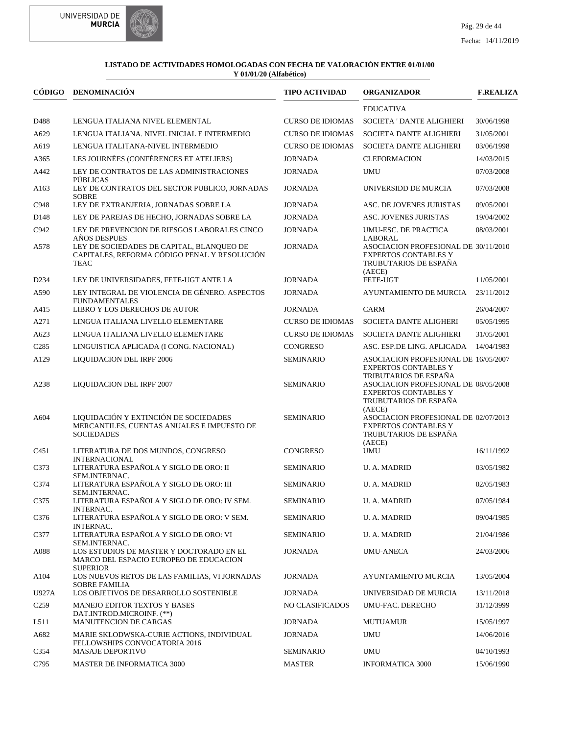**LISTADO DE ACTIVIDADES HOMOLOGADAS CON FECHA DE VALORACIÓN ENTRE 01/01/00 Y 01/01/20 (Alfabético)**

| CÓDIGO | DENOMINACIÓN | TIPO ACTIVIDAD | ORGANIZADOR | F.REALIZA |
|---|---|---|---|---|
| | | | EDUCATIVA | |
| D488 | LENGUA ITALIANA NIVEL ELEMENTAL | CURSO DE IDIOMAS | SOCIETA ' DANTE ALIGHIERI | 30/06/1998 |
| A629 | LENGUA ITALIANA. NIVEL INICIAL E INTERMEDIO | CURSO DE IDIOMAS | SOCIETA DANTE ALIGHIERI | 31/05/2001 |
| A619 | LENGUA ITALITANA-NIVEL INTERMEDIO | CURSO DE IDIOMAS | SOCIETA DANTE ALIGHIERI | 03/06/1998 |
| A365 | LES JOURNÉES (CONFÉRENCES ET ATELIERS) | JORNADA | CLEFORMACION | 14/03/2015 |
| A442 | LEY DE CONTRATOS DE LAS ADMINISTRACIONES PÚBLICAS | JORNADA | UMU | 07/03/2008 |
| A163 | LEY DE CONTRATOS DEL SECTOR PUBLICO, JORNADAS SOBRE | JORNADA | UNIVERSIDD DE MURCIA | 07/03/2008 |
| C948 | LEY DE EXTRANJERIA, JORNADAS SOBRE LA | JORNADA | ASC. DE JOVENES JURISTAS | 09/05/2001 |
| D148 | LEY DE PAREJAS DE HECHO, JORNADAS SOBRE LA | JORNADA | ASC. JOVENES JURISTAS | 19/04/2002 |
| C942 | LEY DE PREVENCION DE RIESGOS LABORALES CINCO AÑOS DESPUES | JORNADA | UMU-ESC. DE PRACTICA LABORAL | 08/03/2001 |
| A578 | LEY DE SOCIEDADES DE CAPITAL, BLANQUEO DE CAPITALES, REFORMA CÓDIGO PENAL Y RESOLUCIÓN TEAC | JORNADA | ASOCIACION PROFESIONAL DE EXPERTOS CONTABLES Y TRUBUTARIOS DE ESPAÑA (AECE) | 30/11/2010 |
| D234 | LEY DE UNIVERSIDADES, FETE-UGT ANTE LA | JORNADA | FETE-UGT | 11/05/2001 |
| A590 | LEY INTEGRAL DE VIOLENCIA DE GÉNERO. ASPECTOS FUNDAMENTALES | JORNADA | AYUNTAMIENTO DE MURCIA | 23/11/2012 |
| A415 | LIBRO Y LOS DERECHOS DE AUTOR | JORNADA | CARM | 26/04/2007 |
| A271 | LINGUA ITALIANA LIVELLO ELEMENTARE | CURSO DE IDIOMAS | SOCIETA DANTE ALIGHERI | 05/05/1995 |
| A623 | LINGUA ITALIANA LIVELLO ELEMENTARE | CURSO DE IDIOMAS | SOCIETA DANTE ALIGHIERI | 31/05/2001 |
| C285 | LINGUISTICA APLICADA (I CONG. NACIONAL) | CONGRESO | ASC. ESP.DE LING. APLICADA | 14/04/1983 |
| A129 | LIQUIDACION DEL IRPF 2006 | SEMINARIO | ASOCIACION PROFESIONAL DE EXPERTOS CONTABLES Y TRIBUTARIOS DE ESPAÑA | 16/05/2007 |
| A238 | LIQUIDACION DEL IRPF 2007 | SEMINARIO | ASOCIACION PROFESIONAL DE EXPERTOS CONTABLES Y TRUBUTARIOS DE ESPAÑA (AECE) | 08/05/2008 |
| A604 | LIQUIDACIÓN Y EXTINCIÓN DE SOCIEDADES MERCANTILES, CUENTAS ANUALES E IMPUESTO DE SOCIEDADES | SEMINARIO | ASOCIACION PROFESIONAL DE EXPERTOS CONTABLES Y TRUBUTARIOS DE ESPAÑA (AECE) | 02/07/2013 |
| C451 | LITERATURA DE DOS MUNDOS, CONGRESO INTERNACIONAL | CONGRESO | UMU | 16/11/1992 |
| C373 | LITERATURA ESPAÑOLA Y SIGLO DE ORO: II SEM.INTERNAC. | SEMINARIO | U. A. MADRID | 03/05/1982 |
| C374 | LITERATURA ESPAÑOLA Y SIGLO DE ORO: III SEM.INTERNAC. | SEMINARIO | U. A. MADRID | 02/05/1983 |
| C375 | LITERATURA ESPAÑOLA Y SIGLO DE ORO: IV SEM. INTERNAC. | SEMINARIO | U. A. MADRID | 07/05/1984 |
| C376 | LITERATURA ESPAÑOLA Y SIGLO DE ORO: V SEM. INTERNAC. | SEMINARIO | U. A. MADRID | 09/04/1985 |
| C377 | LITERATURA ESPAÑOLA Y SIGLO DE ORO: VI SEM.INTERNAC. | SEMINARIO | U. A. MADRID | 21/04/1986 |
| A088 | LOS ESTUDIOS DE MASTER Y DOCTORADO EN EL MARCO DEL ESPACIO EUROPEO DE EDUCACION SUPERIOR | JORNADA | UMU-ANECA | 24/03/2006 |
| A104 | LOS NUEVOS RETOS DE LAS FAMILIAS, VI JORNADAS SOBRE FAMILIA | JORNADA | AYUNTAMIENTO MURCIA | 13/05/2004 |
| U927A | LOS OBJETIVOS DE DESARROLLO SOSTENIBLE | JORNADA | UNIVERSIDAD DE MURCIA | 13/11/2018 |
| C259 | MANEJO EDITOR TEXTOS Y BASES DAT.INTROD.MICROINF. (**) | NO CLASIFICADOS | UMU-FAC. DERECHO | 31/12/3999 |
| L511 | MANUTENCION DE CARGAS | JORNADA | MUTUAMUR | 15/05/1997 |
| A682 | MARIE SKLODWSKA-CURIE ACTIONS, INDIVIDUAL FELLOWSHIPS CONVOCATORIA 2016 | JORNADA | UMU | 14/06/2016 |
| C354 | MASAJE DEPORTIVO | SEMINARIO | UMU | 04/10/1993 |
| C795 | MASTER DE INFORMATICA 3000 | MASTER | INFORMATICA 3000 | 15/06/1990 |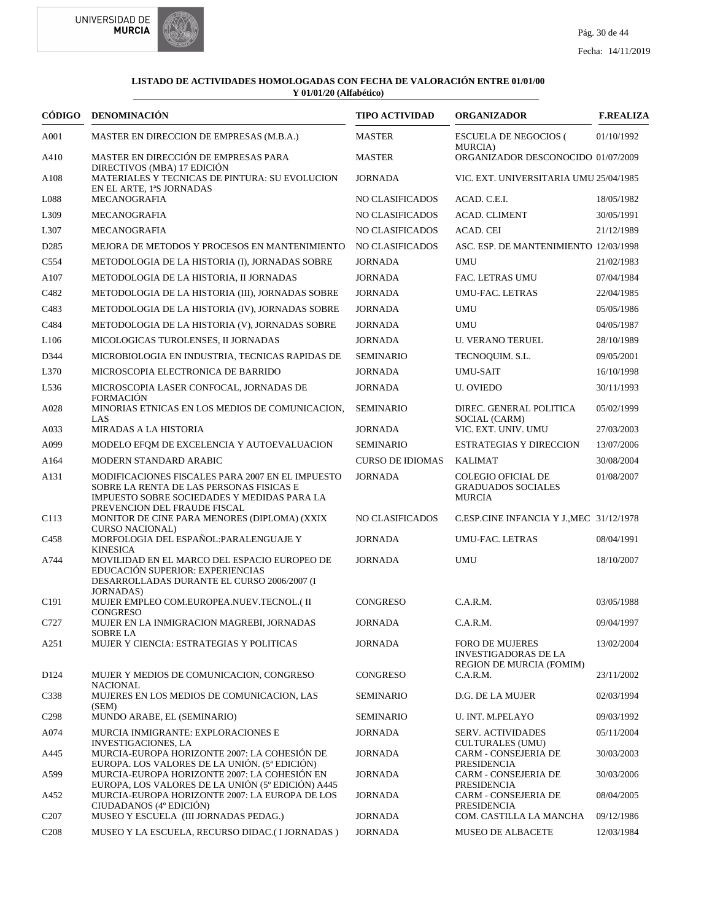**LISTADO DE ACTIVIDADES HOMOLOGADAS CON FECHA DE VALORACIÓN ENTRE 01/01/00 Y 01/01/20 (Alfabético)**

| CÓDIGO | DENOMINACIÓN | TIPO ACTIVIDAD | ORGANIZADOR | F.REALIZA |
|---|---|---|---|---|
| A001 | MASTER EN DIRECCION DE EMPRESAS (M.B.A.) | MASTER | ESCUELA DE NEGOCIOS ( MURCIA) | 01/10/1992 |
| A410 | MASTER EN DIRECCIÓN DE EMPRESAS PARA DIRECTIVOS (MBA) 17 EDICIÓN | MASTER | ORGANIZADOR DESCONOCIDO | 01/07/2009 |
| A108 | MATERIALES Y TECNICAS DE PINTURA: SU EVOLUCION EN EL ARTE, 1ªS JORNADAS | JORNADA | VIC. EXT. UNIVERSITARIA UMU | 25/04/1985 |
| L088 | MECANOGRAFIA | NO CLASIFICADOS | ACAD. C.E.I. | 18/05/1982 |
| L309 | MECANOGRAFIA | NO CLASIFICADOS | ACAD. CLIMENT | 30/05/1991 |
| L307 | MECANOGRAFIA | NO CLASIFICADOS | ACAD. CEI | 21/12/1989 |
| D285 | MEJORA DE METODOS Y PROCESOS EN MANTENIMIENTO | NO CLASIFICADOS | ASC. ESP. DE MANTENIMIENTO | 12/03/1998 |
| C554 | METODOLOGIA DE LA HISTORIA (I), JORNADAS SOBRE | JORNADA | UMU | 21/02/1983 |
| A107 | METODOLOGIA DE LA HISTORIA, II JORNADAS | JORNADA | FAC. LETRAS UMU | 07/04/1984 |
| C482 | METODOLOGIA DE LA HISTORIA (III), JORNADAS SOBRE | JORNADA | UMU-FAC. LETRAS | 22/04/1985 |
| C483 | METODOLOGIA DE LA HISTORIA (IV), JORNADAS SOBRE | JORNADA | UMU | 05/05/1986 |
| C484 | METODOLOGIA DE LA HISTORIA (V), JORNADAS SOBRE | JORNADA | UMU | 04/05/1987 |
| L106 | MICOLOGICAS TUROLENSES, II JORNADAS | JORNADA | U. VERANO TERUEL | 28/10/1989 |
| D344 | MICROBIOLOGIA EN INDUSTRIA, TECNICAS RAPIDAS DE | SEMINARIO | TECNOQUIM. S.L. | 09/05/2001 |
| L370 | MICROSCOPIA ELECTRONICA DE BARRIDO | JORNADA | UMU-SAIT | 16/10/1998 |
| L536 | MICROSCOPIA LASER CONFOCAL, JORNADAS DE FORMACIÓN | JORNADA | U. OVIEDO | 30/11/1993 |
| A028 | MINORIAS ETNICAS EN LOS MEDIOS DE COMUNICACION, LAS | SEMINARIO | DIREC. GENERAL POLITICA SOCIAL (CARM) | 05/02/1999 |
| A033 | MIRADAS A LA HISTORIA | JORNADA | VIC. EXT. UNIV. UMU | 27/03/2003 |
| A099 | MODELO EFQM DE EXCELENCIA Y AUTOEVALUACION | SEMINARIO | ESTRATEGIAS Y DIRECCION | 13/07/2006 |
| A164 | MODERN STANDARD ARABIC | CURSO DE IDIOMAS | KALIMAT | 30/08/2004 |
| A131 | MODIFICACIONES FISCALES PARA 2007 EN EL IMPUESTO SOBRE LA RENTA DE LAS PERSONAS FISICAS E IMPUESTO SOBRE SOCIEDADES Y MEDIDAS PARA LA PREVENCION DEL FRAUDE FISCAL | JORNADA | COLEGIO OFICIAL DE GRADUADOS SOCIALES MURCIA | 01/08/2007 |
| C113 | MONITOR DE CINE PARA MENORES (DIPLOMA) (XXIX CURSO NACIONAL) | NO CLASIFICADOS | C.ESP.CINE INFANCIA Y J.,MEC | 31/12/1978 |
| C458 | MORFOLOGIA DEL ESPAÑOL:PARALENGUAJE Y KINESICA | JORNADA | UMU-FAC. LETRAS | 08/04/1991 |
| A744 | MOVILIDAD EN EL MARCO DEL ESPACIO EUROPEO DE EDUCACIÓN SUPERIOR: EXPERIENCIAS DESARROLLADAS DURANTE EL CURSO 2006/2007 (I JORNADAS) | JORNADA | UMU | 18/10/2007 |
| C191 | MUJER EMPLEO COM.EUROPEA.NUEV.TECNOL.( II CONGRESO | CONGRESO | C.A.R.M. | 03/05/1988 |
| C727 | MUJER EN LA INMIGRACION MAGREBI, JORNADAS SOBRE LA | JORNADA | C.A.R.M. | 09/04/1997 |
| A251 | MUJER Y CIENCIA: ESTRATEGIAS Y POLITICAS | JORNADA | FORO DE MUJERES INVESTIGADORAS DE LA REGION DE MURCIA (FOMIM) | 13/02/2004 |
| D124 | MUJER Y MEDIOS DE COMUNICACION, CONGRESO NACIONAL | CONGRESO | C.A.R.M. | 23/11/2002 |
| C338 | MUJERES EN LOS MEDIOS DE COMUNICACION, LAS (SEM) | SEMINARIO | D.G. DE LA MUJER | 02/03/1994 |
| C298 | MUNDO ARABE, EL (SEMINARIO) | SEMINARIO | U. INT. M.PELAYO | 09/03/1992 |
| A074 | MURCIA INMIGRANTE: EXPLORACIONES E INVESTIGACIONES, LA | JORNADA | SERV. ACTIVIDADES CULTURALES (UMU) | 05/11/2004 |
| A445 | MURCIA-EUROPA HORIZONTE 2007: LA COHESIÓN DE EUROPA. LOS VALORES DE LA UNIÓN. (5ª EDICIÓN) | JORNADA | CARM - CONSEJERIA DE PRESIDENCIA | 30/03/2003 |
| A599 | MURCIA-EUROPA HORIZONTE 2007: LA COHESIÓN EN EUROPA, LOS VALORES DE LA UNIÓN (5º EDICIÓN) A445 | JORNADA | CARM - CONSEJERIA DE PRESIDENCIA | 30/03/2006 |
| A452 | MURCIA-EUROPA HORIZONTE 2007: LA EUROPA DE LOS CIUDADANOS (4º EDICIÓN) | JORNADA | CARM - CONSEJERIA DE PRESIDENCIA | 08/04/2005 |
| C207 | MUSEO Y ESCUELA (III JORNADAS PEDAG.) | JORNADA | COM. CASTILLA LA MANCHA | 09/12/1986 |
| C208 | MUSEO Y LA ESCUELA, RECURSO DIDAC.( I JORNADAS ) | JORNADA | MUSEO DE ALBACETE | 12/03/1984 |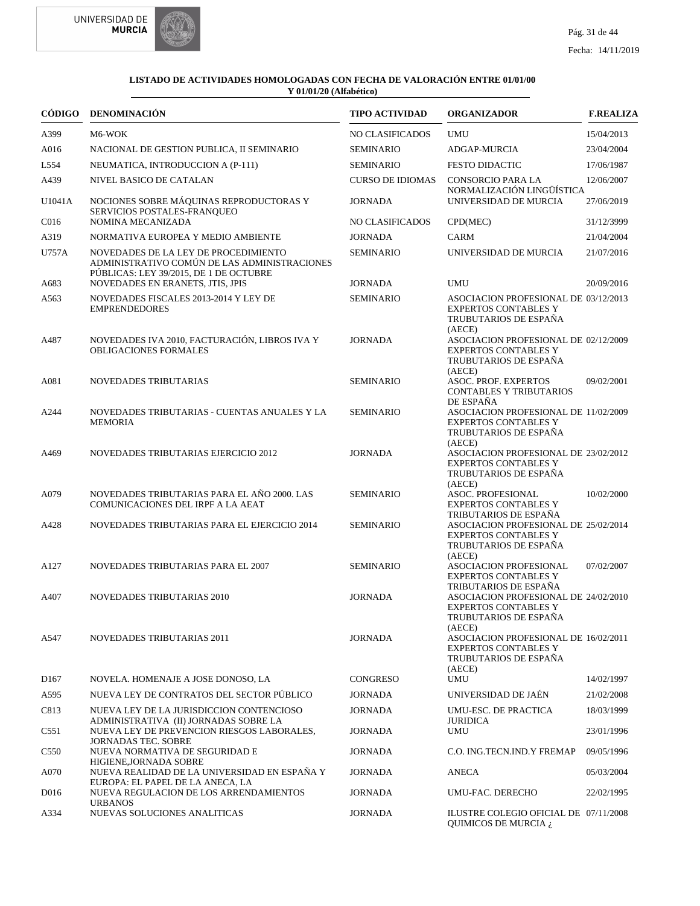**LISTADO DE ACTIVIDADES HOMOLOGADAS CON FECHA DE VALORACIÓN ENTRE 01/01/00 Y 01/01/20 (Alfabético)**

| CÓDIGO | DENOMINACIÓN | TIPO ACTIVIDAD | ORGANIZADOR | F.REALIZA |
|---|---|---|---|---|
| A399 | M6-WOK | NO CLASIFICADOS | UMU | 15/04/2013 |
| A016 | NACIONAL DE GESTION PUBLICA, II SEMINARIO | SEMINARIO | ADGAP-MURCIA | 23/04/2004 |
| L554 | NEUMATICA, INTRODUCCION A (P-111) | SEMINARIO | FESTO DIDACTIC | 17/06/1987 |
| A439 | NIVEL BASICO DE CATALAN | CURSO DE IDIOMAS | CONSORCIO PARA LA NORMALIZACIÓN LINGÜÍSTICA | 12/06/2007 |
| U1041A | NOCIONES SOBRE MÁQUINAS REPRODUCTORAS Y SERVICIOS POSTALES-FRANQUEO | JORNADA | UNIVERSIDAD DE MURCIA | 27/06/2019 |
| C016 | NOMINA MECANIZADA | NO CLASIFICADOS | CPD(MEC) | 31/12/3999 |
| A319 | NORMATIVA EUROPEA Y MEDIO AMBIENTE | JORNADA | CARM | 21/04/2004 |
| U757A | NOVEDADES DE LA LEY DE PROCEDIMIENTO ADMINISTRATIVO COMÚN DE LAS ADMINISTRACIONES PÚBLICAS: LEY 39/2015, DE 1 DE OCTUBRE | SEMINARIO | UNIVERSIDAD DE MURCIA | 21/07/2016 |
| A683 | NOVEDADES EN ERANETS, JTIS, JPIS | JORNADA | UMU | 20/09/2016 |
| A563 | NOVEDADES FISCALES 2013-2014 Y LEY DE EMPRENDEDORES | SEMINARIO | ASOCIACION PROFESIONAL DE EXPERTOS CONTABLES Y TRUBUTARIOS DE ESPAÑA (AECE) | 03/12/2013 |
| A487 | NOVEDADES IVA 2010, FACTURACIÓN, LIBROS IVA Y OBLIGACIONES FORMALES | JORNADA | ASOCIACION PROFESIONAL DE EXPERTOS CONTABLES Y TRUBUTARIOS DE ESPAÑA (AECE) | 02/12/2009 |
| A081 | NOVEDADES TRIBUTARIAS | SEMINARIO | ASOC. PROF. EXPERTOS CONTABLES Y TRIBUTARIOS DE ESPAÑA | 09/02/2001 |
| A244 | NOVEDADES TRIBUTARIAS - CUENTAS ANUALES Y LA MEMORIA | SEMINARIO | ASOCIACION PROFESIONAL DE EXPERTOS CONTABLES Y TRUBUTARIOS DE ESPAÑA (AECE) | 11/02/2009 |
| A469 | NOVEDADES TRIBUTARIAS EJERCICIO 2012 | JORNADA | ASOCIACION PROFESIONAL DE EXPERTOS CONTABLES Y TRUBUTARIOS DE ESPAÑA (AECE) | 23/02/2012 |
| A079 | NOVEDADES TRIBUTARIAS PARA EL AÑO 2000. LAS COMUNICACIONES DEL IRPF A LA AEAT | SEMINARIO | ASOC. PROFESIONAL EXPERTOS CONTABLES Y TRIBUTARIOS DE ESPAÑA | 10/02/2000 |
| A428 | NOVEDADES TRIBUTARIAS PARA EL EJERCICIO 2014 | SEMINARIO | ASOCIACION PROFESIONAL DE EXPERTOS CONTABLES Y TRUBUTARIOS DE ESPAÑA (AECE) | 25/02/2014 |
| A127 | NOVEDADES TRIBUTARIAS PARA EL 2007 | SEMINARIO | ASOCIACION PROFESIONAL EXPERTOS CONTABLES Y TRIBUTARIOS DE ESPAÑA | 07/02/2007 |
| A407 | NOVEDADES TRIBUTARIAS 2010 | JORNADA | ASOCIACION PROFESIONAL DE EXPERTOS CONTABLES Y TRUBUTARIOS DE ESPAÑA (AECE) | 24/02/2010 |
| A547 | NOVEDADES TRIBUTARIAS 2011 | JORNADA | ASOCIACION PROFESIONAL DE EXPERTOS CONTABLES Y TRUBUTARIOS DE ESPAÑA (AECE) | 16/02/2011 |
| D167 | NOVELA. HOMENAJE A JOSE DONOSO, LA | CONGRESO | UMU | 14/02/1997 |
| A595 | NUEVA LEY DE CONTRATOS DEL SECTOR PÚBLICO | JORNADA | UNIVERSIDAD DE JAÉN | 21/02/2008 |
| C813 | NUEVA LEY DE LA JURISDICCION CONTENCIOSO ADMINISTRATIVA (II) JORNADAS SOBRE LA | JORNADA | UMU-ESC. DE PRACTICA JURIDICA | 18/03/1999 |
| C551 | NUEVA LEY DE PREVENCION RIESGOS LABORALES, JORNADAS TEC. SOBRE | JORNADA | UMU | 23/01/1996 |
| C550 | NUEVA NORMATIVA DE SEGURIDAD E HIGIENE,JORNADA SOBRE | JORNADA | C.O. ING.TECN.IND.Y FREMAP | 09/05/1996 |
| A070 | NUEVA REALIDAD DE LA UNIVERSIDAD EN ESPAÑA Y EUROPA: EL PAPEL DE LA ANECA, LA | JORNADA | ANECA | 05/03/2004 |
| D016 | NUEVA REGULACION DE LOS ARRENDAMIENTOS URBANOS | JORNADA | UMU-FAC. DERECHO | 22/02/1995 |
| A334 | NUEVAS SOLUCIONES ANALITICAS | JORNADA | ILUSTRE COLEGIO OFICIAL DE QUIMICOS DE MURCIA ¿ | 07/11/2008 |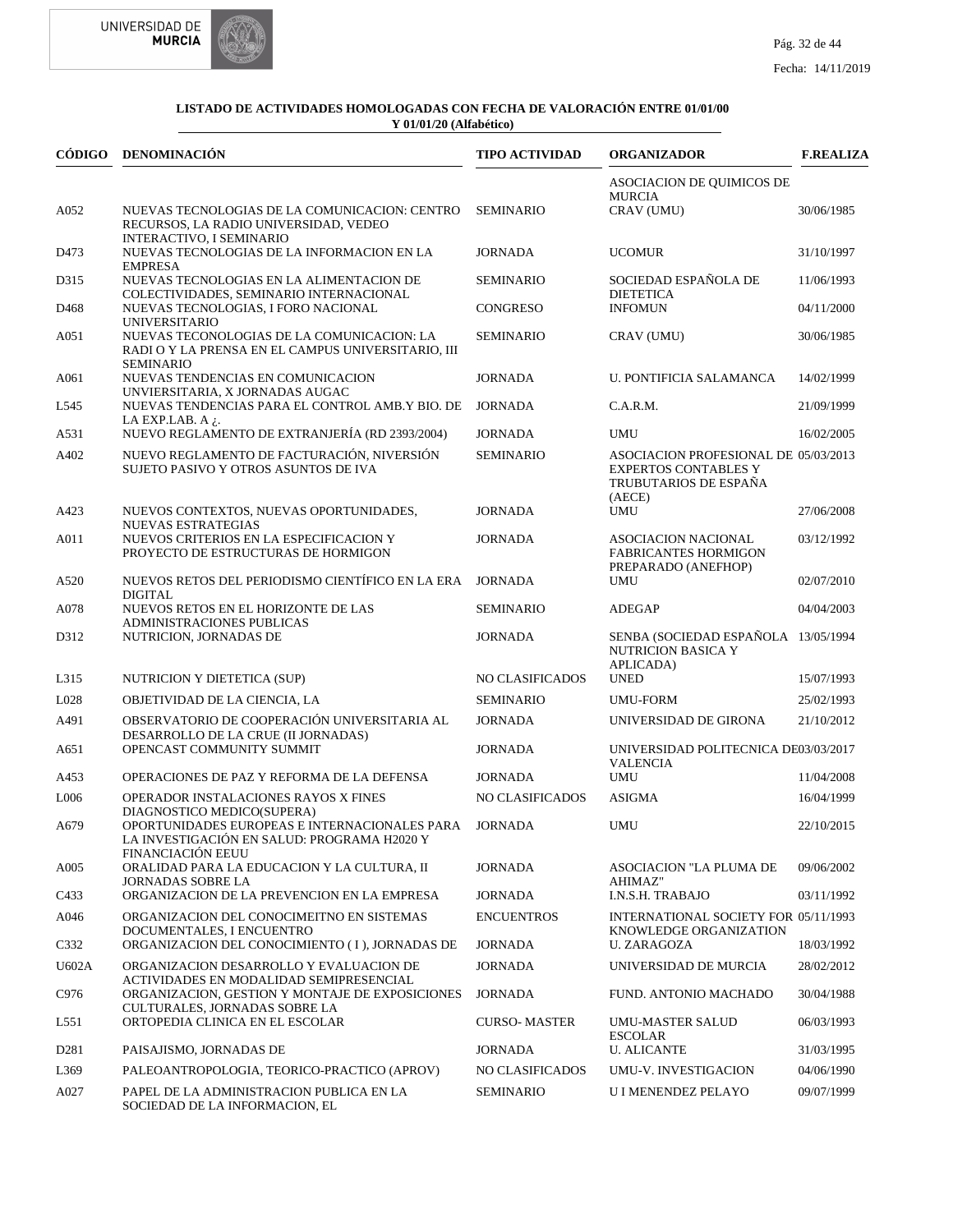**LISTADO DE ACTIVIDADES HOMOLOGADAS CON FECHA DE VALORACIÓN ENTRE 01/01/00 Y 01/01/20 (Alfabético)**

| CÓDIGO | DENOMINACIÓN | TIPO ACTIVIDAD | ORGANIZADOR | F.REALIZA |
|---|---|---|---|---|
| | | | ASOCIACION DE QUIMICOS DE MURCIA | |
| A052 | NUEVAS TECNOLOGIAS DE LA COMUNICACION: CENTRO RECURSOS, LA RADIO UNIVERSIDAD, VEDEO INTERACTIVO, I SEMINARIO | SEMINARIO | CRAV (UMU) | 30/06/1985 |
| D473 | NUEVAS TECNOLOGIAS DE LA INFORMACION EN LA EMPRESA | JORNADA | UCOMUR | 31/10/1997 |
| D315 | NUEVAS TECNOLOGIAS EN LA ALIMENTACION DE COLECTIVIDADES, SEMINARIO INTERNACIONAL | SEMINARIO | SOCIEDAD ESPAÑOLA DE DIETETICA | 11/06/1993 |
| D468 | NUEVAS TECNOLOGIAS, I FORO NACIONAL UNIVERSITARIO | CONGRESO | INFOMUN | 04/11/2000 |
| A051 | NUEVAS TECONOLOGIAS DE LA COMUNICACION: LA RADI O Y LA PRENSA EN EL CAMPUS UNIVERSITARIO, III SEMINARIO | SEMINARIO | CRAV (UMU) | 30/06/1985 |
| A061 | NUEVAS TENDENCIAS EN COMUNICACION UNVIERSITARIA, X JORNADAS AUGAC | JORNADA | U. PONTIFICIA SALAMANCA | 14/02/1999 |
| L545 | NUEVAS TENDENCIAS PARA EL CONTROL AMB.Y BIO. DE LA EXP.LAB. A ¿. | JORNADA | C.A.R.M. | 21/09/1999 |
| A531 | NUEVO REGLAMENTO DE EXTRANJERÍA (RD 2393/2004) | JORNADA | UMU | 16/02/2005 |
| A402 | NUEVO REGLAMENTO DE FACTURACIÓN, NIVERSIÓN SUJETO PASIVO Y OTROS ASUNTOS DE IVA | SEMINARIO | ASOCIACION PROFESIONAL DE EXPERTOS CONTABLES Y TRUBUTARIOS DE ESPAÑA (AECE) | 05/03/2013 |
| A423 | NUEVOS CONTEXTOS, NUEVAS OPORTUNIDADES, NUEVAS ESTRATEGIAS | JORNADA | UMU | 27/06/2008 |
| A011 | NUEVOS CRITERIOS EN LA ESPECIFICACION Y PROYECTO DE ESTRUCTURAS DE HORMIGON | JORNADA | ASOCIACION NACIONAL FABRICANTES HORMIGON PREPARADO (ANEFHOP) | 03/12/1992 |
| A520 | NUEVOS RETOS DEL PERIODISMO CIENTÍFICO EN LA ERA DIGITAL | JORNADA | UMU | 02/07/2010 |
| A078 | NUEVOS RETOS EN EL HORIZONTE DE LAS ADMINISTRACIONES PUBLICAS | SEMINARIO | ADEGAP | 04/04/2003 |
| D312 | NUTRICION, JORNADAS DE | JORNADA | SENBA (SOCIEDAD ESPAÑOLA NUTRICION BASICA Y APLICADA) | 13/05/1994 |
| L315 | NUTRICION Y DIETETICA (SUP) | NO CLASIFICADOS | UNED | 15/07/1993 |
| L028 | OBJETIVIDAD DE LA CIENCIA, LA | SEMINARIO | UMU-FORM | 25/02/1993 |
| A491 | OBSERVATORIO DE COOPERACIÓN UNIVERSITARIA AL DESARROLLO DE LA CRUE (II JORNADAS) | JORNADA | UNIVERSIDAD DE GIRONA | 21/10/2012 |
| A651 | OPENCAST COMMUNITY SUMMIT | JORNADA | UNIVERSIDAD POLITECNICA DE VALENCIA | 03/03/2017 |
| A453 | OPERACIONES DE PAZ Y REFORMA DE LA DEFENSA | JORNADA | UMU | 11/04/2008 |
| L006 | OPERADOR INSTALACIONES RAYOS X FINES DIAGNOSTICO MEDICO(SUPERA) | NO CLASIFICADOS | ASIGMA | 16/04/1999 |
| A679 | OPORTUNIDADES EUROPEAS E INTERNACIONALES PARA LA INVESTIGACIÓN EN SALUD: PROGRAMA H2020 Y FINANCIACIÓN EEUU | JORNADA | UMU | 22/10/2015 |
| A005 | ORALIDAD PARA LA EDUCACION Y LA CULTURA, II JORNADAS SOBRE LA | JORNADA | ASOCIACION "LA PLUMA DE AHIMAZ" | 09/06/2002 |
| C433 | ORGANIZACION DE LA PREVENCION EN LA EMPRESA | JORNADA | I.N.S.H. TRABAJO | 03/11/1992 |
| A046 | ORGANIZACION DEL CONOCIMEITNO EN SISTEMAS DOCUMENTALES, I ENCUENTRO | ENCUENTROS | INTERNATIONAL SOCIETY FOR KNOWLEDGE ORGANIZATION | 05/11/1993 |
| C332 | ORGANIZACION DEL CONOCIMIENTO ( I ), JORNADAS DE | JORNADA | U. ZARAGOZA | 18/03/1992 |
| U602A | ORGANIZACION DESARROLLO Y EVALUACION DE ACTIVIDADES EN MODALIDAD SEMIPRESENCIAL | JORNADA | UNIVERSIDAD DE MURCIA | 28/02/2012 |
| C976 | ORGANIZACION, GESTION Y MONTAJE DE EXPOSICIONES CULTURALES, JORNADAS SOBRE LA | JORNADA | FUND. ANTONIO MACHADO | 30/04/1988 |
| L551 | ORTOPEDIA CLINICA EN EL ESCOLAR | CURSO- MASTER | UMU-MASTER SALUD ESCOLAR | 06/03/1993 |
| D281 | PAISAJISMO, JORNADAS DE | JORNADA | U. ALICANTE | 31/03/1995 |
| L369 | PALEOANTROPOLOGIA, TEORICO-PRACTICO (APROV) | NO CLASIFICADOS | UMU-V. INVESTIGACION | 04/06/1990 |
| A027 | PAPEL DE LA ADMINISTRACION PUBLICA EN LA SOCIEDAD DE LA INFORMACION, EL | SEMINARIO | U I MENENDEZ PELAYO | 09/07/1999 |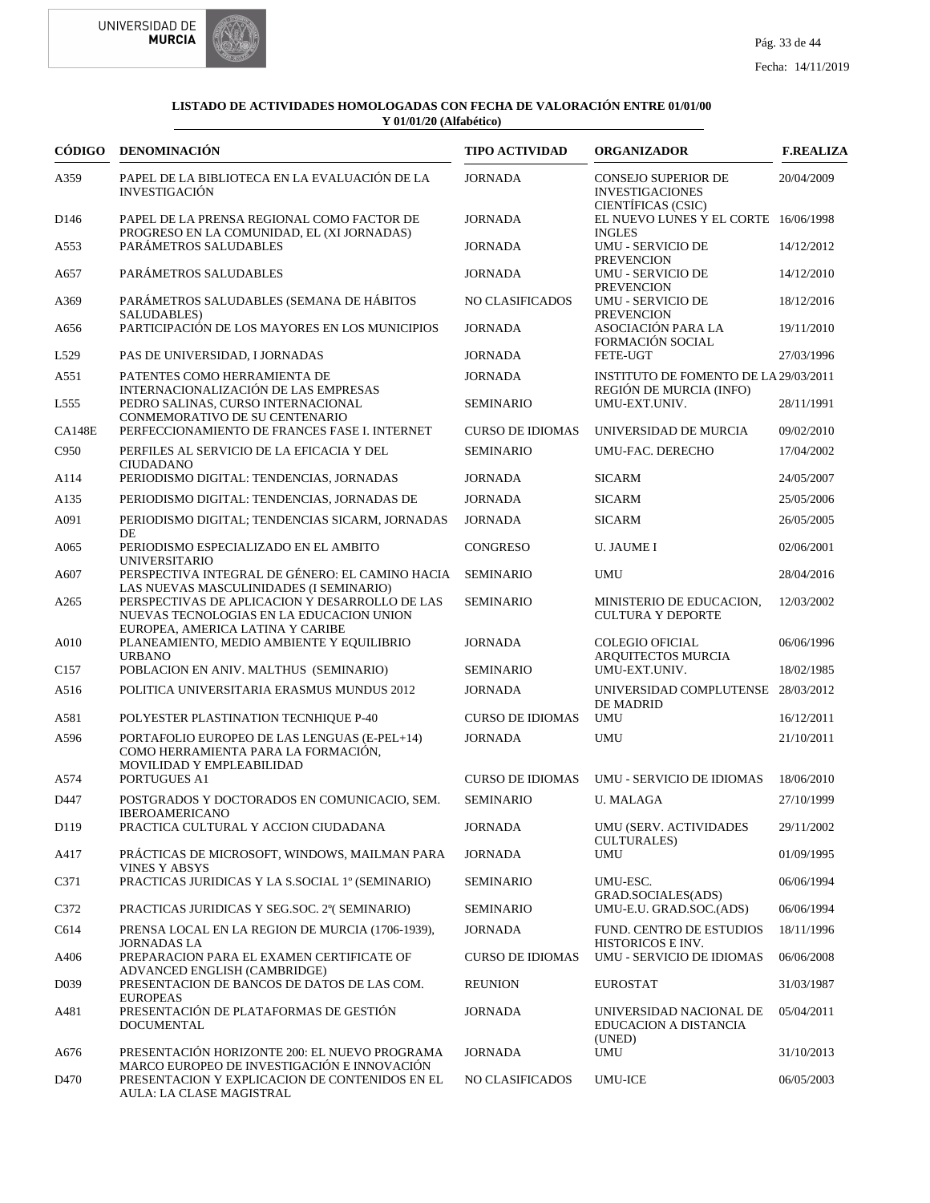**LISTADO DE ACTIVIDADES HOMOLOGADAS CON FECHA DE VALORACIÓN ENTRE 01/01/00 Y 01/01/20 (Alfabético)**

| CÓDIGO | DENOMINACIÓN | TIPO ACTIVIDAD | ORGANIZADOR | F.REALIZA |
|---|---|---|---|---|
| A359 | PAPEL DE LA BIBLIOTECA EN LA EVALUACIÓN DE LA INVESTIGACIÓN | JORNADA | CONSEJO SUPERIOR DE INVESTIGACIONES CIENTÍFICAS (CSIC) | 20/04/2009 |
| D146 | PAPEL DE LA PRENSA REGIONAL COMO FACTOR DE PROGRESO EN LA COMUNIDAD, EL (XI JORNADAS) | JORNADA | EL NUEVO LUNES Y EL CORTE INGLES | 16/06/1998 |
| A553 | PARÁMETROS SALUDABLES | JORNADA | UMU - SERVICIO DE PREVENCION | 14/12/2012 |
| A657 | PARÁMETROS SALUDABLES | JORNADA | UMU - SERVICIO DE PREVENCION | 14/12/2010 |
| A369 | PARÁMETROS SALUDABLES (SEMANA DE HÁBITOS SALUDABLES) | NO CLASIFICADOS | UMU - SERVICIO DE PREVENCION | 18/12/2016 |
| A656 | PARTICIPACIÓN DE LOS MAYORES EN LOS MUNICIPIOS | JORNADA | ASOCIACIÓN PARA LA FORMACIÓN SOCIAL | 19/11/2010 |
| L529 | PAS DE UNIVERSIDAD, I JORNADAS | JORNADA | FETE-UGT | 27/03/1996 |
| A551 | PATENTES COMO HERRAMIENTA DE INTERNACIONALIZACIÓN DE LAS EMPRESAS | JORNADA | INSTITUTO DE FOMENTO DE LA REGIÓN DE MURCIA (INFO) | 29/03/2011 |
| L555 | PEDRO SALINAS, CURSO INTERNACIONAL CONMEMORATIVO DE SU CENTENARIO | SEMINARIO | UMU-EXT.UNIV. | 28/11/1991 |
| CA148E | PERFECCIONAMIENTO DE FRANCES FASE I. INTERNET | CURSO DE IDIOMAS | UNIVERSIDAD DE MURCIA | 09/02/2010 |
| C950 | PERFILES AL SERVICIO DE LA EFICACIA Y DEL CIUDADANO | SEMINARIO | UMU-FAC. DERECHO | 17/04/2002 |
| A114 | PERIODISMO DIGITAL: TENDENCIAS, JORNADAS | JORNADA | SICARM | 24/05/2007 |
| A135 | PERIODISMO DIGITAL: TENDENCIAS, JORNADAS DE | JORNADA | SICARM | 25/05/2006 |
| A091 | PERIODISMO DIGITAL; TENDENCIAS SICARM, JORNADAS DE | JORNADA | SICARM | 26/05/2005 |
| A065 | PERIODISMO ESPECIALIZADO EN EL AMBITO UNIVERSITARIO | CONGRESO | U. JAUME I | 02/06/2001 |
| A607 | PERSPECTIVA INTEGRAL DE GÉNERO: EL CAMINO HACIA LAS NUEVAS MASCULINIDADES (I SEMINARIO) | SEMINARIO | UMU | 28/04/2016 |
| A265 | PERSPECTIVAS DE APLICACION Y DESARROLLO DE LAS NUEVAS TECNOLOGIAS EN LA EDUCACION UNION EUROPEA, AMERICA LATINA Y CARIBE | SEMINARIO | MINISTERIO DE EDUCACION, CULTURA Y DEPORTE | 12/03/2002 |
| A010 | PLANEAMIENTO, MEDIO AMBIENTE Y EQUILIBRIO URBANO | JORNADA | COLEGIO OFICIAL ARQUITECTOS MURCIA | 06/06/1996 |
| C157 | POBLACION EN ANIV. MALTHUS (SEMINARIO) | SEMINARIO | UMU-EXT.UNIV. | 18/02/1985 |
| A516 | POLITICA UNIVERSITARIA ERASMUS MUNDUS 2012 | JORNADA | UNIVERSIDAD COMPLUTENSE DE MADRID | 28/03/2012 |
| A581 | POLYESTER PLASTINATION TECNHIQUE P-40 | CURSO DE IDIOMAS | UMU | 16/12/2011 |
| A596 | PORTAFOLIO EUROPEO DE LAS LENGUAS (E-PEL+14) COMO HERRAMIENTA PARA LA FORMACIÓN, MOVILIDAD Y EMPLEABILIDAD | JORNADA | UMU | 21/10/2011 |
| A574 | PORTUGUES A1 | CURSO DE IDIOMAS | UMU - SERVICIO DE IDIOMAS | 18/06/2010 |
| D447 | POSTGRADOS Y DOCTORADOS EN COMUNICACIO, SEM. IBEROAMERICANO | SEMINARIO | U. MALAGA | 27/10/1999 |
| D119 | PRACTICA CULTURAL Y ACCION CIUDADANA | JORNADA | UMU (SERV. ACTIVIDADES CULTURALES) | 29/11/2002 |
| A417 | PRÁCTICAS DE MICROSOFT, WINDOWS, MAILMAN PARA VINES Y ABSYS | JORNADA | UMU | 01/09/1995 |
| C371 | PRACTICAS JURIDICAS Y LA S.SOCIAL 1º (SEMINARIO) | SEMINARIO | UMU-ESC. GRAD.SOCIALES(ADS) | 06/06/1994 |
| C372 | PRACTICAS JURIDICAS Y SEG.SOC. 2º( SEMINARIO) | SEMINARIO | UMU-E.U. GRAD.SOC.(ADS) | 06/06/1994 |
| C614 | PRENSA LOCAL EN LA REGION DE MURCIA (1706-1939), JORNADAS LA | JORNADA | FUND. CENTRO DE ESTUDIOS HISTORICOS E INV. | 18/11/1996 |
| A406 | PREPARACION PARA EL EXAMEN CERTIFICATE OF ADVANCED ENGLISH (CAMBRIDGE) | CURSO DE IDIOMAS | UMU - SERVICIO DE IDIOMAS | 06/06/2008 |
| D039 | PRESENTACION DE BANCOS DE DATOS DE LAS COM. EUROPEAS | REUNION | EUROSTAT | 31/03/1987 |
| A481 | PRESENTACIÓN DE PLATAFORMAS DE GESTIÓN DOCUMENTAL | JORNADA | UNIVERSIDAD NACIONAL DE EDUCACION A DISTANCIA (UNED) | 05/04/2011 |
| A676 | PRESENTACIÓN HORIZONTE 200: EL NUEVO PROGRAMA MARCO EUROPEO DE INVESTIGACIÓN E INNOVACIÓN | JORNADA | UMU | 31/10/2013 |
| D470 | PRESENTACION Y EXPLICACION DE CONTENIDOS EN EL AULA: LA CLASE MAGISTRAL | NO CLASIFICADOS | UMU-ICE | 06/05/2003 |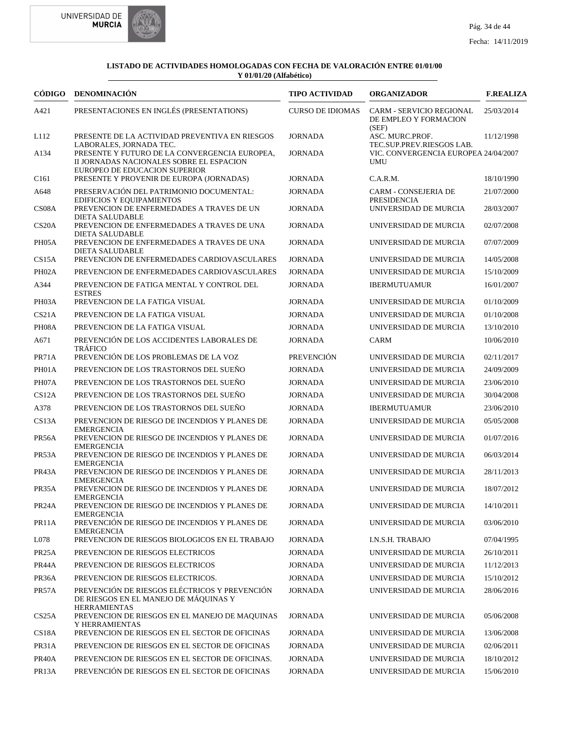**LISTADO DE ACTIVIDADES HOMOLOGADAS CON FECHA DE VALORACIÓN ENTRE 01/01/00 Y 01/01/20 (Alfabético)**

| CÓDIGO | DENOMINACIÓN | TIPO ACTIVIDAD | ORGANIZADOR | F.REALIZA |
|---|---|---|---|---|
| A421 | PRESENTACIONES EN INGLÉS (PRESENTATIONS) | CURSO DE IDIOMAS | CARM - SERVICIO REGIONAL DE EMPLEO Y FORMACION (SEF) | 25/03/2014 |
| L112 | PRESENTE DE LA ACTIVIDAD PREVENTIVA EN RIESGOS LABORALES, JORNADA TEC. | JORNADA | ASC. MURC.PROF. TEC.SUP.PREV.RIESGOS LAB. | 11/12/1998 |
| A134 | PRESENTE Y FUTURO DE LA CONVERGENCIA EUROPEA, II JORNADAS NACIONALES SOBRE EL ESPACION EUROPEO DE EDUCACION SUPERIOR | JORNADA | VIC. CONVERGENCIA EUROPEA UMU | 24/04/2007 |
| C161 | PRESENTE Y PROVENIR DE EUROPA (JORNADAS) | JORNADA | C.A.R.M. | 18/10/1990 |
| A648 | PRESERVACIÓN DEL PATRIMONIO DOCUMENTAL: EDIFICIOS Y EQUIPAMIENTOS | JORNADA | CARM - CONSEJERIA DE PRESIDENCIA | 21/07/2000 |
| CS08A | PREVENCION DE ENFERMEDADES A TRAVES DE UN DIETA SALUDABLE | JORNADA | UNIVERSIDAD DE MURCIA | 28/03/2007 |
| CS20A | PREVENCION DE ENFERMEDADES A TRAVES DE UNA DIETA SALUDABLE | JORNADA | UNIVERSIDAD DE MURCIA | 02/07/2008 |
| PH05A | PREVENCION DE ENFERMEDADES A TRAVES DE UNA DIETA SALUDABLE | JORNADA | UNIVERSIDAD DE MURCIA | 07/07/2009 |
| CS15A | PREVENCION DE ENFERMEDADES CARDIOVASCULARES | JORNADA | UNIVERSIDAD DE MURCIA | 14/05/2008 |
| PH02A | PREVENCION DE ENFERMEDADES CARDIOVASCULARES | JORNADA | UNIVERSIDAD DE MURCIA | 15/10/2009 |
| A344 | PREVENCION DE FATIGA MENTAL Y CONTROL DEL ESTRES | JORNADA | IBERMUTUAMUR | 16/01/2007 |
| PH03A | PREVENCION DE LA FATIGA VISUAL | JORNADA | UNIVERSIDAD DE MURCIA | 01/10/2009 |
| CS21A | PREVENCION DE LA FATIGA VISUAL | JORNADA | UNIVERSIDAD DE MURCIA | 01/10/2008 |
| PH08A | PREVENCION DE LA FATIGA VISUAL | JORNADA | UNIVERSIDAD DE MURCIA | 13/10/2010 |
| A671 | PREVENCIÓN DE LOS ACCIDENTES LABORALES DE TRÁFICO | JORNADA | CARM | 10/06/2010 |
| PR71A | PREVENCIÓN DE LOS PROBLEMAS DE LA VOZ | PREVENCIÓN | UNIVERSIDAD DE MURCIA | 02/11/2017 |
| PH01A | PREVENCION DE LOS TRASTORNOS DEL SUEÑO | JORNADA | UNIVERSIDAD DE MURCIA | 24/09/2009 |
| PH07A | PREVENCION DE LOS TRASTORNOS DEL SUEÑO | JORNADA | UNIVERSIDAD DE MURCIA | 23/06/2010 |
| CS12A | PREVENCION DE LOS TRASTORNOS DEL SUEÑO | JORNADA | UNIVERSIDAD DE MURCIA | 30/04/2008 |
| A378 | PREVENCION DE LOS TRASTORNOS DEL SUEÑO | JORNADA | IBERMUTUAMUR | 23/06/2010 |
| CS13A | PREVENCION DE RIESGO DE INCENDIOS Y PLANES DE EMERGENCIA | JORNADA | UNIVERSIDAD DE MURCIA | 05/05/2008 |
| PR56A | PREVENCION DE RIESGO DE INCENDIOS Y PLANES DE EMERGENCIA | JORNADA | UNIVERSIDAD DE MURCIA | 01/07/2016 |
| PR53A | PREVENCION DE RIESGO DE INCENDIOS Y PLANES DE EMERGENCIA | JORNADA | UNIVERSIDAD DE MURCIA | 06/03/2014 |
| PR43A | PREVENCION DE RIESGO DE INCENDIOS Y PLANES DE EMERGENCIA | JORNADA | UNIVERSIDAD DE MURCIA | 28/11/2013 |
| PR35A | PREVENCION DE RIESGO DE INCENDIOS Y PLANES DE EMERGENCIA | JORNADA | UNIVERSIDAD DE MURCIA | 18/07/2012 |
| PR24A | PREVENCION DE RIESGO DE INCENDIOS Y PLANES DE EMERGENCIA | JORNADA | UNIVERSIDAD DE MURCIA | 14/10/2011 |
| PR11A | PREVENCIÓN DE RIESGO DE INCENDIOS Y PLANES DE EMERGENCIA | JORNADA | UNIVERSIDAD DE MURCIA | 03/06/2010 |
| L078 | PREVENCION DE RIESGOS BIOLOGICOS EN EL TRABAJO | JORNADA | I.N.S.H. TRABAJO | 07/04/1995 |
| PR25A | PREVENCION DE RIESGOS ELECTRICOS | JORNADA | UNIVERSIDAD DE MURCIA | 26/10/2011 |
| PR44A | PREVENCION DE RIESGOS ELECTRICOS | JORNADA | UNIVERSIDAD DE MURCIA | 11/12/2013 |
| PR36A | PREVENCION DE RIESGOS ELECTRICOS. | JORNADA | UNIVERSIDAD DE MURCIA | 15/10/2012 |
| PR57A | PREVENCIÓN DE RIESGOS ELÉCTRICOS Y PREVENCIÓN DE RIESGOS EN EL MANEJO DE MÁQUINAS Y HERRAMIENTAS | JORNADA | UNIVERSIDAD DE MURCIA | 28/06/2016 |
| CS25A | PREVENCION DE RIESGOS EN EL MANEJO DE MAQUINAS Y HERRAMIENTAS | JORNADA | UNIVERSIDAD DE MURCIA | 05/06/2008 |
| CS18A | PREVENCION DE RIESGOS EN EL SECTOR DE OFICINAS | JORNADA | UNIVERSIDAD DE MURCIA | 13/06/2008 |
| PR31A | PREVENCION DE RIESGOS EN EL SECTOR DE OFICINAS | JORNADA | UNIVERSIDAD DE MURCIA | 02/06/2011 |
| PR40A | PREVENCION DE RIESGOS EN EL SECTOR DE OFICINAS. | JORNADA | UNIVERSIDAD DE MURCIA | 18/10/2012 |
| PR13A | PREVENCIÓN DE RIESGOS EN EL SECTOR DE OFICINAS | JORNADA | UNIVERSIDAD DE MURCIA | 15/06/2010 |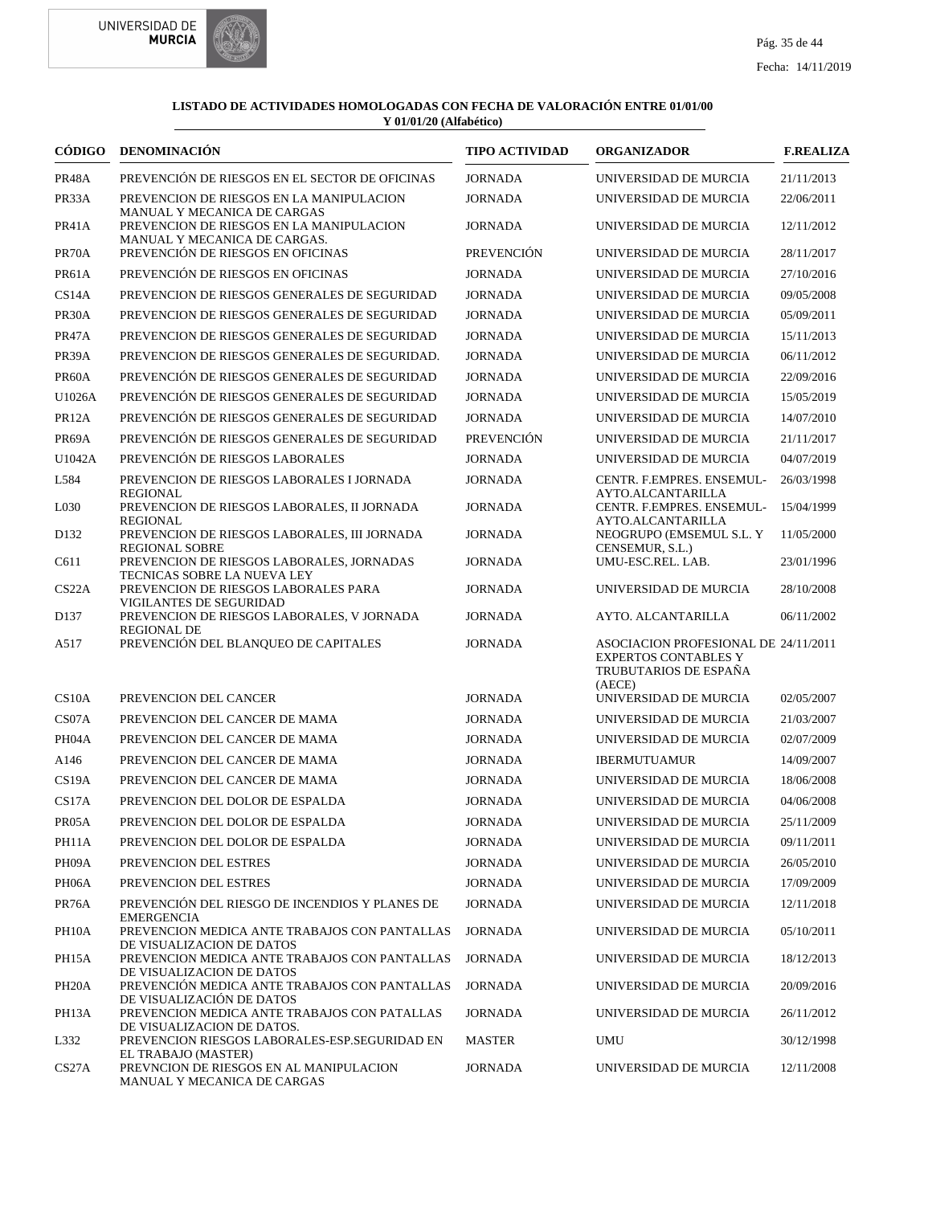**LISTADO DE ACTIVIDADES HOMOLOGADAS CON FECHA DE VALORACIÓN ENTRE 01/01/00 Y 01/01/20 (Alfabético)**

| CÓDIGO | DENOMINACIÓN | TIPO ACTIVIDAD | ORGANIZADOR | F.REALIZA |
|---|---|---|---|---|
| PR48A | PREVENCIÓN DE RIESGOS EN EL SECTOR DE OFICINAS | JORNADA | UNIVERSIDAD DE MURCIA | 21/11/2013 |
| PR33A | PREVENCION DE RIESGOS EN LA MANIPULACION MANUAL Y MECANICA DE CARGAS | JORNADA | UNIVERSIDAD DE MURCIA | 22/06/2011 |
| PR41A | PREVENCION DE RIESGOS EN LA MANIPULACION MANUAL Y MECANICA DE CARGAS. | JORNADA | UNIVERSIDAD DE MURCIA | 12/11/2012 |
| PR70A | PREVENCIÓN DE RIESGOS EN OFICINAS | PREVENCIÓN | UNIVERSIDAD DE MURCIA | 28/11/2017 |
| PR61A | PREVENCIÓN DE RIESGOS EN OFICINAS | JORNADA | UNIVERSIDAD DE MURCIA | 27/10/2016 |
| CS14A | PREVENCION DE RIESGOS GENERALES DE SEGURIDAD | JORNADA | UNIVERSIDAD DE MURCIA | 09/05/2008 |
| PR30A | PREVENCION DE RIESGOS GENERALES DE SEGURIDAD | JORNADA | UNIVERSIDAD DE MURCIA | 05/09/2011 |
| PR47A | PREVENCION DE RIESGOS GENERALES DE SEGURIDAD | JORNADA | UNIVERSIDAD DE MURCIA | 15/11/2013 |
| PR39A | PREVENCION DE RIESGOS GENERALES DE SEGURIDAD. | JORNADA | UNIVERSIDAD DE MURCIA | 06/11/2012 |
| PR60A | PREVENCIÓN DE RIESGOS GENERALES DE SEGURIDAD | JORNADA | UNIVERSIDAD DE MURCIA | 22/09/2016 |
| U1026A | PREVENCIÓN DE RIESGOS GENERALES DE SEGURIDAD | JORNADA | UNIVERSIDAD DE MURCIA | 15/05/2019 |
| PR12A | PREVENCIÓN DE RIESGOS GENERALES DE SEGURIDAD | JORNADA | UNIVERSIDAD DE MURCIA | 14/07/2010 |
| PR69A | PREVENCIÓN DE RIESGOS GENERALES DE SEGURIDAD | PREVENCIÓN | UNIVERSIDAD DE MURCIA | 21/11/2017 |
| U1042A | PREVENCIÓN DE RIESGOS LABORALES | JORNADA | UNIVERSIDAD DE MURCIA | 04/07/2019 |
| L584 | PREVENCION DE RIESGOS LABORALES I JORNADA REGIONAL | JORNADA | CENTR. F.EMPRES. ENSEMUL-AYTO.ALCANTARILLA | 26/03/1998 |
| L030 | PREVENCION DE RIESGOS LABORALES, II JORNADA REGIONAL | JORNADA | CENTR. F.EMPRES. ENSEMUL-AYTO.ALCANTARILLA | 15/04/1999 |
| D132 | PREVENCION DE RIESGOS LABORALES, III JORNADA REGIONAL SOBRE | JORNADA | NEOGRUPO (EMSEMUL S.L. Y CENSEMUR, S.L.) | 11/05/2000 |
| C611 | PREVENCION DE RIESGOS LABORALES, JORNADAS TECNICAS SOBRE LA NUEVA LEY | JORNADA | UMU-ESC.REL. LAB. | 23/01/1996 |
| CS22A | PREVENCION DE RIESGOS LABORALES PARA VIGILANTES DE SEGURIDAD | JORNADA | UNIVERSIDAD DE MURCIA | 28/10/2008 |
| D137 | PREVENCION DE RIESGOS LABORALES, V JORNADA REGIONAL DE | JORNADA | AYTO. ALCANTARILLA | 06/11/2002 |
| A517 | PREVENCIÓN DEL BLANQUEO DE CAPITALES | JORNADA | ASOCIACION PROFESIONAL DE EXPERTOS CONTABLES Y TRUBUTARIOS DE ESPAÑA (AECE) | 24/11/2011 |
| CS10A | PREVENCION DEL CANCER | JORNADA | UNIVERSIDAD DE MURCIA | 02/05/2007 |
| CS07A | PREVENCION DEL CANCER DE MAMA | JORNADA | UNIVERSIDAD DE MURCIA | 21/03/2007 |
| PH04A | PREVENCION DEL CANCER DE MAMA | JORNADA | UNIVERSIDAD DE MURCIA | 02/07/2009 |
| A146 | PREVENCION DEL CANCER DE MAMA | JORNADA | IBERMUTUAMUR | 14/09/2007 |
| CS19A | PREVENCION DEL CANCER DE MAMA | JORNADA | UNIVERSIDAD DE MURCIA | 18/06/2008 |
| CS17A | PREVENCION DEL DOLOR DE ESPALDA | JORNADA | UNIVERSIDAD DE MURCIA | 04/06/2008 |
| PR05A | PREVENCION DEL DOLOR DE ESPALDA | JORNADA | UNIVERSIDAD DE MURCIA | 25/11/2009 |
| PH11A | PREVENCION DEL DOLOR DE ESPALDA | JORNADA | UNIVERSIDAD DE MURCIA | 09/11/2011 |
| PH09A | PREVENCION DEL ESTRES | JORNADA | UNIVERSIDAD DE MURCIA | 26/05/2010 |
| PH06A | PREVENCION DEL ESTRES | JORNADA | UNIVERSIDAD DE MURCIA | 17/09/2009 |
| PR76A | PREVENCIÓN DEL RIESGO DE INCENDIOS Y PLANES DE EMERGENCIA | JORNADA | UNIVERSIDAD DE MURCIA | 12/11/2018 |
| PH10A | PREVENCION MEDICA ANTE TRABAJOS CON PANTALLAS DE VISUALIZACION DE DATOS | JORNADA | UNIVERSIDAD DE MURCIA | 05/10/2011 |
| PH15A | PREVENCION MEDICA ANTE TRABAJOS CON PANTALLAS DE VISUALIZACION DE DATOS | JORNADA | UNIVERSIDAD DE MURCIA | 18/12/2013 |
| PH20A | PREVENCIÓN MEDICA ANTE TRABAJOS CON PANTALLAS DE VISUALIZACIÓN DE DATOS | JORNADA | UNIVERSIDAD DE MURCIA | 20/09/2016 |
| PH13A | PREVENCION MEDICA ANTE TRABAJOS CON PATALLAS DE VISUALIZACION DE DATOS. | JORNADA | UNIVERSIDAD DE MURCIA | 26/11/2012 |
| L332 | PREVENCION RIESGOS LABORALES-ESP.SEGURIDAD EN EL TRABAJO (MASTER) | MASTER | UMU | 30/12/1998 |
| CS27A | PREVNCION DE RIESGOS EN AL MANIPULACION MANUAL Y MECANICA DE CARGAS | JORNADA | UNIVERSIDAD DE MURCIA | 12/11/2008 |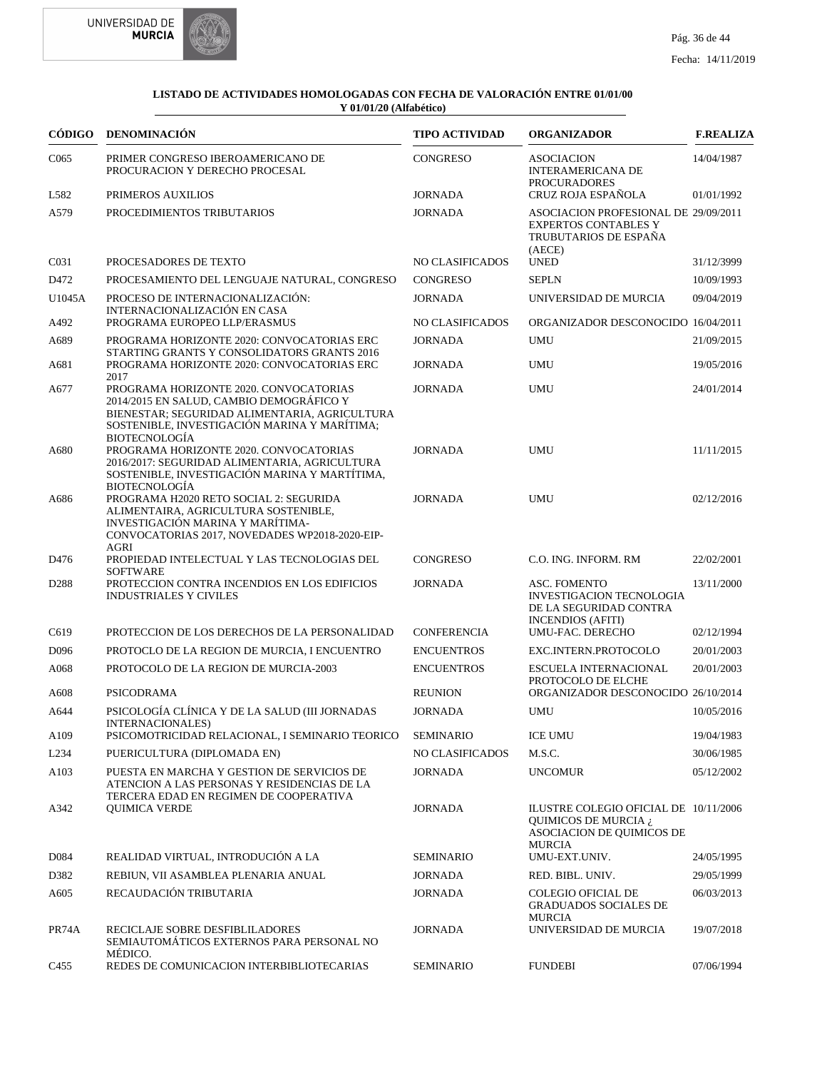**LISTADO DE ACTIVIDADES HOMOLOGADAS CON FECHA DE VALORACIÓN ENTRE 01/01/00 Y 01/01/20 (Alfabético)**

| CÓDIGO | DENOMINACIÓN | TIPO ACTIVIDAD | ORGANIZADOR | F.REALIZA |
|---|---|---|---|---|
| C065 | PRIMER CONGRESO IBEROAMERICANO DE PROCURACION Y DERECHO PROCESAL | CONGRESO | ASOCIACION INTERAMERICANA DE PROCURADORES | 14/04/1987 |
| L582 | PRIMEROS AUXILIOS | JORNADA | CRUZ ROJA ESPAÑOLA | 01/01/1992 |
| A579 | PROCEDIMIENTOS TRIBUTARIOS | JORNADA | ASOCIACION PROFESIONAL DE EXPERTOS CONTABLES Y TRUBUTARIOS DE ESPAÑA (AECE) | 29/09/2011 |
| C031 | PROCESADORES DE TEXTO | NO CLASIFICADOS | UNED | 31/12/3999 |
| D472 | PROCESAMIENTO DEL LENGUAJE NATURAL, CONGRESO | CONGRESO | SEPLN | 10/09/1993 |
| U1045A | PROCESO DE INTERNACIONALIZACIÓN: INTERNACIONALIZACIÓN EN CASA | JORNADA | UNIVERSIDAD DE MURCIA | 09/04/2019 |
| A492 | PROGRAMA EUROPEO LLP/ERASMUS | NO CLASIFICADOS | ORGANIZADOR DESCONOCIDO | 16/04/2011 |
| A689 | PROGRAMA HORIZONTE 2020: CONVOCATORIAS ERC STARTING GRANTS Y CONSOLIDATORS GRANTS 2016 | JORNADA | UMU | 21/09/2015 |
| A681 | PROGRAMA HORIZONTE 2020: CONVOCATORIAS ERC 2017 | JORNADA | UMU | 19/05/2016 |
| A677 | PROGRAMA HORIZONTE 2020. CONVOCATORIAS 2014/2015 EN SALUD, CAMBIO DEMOGRÁFICO Y BIENESTAR; SEGURIDAD ALIMENTARIA, AGRICULTURA SOSTENIBLE, INVESTIGACIÓN MARINA Y MARÍTIMA; BIOTECNOLOGÍA | JORNADA | UMU | 24/01/2014 |
| A680 | PROGRAMA HORIZONTE 2020. CONVOCATORIAS 2016/2017: SEGURIDAD ALIMENTARIA, AGRICULTURA SOSTENIBLE, INVESTIGACIÓN MARINA Y MARTÍTIMA, BIOTECNOLOGÍA | JORNADA | UMU | 11/11/2015 |
| A686 | PROGRAMA H2020 RETO SOCIAL 2: SEGURIDA ALIMENTAIRA, AGRICULTURA SOSTENIBLE, INVESTIGACIÓN MARINA Y MARÍTIMA-CONVOCATORIAS 2017, NOVEDADES WP2018-2020-EIP-AGRI | JORNADA | UMU | 02/12/2016 |
| D476 | PROPIEDAD INTELECTUAL Y LAS TECNOLOGIAS DEL SOFTWARE | CONGRESO | C.O. ING. INFORM. RM | 22/02/2001 |
| D288 | PROTECCION CONTRA INCENDIOS EN LOS EDIFICIOS INDUSTRIALES Y CIVILES | JORNADA | ASC. FOMENTO INVESTIGACION TECNOLOGIA DE LA SEGURIDAD CONTRA INCENDIOS (AFITI) | 13/11/2000 |
| C619 | PROTECCION DE LOS DERECHOS DE LA PERSONALIDAD | CONFERENCIA | UMU-FAC. DERECHO | 02/12/1994 |
| D096 | PROTOCLO DE LA REGION DE MURCIA, I ENCUENTRO | ENCUENTROS | EXC.INTERN.PROTOCOLO | 20/01/2003 |
| A068 | PROTOCOLO DE LA REGION DE MURCIA-2003 | ENCUENTROS | ESCUELA INTERNACIONAL PROTOCOLO DE ELCHE | 20/01/2003 |
| A608 | PSICODRAMA | REUNION | ORGANIZADOR DESCONOCIDO | 26/10/2014 |
| A644 | PSICOLOGÍA CLÍNICA Y DE LA SALUD (III JORNADAS INTERNACIONALES) | JORNADA | UMU | 10/05/2016 |
| A109 | PSICOMOTRICIDAD RELACIONAL, I SEMINARIO TEORICO | SEMINARIO | ICE UMU | 19/04/1983 |
| L234 | PUERICULTURA (DIPLOMADA EN) | NO CLASIFICADOS | M.S.C. | 30/06/1985 |
| A103 | PUESTA EN MARCHA Y GESTION DE SERVICIOS DE ATENCION A LAS PERSONAS Y RESIDENCIAS DE LA TERCERA EDAD EN REGIMEN DE COOPERATIVA | JORNADA | UNCOMUR | 05/12/2002 |
| A342 | QUIMICA VERDE | JORNADA | ILUSTRE COLEGIO OFICIAL DE QUIMICOS DE MURCIA ¿ ASOCIACION DE QUIMICOS DE MURCIA | 10/11/2006 |
| D084 | REALIDAD VIRTUAL, INTRODUCIÓN A LA | SEMINARIO | UMU-EXT.UNIV. | 24/05/1995 |
| D382 | REBIUN, VII ASAMBLEA PLENARIA ANUAL | JORNADA | RED. BIBL. UNIV. | 29/05/1999 |
| A605 | RECAUDACIÓN TRIBUTARIA | JORNADA | COLEGIO OFICIAL DE GRADUADOS SOCIALES DE MURCIA | 06/03/2013 |
| PR74A | RECICLAJE SOBRE DESFIBLILADORES SEMIAUTOMÁTICOS EXTERNOS PARA PERSONAL NO MÉDICO. | JORNADA | UNIVERSIDAD DE MURCIA | 19/07/2018 |
| C455 | REDES DE COMUNICACION INTERBIBLIOTECARIAS | SEMINARIO | FUNDEBI | 07/06/1994 |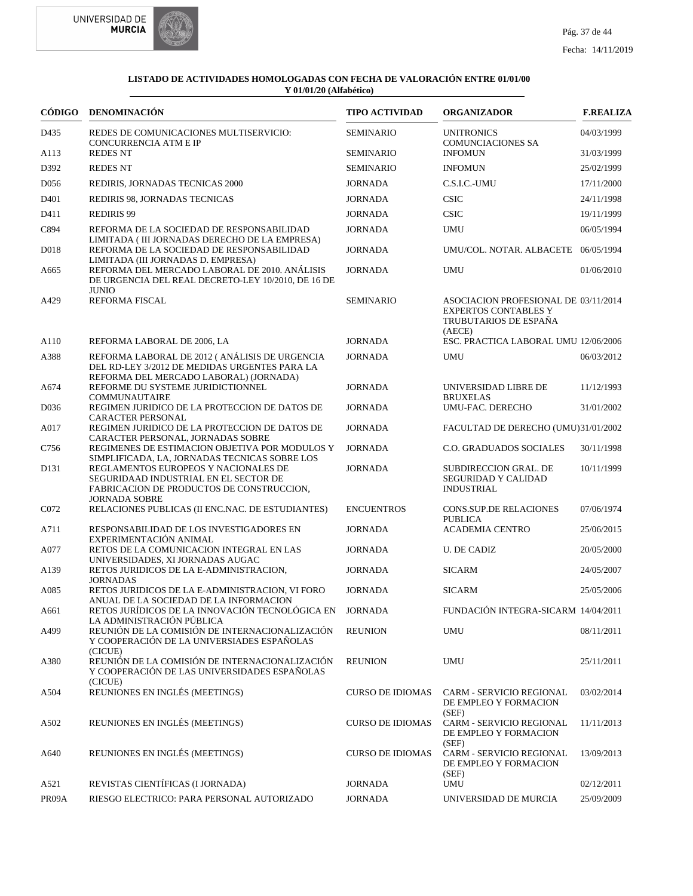**LISTADO DE ACTIVIDADES HOMOLOGADAS CON FECHA DE VALORACIÓN ENTRE 01/01/00 Y 01/01/20 (Alfabético)**

| CÓDIGO | DENOMINACIÓN | TIPO ACTIVIDAD | ORGANIZADOR | F.REALIZA |
|---|---|---|---|---|
| D435 | REDES DE COMUNICACIONES MULTISERVICIO: CONCURRENCIA ATM E IP | SEMINARIO | UNITRONICS COMUNCIACIONES SA | 04/03/1999 |
| A113 | REDES NT | SEMINARIO | INFOMUN | 31/03/1999 |
| D392 | REDES NT | SEMINARIO | INFOMUN | 25/02/1999 |
| D056 | REDIRIS, JORNADAS TECNICAS 2000 | JORNADA | C.S.I.C.-UMU | 17/11/2000 |
| D401 | REDIRIS 98, JORNADAS TECNICAS | JORNADA | CSIC | 24/11/1998 |
| D411 | REDIRIS 99 | JORNADA | CSIC | 19/11/1999 |
| C894 | REFORMA DE LA SOCIEDAD DE RESPONSABILIDAD LIMITADA ( III JORNADAS DERECHO DE LA EMPRESA) | JORNADA | UMU | 06/05/1994 |
| D018 | REFORMA DE LA SOCIEDAD DE RESPONSABILIDAD LIMITADA (III JORNADAS D. EMPRESA) | JORNADA | UMU/COL. NOTAR. ALBACETE | 06/05/1994 |
| A665 | REFORMA DEL MERCADO LABORAL DE 2010. ANÁLISIS DE URGENCIA DEL REAL DECRETO-LEY 10/2010, DE 16 DE JUNIO | JORNADA | UMU | 01/06/2010 |
| A429 | REFORMA FISCAL | SEMINARIO | ASOCIACION PROFESIONAL DE EXPERTOS CONTABLES Y TRUBUTARIOS DE ESPAÑA (AECE) | 03/11/2014 |
| A110 | REFORMA LABORAL DE 2006, LA | JORNADA | ESC. PRACTICA LABORAL UMU | 12/06/2006 |
| A388 | REFORMA LABORAL DE 2012 ( ANÁLISIS DE URGENCIA DEL RD-LEY 3/2012 DE MEDIDAS URGENTES PARA LA REFORMA DEL MERCADO LABORAL) (JORNADA) | JORNADA | UMU | 06/03/2012 |
| A674 | REFORME DU SYSTEME JURIDICTIONNEL COMMUNAUTAIRE | JORNADA | UNIVERSIDAD LIBRE DE BRUXELAS | 11/12/1993 |
| D036 | REGIMEN JURIDICO DE LA PROTECCION DE DATOS DE CARACTER PERSONAL | JORNADA | UMU-FAC. DERECHO | 31/01/2002 |
| A017 | REGIMEN JURIDICO DE LA PROTECCION DE DATOS DE CARACTER PERSONAL, JORNADAS SOBRE | JORNADA | FACULTAD DE DERECHO (UMU) | 31/01/2002 |
| C756 | REGIMENES DE ESTIMACION OBJETIVA POR MODULOS Y SIMPLIFICADA, LA, JORNADAS TECNICAS SOBRE LOS | JORNADA | C.O. GRADUADOS SOCIALES | 30/11/1998 |
| D131 | REGLAMENTOS EUROPEOS Y NACIONALES DE SEGURIDAAD INDUSTRIAL EN EL SECTOR DE FABRICACION DE PRODUCTOS DE CONSTRUCCION, JORNADA SOBRE | JORNADA | SUBDIRECCION GRAL. DE SEGURIDAD Y CALIDAD INDUSTRIAL | 10/11/1999 |
| C072 | RELACIONES PUBLICAS (II ENC.NAC. DE ESTUDIANTES) | ENCUENTROS | CONS.SUP.DE RELACIONES PUBLICA | 07/06/1974 |
| A711 | RESPONSABILIDAD DE LOS INVESTIGADORES EN EXPERIMENTACIÓN ANIMAL | JORNADA | ACADEMIA CENTRO | 25/06/2015 |
| A077 | RETOS DE LA COMUNICACION INTEGRAL EN LAS UNIVERSIDADES, XI JORNADAS AUGAC | JORNADA | U. DE CADIZ | 20/05/2000 |
| A139 | RETOS JURIDICOS DE LA E-ADMINISTRACION, JORNADAS | JORNADA | SICARM | 24/05/2007 |
| A085 | RETOS JURIDICOS DE LA E-ADMINISTRACION, VI FORO ANUAL DE LA SOCIEDAD DE LA INFORMACION | JORNADA | SICARM | 25/05/2006 |
| A661 | RETOS JURÍDICOS DE LA INNOVACIÓN TECNOLÓGICA EN LA ADMINISTRACIÓN PÚBLICA | JORNADA | FUNDACIÓN INTEGRA-SICARM | 14/04/2011 |
| A499 | REUNIÓN DE LA COMISIÓN DE INTERNACIONALIZACIÓN Y COOPERACIÓN DE LA UNIVERSIADES ESPAÑOLAS (CICUE) | REUNION | UMU | 08/11/2011 |
| A380 | REUNIÓN DE LA COMISIÓN DE INTERNACIONALIZACIÓN Y COOPERACIÓN DE LAS UNIVERSIDADES ESPAÑOLAS (CICUE) | REUNION | UMU | 25/11/2011 |
| A504 | REUNIONES EN INGLÉS (MEETINGS) | CURSO DE IDIOMAS | CARM - SERVICIO REGIONAL DE EMPLEO Y FORMACION (SEF) | 03/02/2014 |
| A502 | REUNIONES EN INGLÉS (MEETINGS) | CURSO DE IDIOMAS | CARM - SERVICIO REGIONAL DE EMPLEO Y FORMACION (SEF) | 11/11/2013 |
| A640 | REUNIONES EN INGLÉS (MEETINGS) | CURSO DE IDIOMAS | CARM - SERVICIO REGIONAL DE EMPLEO Y FORMACION (SEF) | 13/09/2013 |
| A521 | REVISTAS CIENTÍFICAS (I JORNADA) | JORNADA | UMU | 02/12/2011 |
| PR09A | RIESGO ELECTRICO: PARA PERSONAL AUTORIZADO | JORNADA | UNIVERSIDAD DE MURCIA | 25/09/2009 |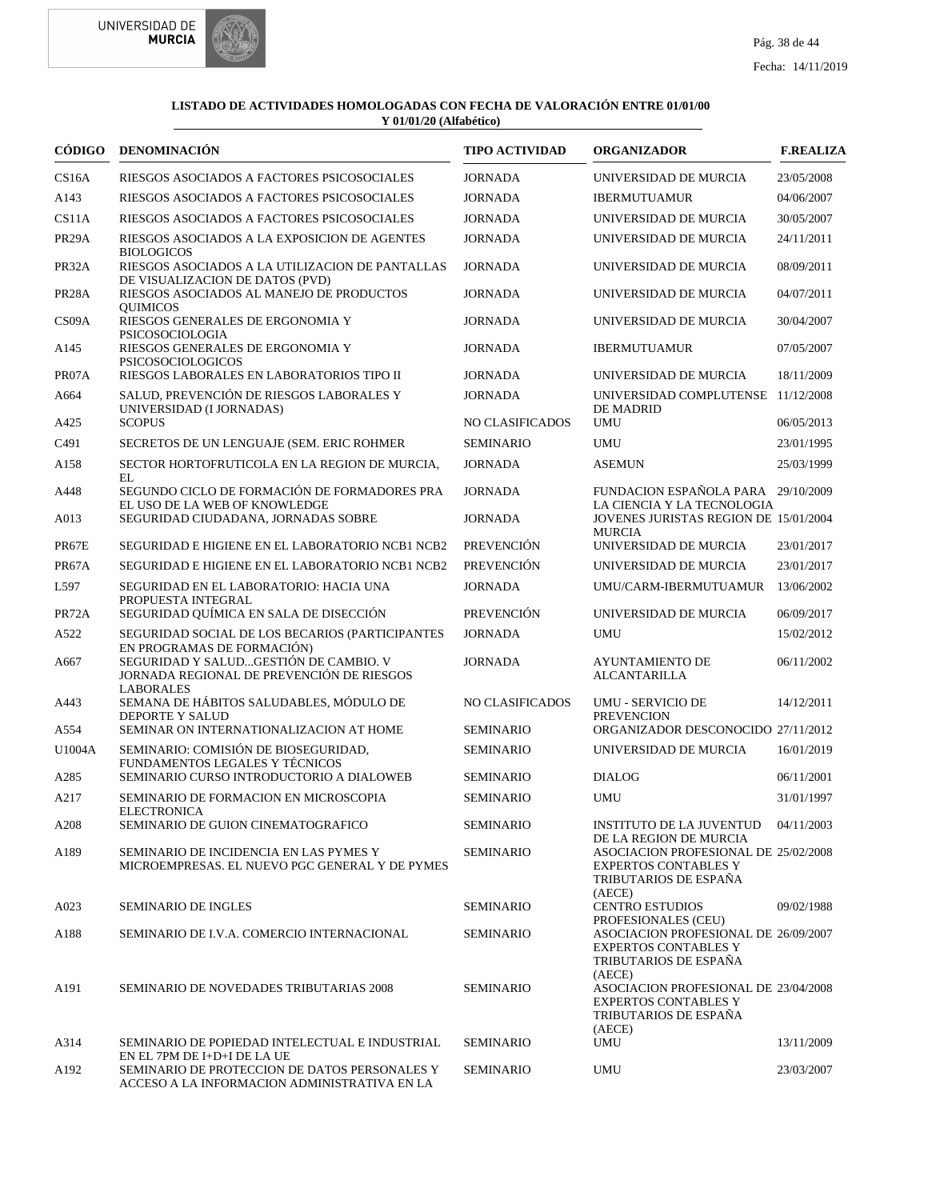**LISTADO DE ACTIVIDADES HOMOLOGADAS CON FECHA DE VALORACIÓN ENTRE 01/01/00 Y 01/01/20 (Alfabético)**

| CÓDIGO | DENOMINACIÓN | TIPO ACTIVIDAD | ORGANIZADOR | F.REALIZA |
|---|---|---|---|---|
| CS16A | RIESGOS ASOCIADOS A FACTORES PSICOSOCIALES | JORNADA | UNIVERSIDAD DE MURCIA | 23/05/2008 |
| A143 | RIESGOS ASOCIADOS A FACTORES PSICOSOCIALES | JORNADA | IBERMUTUAMUR | 04/06/2007 |
| CS11A | RIESGOS ASOCIADOS A FACTORES PSICOSOCIALES | JORNADA | UNIVERSIDAD DE MURCIA | 30/05/2007 |
| PR29A | RIESGOS ASOCIADOS A LA EXPOSICION DE AGENTES BIOLOGICOS | JORNADA | UNIVERSIDAD DE MURCIA | 24/11/2011 |
| PR32A | RIESGOS ASOCIADOS A LA UTILIZACION DE PANTALLAS DE VISUALIZACION DE DATOS (PVD) | JORNADA | UNIVERSIDAD DE MURCIA | 08/09/2011 |
| PR28A | RIESGOS ASOCIADOS AL MANEJO DE PRODUCTOS QUIMICOS | JORNADA | UNIVERSIDAD DE MURCIA | 04/07/2011 |
| CS09A | RIESGOS GENERALES DE ERGONOMIA Y PSICOSOCIOLOGIA | JORNADA | UNIVERSIDAD DE MURCIA | 30/04/2007 |
| A145 | RIESGOS GENERALES DE ERGONOMIA Y PSICOSOCIOLOGICOS | JORNADA | IBERMUTUAMUR | 07/05/2007 |
| PR07A | RIESGOS LABORALES EN LABORATORIOS TIPO II | JORNADA | UNIVERSIDAD DE MURCIA | 18/11/2009 |
| A664 | SALUD, PREVENCIÓN DE RIESGOS LABORALES Y UNIVERSIDAD (I JORNADAS) | JORNADA | UNIVERSIDAD COMPLUTENSE DE MADRID | 11/12/2008 |
| A425 | SCOPUS | NO CLASIFICADOS | UMU | 06/05/2013 |
| C491 | SECRETOS DE UN LENGUAJE (SEM. ERIC ROHMER | SEMINARIO | UMU | 23/01/1995 |
| A158 | SECTOR HORTOFRUTICOLA EN LA REGION DE MURCIA, EL | JORNADA | ASEMUN | 25/03/1999 |
| A448 | SEGUNDO CICLO DE FORMACIÓN DE FORMADORES PRA EL USO DE LA WEB OF KNOWLEDGE | JORNADA | FUNDACION ESPAÑOLA PARA LA CIENCIA Y LA TECNOLOGIA | 29/10/2009 |
| A013 | SEGURIDAD CIUDADANA, JORNADAS SOBRE | JORNADA | JOVENES JURISTAS REGION DE MURCIA | 15/01/2004 |
| PR67E | SEGURIDAD E HIGIENE EN EL LABORATORIO NCB1 NCB2 | PREVENCIÓN | UNIVERSIDAD DE MURCIA | 23/01/2017 |
| PR67A | SEGURIDAD E HIGIENE EN EL LABORATORIO NCB1 NCB2 | PREVENCIÓN | UNIVERSIDAD DE MURCIA | 23/01/2017 |
| L597 | SEGURIDAD EN EL LABORATORIO: HACIA UNA PROPUESTA INTEGRAL | JORNADA | UMU/CARM-IBERMUTUAMUR | 13/06/2002 |
| PR72A | SEGURIDAD QUÍMICA EN SALA DE DISECCIÓN | PREVENCIÓN | UNIVERSIDAD DE MURCIA | 06/09/2017 |
| A522 | SEGURIDAD SOCIAL DE LOS BECARIOS (PARTICIPANTES EN PROGRAMAS DE FORMACIÓN) | JORNADA | UMU | 15/02/2012 |
| A667 | SEGURIDAD Y SALUD...GESTIÓN DE CAMBIO. V JORNADA REGIONAL DE PREVENCIÓN DE RIESGOS LABORALES | JORNADA | AYUNTAMIENTO DE ALCANTARILLA | 06/11/2002 |
| A443 | SEMANA DE HÁBITOS SALUDABLES, MÓDULO DE DEPORTE Y SALUD | NO CLASIFICADOS | UMU - SERVICIO DE PREVENCION | 14/12/2011 |
| A554 | SEMINAR ON INTERNATIONALIZACION AT HOME | SEMINARIO | ORGANIZADOR DESCONOCIDO | 27/11/2012 |
| U1004A | SEMINARIO: COMISIÓN DE BIOSEGURIDAD, FUNDAMENTOS LEGALES Y TÉCNICOS | SEMINARIO | UNIVERSIDAD DE MURCIA | 16/01/2019 |
| A285 | SEMINARIO CURSO INTRODUCTORIO A DIALOWEB | SEMINARIO | DIALOG | 06/11/2001 |
| A217 | SEMINARIO DE FORMACION EN MICROSCOPIA ELECTRONICA | SEMINARIO | UMU | 31/01/1997 |
| A208 | SEMINARIO DE GUION CINEMATOGRAFICO | SEMINARIO | INSTITUTO DE LA JUVENTUD DE LA REGION DE MURCIA | 04/11/2003 |
| A189 | SEMINARIO DE INCIDENCIA EN LAS PYMES Y MICROEMPRESAS. EL NUEVO PGC GENERAL Y DE PYMES | SEMINARIO | ASOCIACION PROFESIONAL DE EXPERTOS CONTABLES Y TRIBUTARIOS DE ESPAÑA (AECE) | 25/02/2008 |
| A023 | SEMINARIO DE INGLES | SEMINARIO | CENTRO ESTUDIOS PROFESIONALES (CEU) | 09/02/1988 |
| A188 | SEMINARIO DE I.V.A. COMERCIO INTERNACIONAL | SEMINARIO | ASOCIACION PROFESIONAL DE EXPERTOS CONTABLES Y TRIBUTARIOS DE ESPAÑA (AECE) | 26/09/2007 |
| A191 | SEMINARIO DE NOVEDADES TRIBUTARIAS 2008 | SEMINARIO | ASOCIACION PROFESIONAL DE EXPERTOS CONTABLES Y TRIBUTARIOS DE ESPAÑA (AECE) | 23/04/2008 |
| A314 | SEMINARIO DE POPIEDAD INTELECTUAL E INDUSTRIAL EN EL 7PM DE I+D+I DE LA UE | SEMINARIO | UMU | 13/11/2009 |
| A192 | SEMINARIO DE PROTECCION DE DATOS PERSONALES Y ACCESO A LA INFORMACION ADMINISTRATIVA EN LA | SEMINARIO | UMU | 23/03/2007 |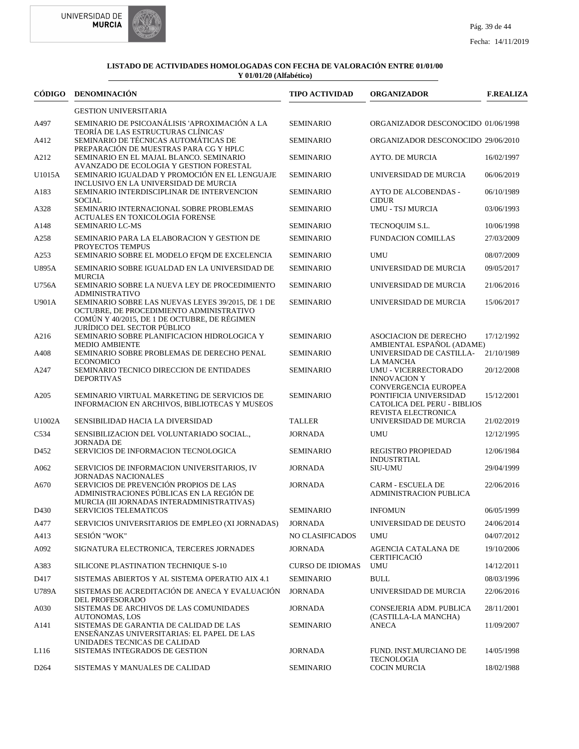## LISTADO DE ACTIVIDADES HOMOLOGADAS CON FECHA DE VALORACIÓN ENTRE 01/01/00 Y 01/01/20 (Alfabético)

| CÓDIGO | DENOMINACIÓN | TIPO ACTIVIDAD | ORGANIZADOR | F.REALIZA |
|---|---|---|---|---|
| | GESTION UNIVERSITARIA | | | |
| A497 | SEMINARIO DE PSICOANÁLISIS 'APROXIMACIÓN A LA TEORÍA DE LAS ESTRUCTURAS CLÍNICAS' | SEMINARIO | ORGANIZADOR DESCONOCIDO | 01/06/1998 |
| A412 | SEMINARIO DE TÉCNICAS AUTOMÁTICAS DE PREPARACIÓN DE MUESTRAS PARA CG Y HPLC | SEMINARIO | ORGANIZADOR DESCONOCIDO | 29/06/2010 |
| A212 | SEMINARIO EN EL MAJAL BLANCO. SEMINARIO AVANZADO DE ECOLOGIA Y GESTION FORESTAL | SEMINARIO | AYTO. DE MURCIA | 16/02/1997 |
| U1015A | SEMINARIO IGUALDAD Y PROMOCIÓN EN EL LENGUAJE INCLUSIVO EN LA UNIVERSIDAD DE MURCIA | SEMINARIO | UNIVERSIDAD DE MURCIA | 06/06/2019 |
| A183 | SEMINARIO INTERDISCIPLINAR DE INTERVENCION SOCIAL | SEMINARIO | AYTO DE ALCOBENDAS - CIDUR | 06/10/1989 |
| A328 | SEMINARIO INTERNACIONAL SOBRE PROBLEMAS ACTUALES EN TOXICOLOGIA FORENSE | SEMINARIO | UMU - TSJ MURCIA | 03/06/1993 |
| A148 | SEMINARIO LC-MS | SEMINARIO | TECNOQUIM S.L. | 10/06/1998 |
| A258 | SEMINARIO PARA LA ELABORACION Y GESTION DE PROYECTOS TEMPUS | SEMINARIO | FUNDACION COMILLAS | 27/03/2009 |
| A253 | SEMINARIO SOBRE EL MODELO EFQM DE EXCELENCIA | SEMINARIO | UMU | 08/07/2009 |
| U895A | SEMINARIO SOBRE IGUALDAD EN LA UNIVERSIDAD DE MURCIA | SEMINARIO | UNIVERSIDAD DE MURCIA | 09/05/2017 |
| U756A | SEMINARIO SOBRE LA NUEVA LEY DE PROCEDIMIENTO ADMINISTRATIVO | SEMINARIO | UNIVERSIDAD DE MURCIA | 21/06/2016 |
| U901A | SEMINARIO SOBRE LAS NUEVAS LEYES 39/2015, DE 1 DE OCTUBRE, DE PROCEDIMIENTO ADMINISTRATIVO COMÚN Y 40/2015, DE 1 DE OCTUBRE, DE RÉGIMEN JURÍDICO DEL SECTOR PÚBLICO | SEMINARIO | UNIVERSIDAD DE MURCIA | 15/06/2017 |
| A216 | SEMINARIO SOBRE PLANIFICACION HIDROLOGICA Y MEDIO AMBIENTE | SEMINARIO | ASOCIACION DE DERECHO AMBIENTAL ESPAÑOL (ADAME) | 17/12/1992 |
| A408 | SEMINARIO SOBRE PROBLEMAS DE DERECHO PENAL ECONOMICO | SEMINARIO | UNIVERSIDAD DE CASTILLA-LA MANCHA | 21/10/1989 |
| A247 | SEMINARIO TECNICO DIRECCION DE ENTIDADES DEPORTIVAS | SEMINARIO | UMU - VICERRECTORADO INNOVACION Y CONVERGENCIA EUROPEA | 20/12/2008 |
| A205 | SEMINARIO VIRTUAL MARKETING DE SERVICIOS DE INFORMACION EN ARCHIVOS, BIBLIOTECAS Y MUSEOS | SEMINARIO | PONTIFICIA UNIVERSIDAD CATOLICA DEL PERU - BIBLIOS REVISTA ELECTRONICA | 15/12/2001 |
| U1002A | SENSIBILIDAD HACIA LA DIVERSIDAD | TALLER | UNIVERSIDAD DE MURCIA | 21/02/2019 |
| C534 | SENSIBILIZACION DEL VOLUNTARIADO SOCIAL., JORNADA DE | JORNADA | UMU | 12/12/1995 |
| D452 | SERVICIOS DE INFORMACION TECNOLOGICA | SEMINARIO | REGISTRO PROPIEDAD INDUSTRTIAL | 12/06/1984 |
| A062 | SERVICIOS DE INFORMACION UNIVERSITARIOS, IV JORNADAS NACIONALES | JORNADA | SIU-UMU | 29/04/1999 |
| A670 | SERVICIOS DE PREVENCIÓN PROPIOS DE LAS ADMINISTRACIONES PÚBLICAS EN LA REGIÓN DE MURCIA (III JORNADAS INTERADMINISTRATIVAS) | JORNADA | CARM - ESCUELA DE ADMINISTRACION PUBLICA | 22/06/2016 |
| D430 | SERVICIOS TELEMATICOS | SEMINARIO | INFOMUN | 06/05/1999 |
| A477 | SERVICIOS UNIVERSITARIOS DE EMPLEO (XI JORNADAS) | JORNADA | UNIVERSIDAD DE DEUSTO | 24/06/2014 |
| A413 | SESIÓN "WOK" | NO CLASIFICADOS | UMU | 04/07/2012 |
| A092 | SIGNATURA ELECTRONICA, TERCERES JORNADES | JORNADA | AGENCIA CATALANA DE CERTIFICACIÓ | 19/10/2006 |
| A383 | SILICONE PLASTINATION TECHNIQUE S-10 | CURSO DE IDIOMAS | UMU | 14/12/2011 |
| D417 | SISTEMAS ABIERTOS Y AL SISTEMA OPERATIO AIX 4.1 | SEMINARIO | BULL | 08/03/1996 |
| U789A | SISTEMAS DE ACREDITACIÓN DE ANECA Y EVALUACIÓN DEL PROFESORADO | JORNADA | UNIVERSIDAD DE MURCIA | 22/06/2016 |
| A030 | SISTEMAS DE ARCHIVOS DE LAS COMUNIDADES AUTONOMAS, LOS | JORNADA | CONSEJERIA ADM. PUBLICA (CASTILLA-LA MANCHA) | 28/11/2001 |
| A141 | SISTEMAS DE GARANTIA DE CALIDAD DE LAS ENSEÑANZAS UNIVERSITARIAS: EL PAPEL DE LAS UNIDADES TECNICAS DE CALIDAD | SEMINARIO | ANECA | 11/09/2007 |
| L116 | SISTEMAS INTEGRADOS DE GESTION | JORNADA | FUND. INST.MURCIANO DE TECNOLOGIA | 14/05/1998 |
| D264 | SISTEMAS Y MANUALES DE CALIDAD | SEMINARIO | COCIN MURCIA | 18/02/1988 |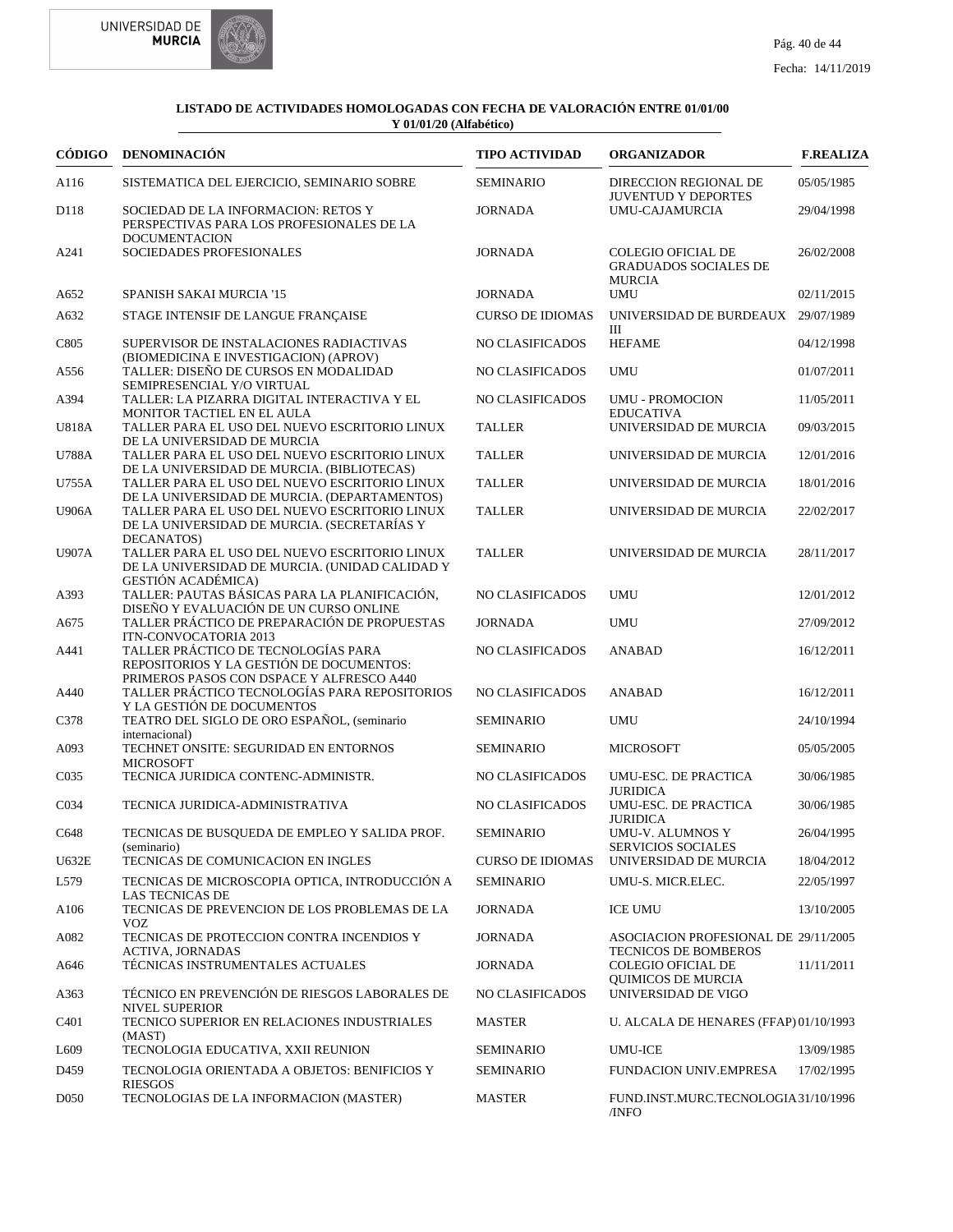**LISTADO DE ACTIVIDADES HOMOLOGADAS CON FECHA DE VALORACIÓN ENTRE 01/01/00 Y 01/01/20 (Alfabético)**

| CÓDIGO | DENOMINACIÓN | TIPO ACTIVIDAD | ORGANIZADOR | F.REALIZA |
|---|---|---|---|---|
| A116 | SISTEMATICA DEL EJERCICIO, SEMINARIO SOBRE | SEMINARIO | DIRECCION REGIONAL DE JUVENTUD Y DEPORTES | 05/05/1985 |
| D118 | SOCIEDAD DE LA INFORMACION: RETOS Y PERSPECTIVAS PARA LOS PROFESIONALES DE LA DOCUMENTACION | JORNADA | UMU-CAJAMURCIA | 29/04/1998 |
| A241 | SOCIEDADES PROFESIONALES | JORNADA | COLEGIO OFICIAL DE GRADUADOS SOCIALES DE MURCIA | 26/02/2008 |
| A652 | SPANISH SAKAI MURCIA '15 | JORNADA | UMU | 02/11/2015 |
| A632 | STAGE INTENSIF DE LANGUE FRANÇAISE | CURSO DE IDIOMAS | UNIVERSIDAD DE BURDEAUX III | 29/07/1989 |
| C805 | SUPERVISOR DE INSTALACIONES RADIACTIVAS (BIOMEDICINA E INVESTIGACION) (APROV) | NO CLASIFICADOS | HEFAME | 04/12/1998 |
| A556 | TALLER: DISEÑO DE CURSOS EN MODALIDAD SEMIPRESENCIAL Y/O VIRTUAL | NO CLASIFICADOS | UMU | 01/07/2011 |
| A394 | TALLER: LA PIZARRA DIGITAL INTERACTIVA Y EL MONITOR TACTIEL EN EL AULA | NO CLASIFICADOS | UMU - PROMOCION EDUCATIVA | 11/05/2011 |
| U818A | TALLER PARA EL USO DEL NUEVO ESCRITORIO LINUX DE LA UNIVERSIDAD DE MURCIA | TALLER | UNIVERSIDAD DE MURCIA | 09/03/2015 |
| U788A | TALLER PARA EL USO DEL NUEVO ESCRITORIO LINUX DE LA UNIVERSIDAD DE MURCIA. (BIBLIOTECAS) | TALLER | UNIVERSIDAD DE MURCIA | 12/01/2016 |
| U755A | TALLER PARA EL USO DEL NUEVO ESCRITORIO LINUX DE LA UNIVERSIDAD DE MURCIA. (DEPARTAMENTOS) | TALLER | UNIVERSIDAD DE MURCIA | 18/01/2016 |
| U906A | TALLER PARA EL USO DEL NUEVO ESCRITORIO LINUX DE LA UNIVERSIDAD DE MURCIA. (SECRETARÍAS Y DECANATOS) | TALLER | UNIVERSIDAD DE MURCIA | 22/02/2017 |
| U907A | TALLER PARA EL USO DEL NUEVO ESCRITORIO LINUX DE LA UNIVERSIDAD DE MURCIA. (UNIDAD CALIDAD Y GESTIÓN ACADÉMICA) | TALLER | UNIVERSIDAD DE MURCIA | 28/11/2017 |
| A393 | TALLER: PAUTAS BÁSICAS PARA LA PLANIFICACIÓN, DISEÑO Y EVALUACIÓN DE UN CURSO ONLINE | NO CLASIFICADOS | UMU | 12/01/2012 |
| A675 | TALLER PRÁCTICO DE PREPARACIÓN DE PROPUESTAS ITN-CONVOCATORIA 2013 | JORNADA | UMU | 27/09/2012 |
| A441 | TALLER PRÁCTICO DE TECNOLOGÍAS PARA REPOSITORIOS Y LA GESTIÓN DE DOCUMENTOS: PRIMEROS PASOS CON DSPACE Y ALFRESCO A440 | NO CLASIFICADOS | ANABAD | 16/12/2011 |
| A440 | TALLER PRÁCTICO TECNOLOGÍAS PARA REPOSITORIOS Y LA GESTIÓN DE DOCUMENTOS | NO CLASIFICADOS | ANABAD | 16/12/2011 |
| C378 | TEATRO DEL SIGLO DE ORO ESPAÑOL, (seminario internacional) | SEMINARIO | UMU | 24/10/1994 |
| A093 | TECHNET ONSITE: SEGURIDAD EN ENTORNOS MICROSOFT | SEMINARIO | MICROSOFT | 05/05/2005 |
| C035 | TECNICA JURIDICA CONTENC-ADMINISTR. | NO CLASIFICADOS | UMU-ESC. DE PRACTICA JURIDICA | 30/06/1985 |
| C034 | TECNICA JURIDICA-ADMINISTRATIVA | NO CLASIFICADOS | UMU-ESC. DE PRACTICA JURIDICA | 30/06/1985 |
| C648 | TECNICAS DE BUSQUEDA DE EMPLEO Y SALIDA PROF. (seminario) | SEMINARIO | UMU-V. ALUMNOS Y SERVICIOS SOCIALES | 26/04/1995 |
| U632E | TECNICAS DE COMUNICACION EN INGLES | CURSO DE IDIOMAS | UNIVERSIDAD DE MURCIA | 18/04/2012 |
| L579 | TECNICAS DE MICROSCOPIA OPTICA, INTRODUCCIÓN A LAS TECNICAS DE | SEMINARIO | UMU-S. MICR.ELEC. | 22/05/1997 |
| A106 | TECNICAS DE PREVENCION DE LOS PROBLEMAS DE LA VOZ | JORNADA | ICE UMU | 13/10/2005 |
| A082 | TECNICAS DE PROTECCION CONTRA INCENDIOS Y ACTIVA, JORNADAS | JORNADA | ASOCIACION PROFESIONAL DE TECNICOS DE BOMBEROS | 29/11/2005 |
| A646 | TÉCNICAS INSTRUMENTALES ACTUALES | JORNADA | COLEGIO OFICIAL DE QUIMICOS DE MURCIA | 11/11/2011 |
| A363 | TÉCNICO EN PREVENCIÓN DE RIESGOS LABORALES DE NIVEL SUPERIOR | NO CLASIFICADOS | UNIVERSIDAD DE VIGO | |
| C401 | TECNICO SUPERIOR EN RELACIONES INDUSTRIALES (MAST) | MASTER | U. ALCALA DE HENARES (FFAP) | 01/10/1993 |
| L609 | TECNOLOGIA EDUCATIVA, XXII REUNION | SEMINARIO | UMU-ICE | 13/09/1985 |
| D459 | TECNOLOGIA ORIENTADA A OBJETOS: BENIFICIOS Y RIESGOS | SEMINARIO | FUNDACION UNIV.EMPRESA | 17/02/1995 |
| D050 | TECNOLOGIAS DE LA INFORMACION (MASTER) | MASTER | FUND.INST.MURC.TECNOLOGIA /INFO | 31/10/1996 |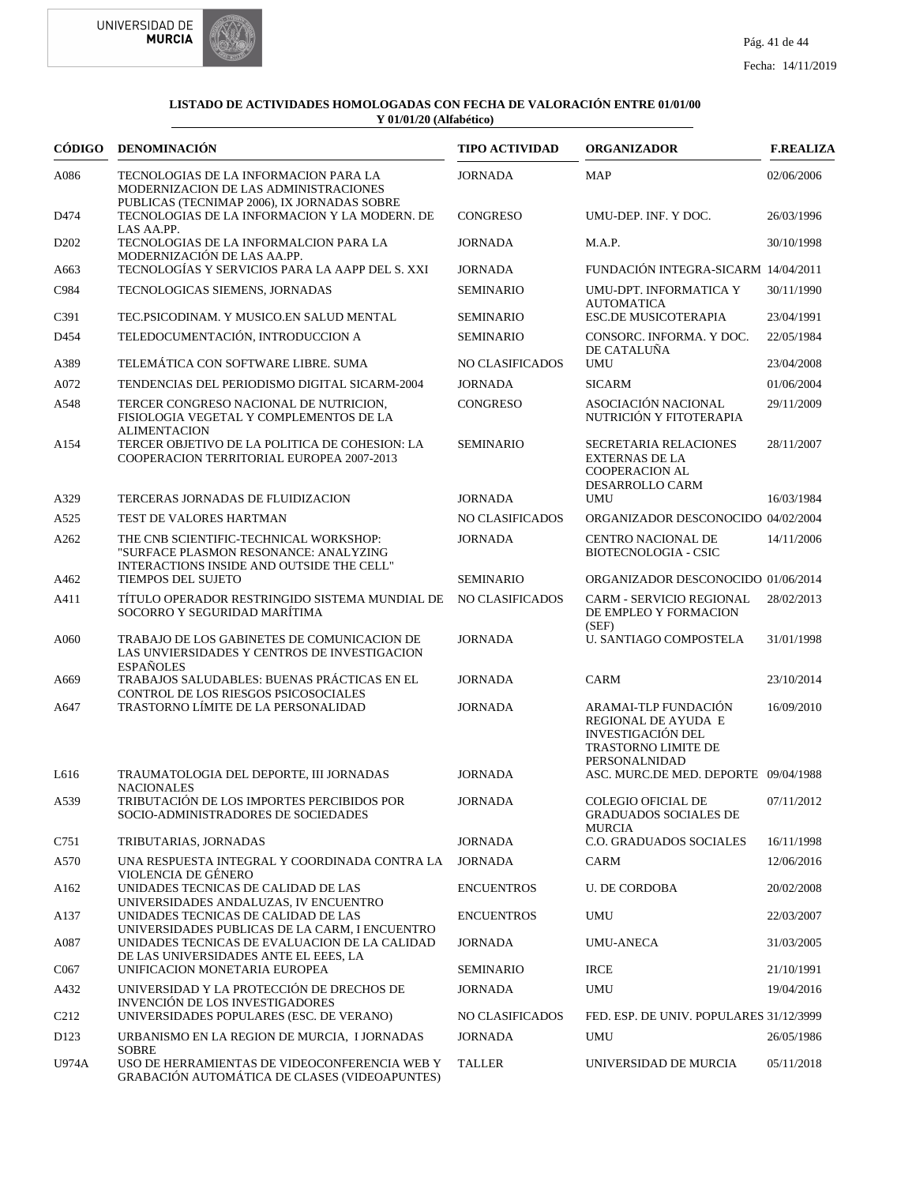**LISTADO DE ACTIVIDADES HOMOLOGADAS CON FECHA DE VALORACIÓN ENTRE 01/01/00 Y 01/01/20 (Alfabético)**

| CÓDIGO | DENOMINACIÓN | TIPO ACTIVIDAD | ORGANIZADOR | F.REALIZA |
|---|---|---|---|---|
| A086 | TECNOLOGIAS DE LA INFORMACION PARA LA MODERNIZACION DE LAS ADMINISTRACIONES PUBLICAS (TECNIMAP 2006), IX JORNADAS SOBRE | JORNADA | MAP | 02/06/2006 |
| D474 | TECNOLOGIAS DE LA INFORMACION Y LA MODERN. DE LAS AA.PP. | CONGRESO | UMU-DEP. INF. Y DOC. | 26/03/1996 |
| D202 | TECNOLOGIAS DE LA INFORMALCION PARA LA MODERNIZACIÓN DE LAS AA.PP. | JORNADA | M.A.P. | 30/10/1998 |
| A663 | TECNOLOGÍAS Y SERVICIOS PARA LA AAPP DEL S. XXI | JORNADA | FUNDACIÓN INTEGRA-SICARM | 14/04/2011 |
| C984 | TECNOLOGICAS SIEMENS, JORNADAS | SEMINARIO | UMU-DPT. INFORMATICA Y AUTOMATICA | 30/11/1990 |
| C391 | TEC.PSICODINAM. Y MUSICO.EN SALUD MENTAL | SEMINARIO | ESC.DE MUSICOTERAPIA | 23/04/1991 |
| D454 | TELEDOCUMENTACIÓN, INTRODUCCION A | SEMINARIO | CONSORC. INFORMA. Y DOC. DE CATALUÑA | 22/05/1984 |
| A389 | TELEMÁTICA CON SOFTWARE LIBRE. SUMA | NO CLASIFICADOS | UMU | 23/04/2008 |
| A072 | TENDENCIAS DEL PERIODISMO DIGITAL SICARM-2004 | JORNADA | SICARM | 01/06/2004 |
| A548 | TERCER CONGRESO NACIONAL DE NUTRICION, FISIOLOGIA VEGETAL Y COMPLEMENTOS DE LA ALIMENTACION | CONGRESO | ASOCIACIÓN NACIONAL NUTRICIÓN Y FITOTERAPIA | 29/11/2009 |
| A154 | TERCER OBJETIVO DE LA POLITICA DE COHESION: LA COOPERACION TERRITORIAL EUROPEA 2007-2013 | SEMINARIO | SECRETARIA RELACIONES EXTERNAS DE LA COOPERACION AL DESARROLLO CARM | 28/11/2007 |
| A329 | TERCERAS JORNADAS DE FLUIDIZACION | JORNADA | UMU | 16/03/1984 |
| A525 | TEST DE VALORES HARTMAN | NO CLASIFICADOS | ORGANIZADOR DESCONOCIDO | 04/02/2004 |
| A262 | THE CNB SCIENTIFIC-TECHNICAL WORKSHOP: "SURFACE PLASMON RESONANCE: ANALYZING INTERACTIONS INSIDE AND OUTSIDE THE CELL" | JORNADA | CENTRO NACIONAL DE BIOTECNOLOGIA - CSIC | 14/11/2006 |
| A462 | TIEMPOS DEL SUJETO | SEMINARIO | ORGANIZADOR DESCONOCIDO | 01/06/2014 |
| A411 | TÍTULO OPERADOR RESTRINGIDO SISTEMA MUNDIAL DE SOCORRO Y SEGURIDAD MARÍTIMA | NO CLASIFICADOS | CARM - SERVICIO REGIONAL DE EMPLEO Y FORMACION (SEF) | 28/02/2013 |
| A060 | TRABAJO DE LOS GABINETES DE COMUNICACION DE LAS UNVIERSIDADES Y CENTROS DE INVESTIGACION ESPAÑOLES | JORNADA | U. SANTIAGO COMPOSTELA | 31/01/1998 |
| A669 | TRABAJOS SALUDABLES: BUENAS PRÁCTICAS EN EL CONTROL DE LOS RIESGOS PSICOSOCIALES | JORNADA | CARM | 23/10/2014 |
| A647 | TRASTORNO LÍMITE DE LA PERSONALIDAD | JORNADA | ARAMAI-TLP FUNDACIÓN REGIONAL DE AYUDA E INVESTIGACIÓN DEL TRASTORNO LIMITE DE PERSONALNIDAD | 16/09/2010 |
| L616 | TRAUMATOLOGIA DEL DEPORTE, III JORNADAS NACIONALES | JORNADA | ASC. MURC.DE MED. DEPORTE | 09/04/1988 |
| A539 | TRIBUTACIÓN DE LOS IMPORTES PERCIBIDOS POR SOCIO-ADMINISTRADORES DE SOCIEDADES | JORNADA | COLEGIO OFICIAL DE GRADUADOS SOCIALES DE MURCIA | 07/11/2012 |
| C751 | TRIBUTARIAS, JORNADAS | JORNADA | C.O. GRADUADOS SOCIALES | 16/11/1998 |
| A570 | UNA RESPUESTA INTEGRAL Y COORDINADA CONTRA LA VIOLENCIA DE GÉNERO | JORNADA | CARM | 12/06/2016 |
| A162 | UNIDADES TECNICAS DE CALIDAD DE LAS UNIVERSIDADES ANDALUZAS, IV ENCUENTRO | ENCUENTROS | U. DE CORDOBA | 20/02/2008 |
| A137 | UNIDADES TECNICAS DE CALIDAD DE LAS UNIVERSIDADES PUBLICAS DE LA CARM, I ENCUENTRO | ENCUENTROS | UMU | 22/03/2007 |
| A087 | UNIDADES TECNICAS DE EVALUACION DE LA CALIDAD DE LAS UNIVERSIDADES ANTE EL EEES, LA | JORNADA | UMU-ANECA | 31/03/2005 |
| C067 | UNIFICACION MONETARIA EUROPEA | SEMINARIO | IRCE | 21/10/1991 |
| A432 | UNIVERSIDAD Y LA PROTECCIÓN DE DRECHOS DE INVENCIÓN DE LOS INVESTIGADORES | JORNADA | UMU | 19/04/2016 |
| C212 | UNIVERSIDADES POPULARES (ESC. DE VERANO) | NO CLASIFICADOS | FED. ESP. DE UNIV. POPULARES | 31/12/3999 |
| D123 | URBANISMO EN LA REGION DE MURCIA, I JORNADAS SOBRE | JORNADA | UMU | 26/05/1986 |
| U974A | USO DE HERRAMIENTAS DE VIDEOCONFERENCIA WEB Y GRABACIÓN AUTOMÁTICA DE CLASES (VIDEOAPUNTES) | TALLER | UNIVERSIDAD DE MURCIA | 05/11/2018 |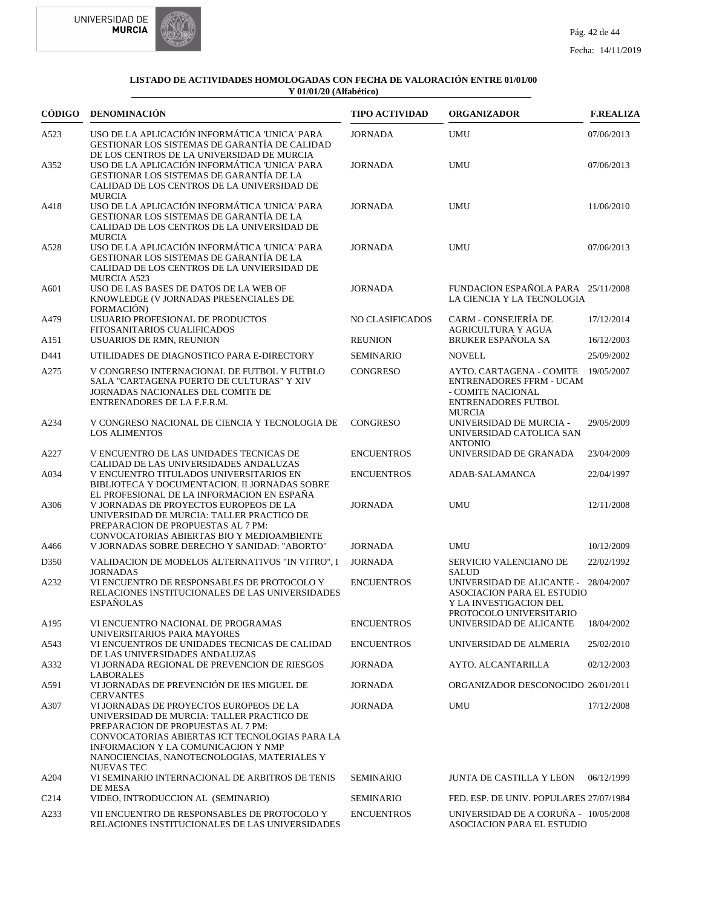**LISTADO DE ACTIVIDADES HOMOLOGADAS CON FECHA DE VALORACIÓN ENTRE 01/01/00 Y 01/01/20 (Alfabético)**

| CÓDIGO | DENOMINACIÓN | TIPO ACTIVIDAD | ORGANIZADOR | F.REALIZA |
|---|---|---|---|---|
| A523 | USO DE LA APLICACIÓN INFORMÁTICA 'UNICA' PARA GESTIONAR LOS SISTEMAS DE GARANTÍA DE CALIDAD DE LOS CENTROS DE LA UNIVERSIDAD DE MURCIA | JORNADA | UMU | 07/06/2013 |
| A352 | USO DE LA APLICACIÓN INFORMÁTICA 'UNICA' PARA GESTIONAR LOS SISTEMAS DE GARANTÍA DE LA CALIDAD DE LOS CENTROS DE LA UNIVERSIDAD DE MURCIA | JORNADA | UMU | 07/06/2013 |
| A418 | USO DE LA APLICACIÓN INFORMÁTICA 'UNICA' PARA GESTIONAR LOS SISTEMAS DE GARANTÍA DE LA CALIDAD DE LOS CENTROS DE LA UNIVERSIDAD DE MURCIA | JORNADA | UMU | 11/06/2010 |
| A528 | USO DE LA APLICACIÓN INFORMÁTICA 'UNICA' PARA GESTIONAR LOS SISTEMAS DE GARANTÍA DE LA CALIDAD DE LOS CENTROS DE LA UNVIERSIDAD DE MURCIA A523 | JORNADA | UMU | 07/06/2013 |
| A601 | USO DE LAS BASES DE DATOS DE LA WEB OF KNOWLEDGE (V JORNADAS PRESENCIALES DE FORMACIÓN) | JORNADA | FUNDACION ESPAÑOLA PARA LA CIENCIA Y LA TECNOLOGIA | 25/11/2008 |
| A479 | USUARIO PROFESIONAL DE PRODUCTOS FITOSANITARIOS CUALIFICADOS | NO CLASIFICADOS | CARM - CONSEJERÍA DE AGRICULTURA Y AGUA | 17/12/2014 |
| A151 | USUARIOS DE RMN, REUNION | REUNION | BRUKER ESPAÑOLA SA | 16/12/2003 |
| D441 | UTILIDADES DE DIAGNOSTICO PARA E-DIRECTORY | SEMINARIO | NOVELL | 25/09/2002 |
| A275 | V CONGRESO INTERNACIONAL DE FUTBOL Y FUTBLO SALA "CARTAGENA PUERTO DE CULTURAS" Y XIV JORNADAS NACIONALES DEL COMITE DE ENTRENADORES DE LA F.F.R.M. | CONGRESO | AYTO. CARTAGENA - COMITE ENTRENADORES FFRM - UCAM - COMITE NACIONAL ENTRENADORES FUTBOL MURCIA | 19/05/2007 |
| A234 | V CONGRESO NACIONAL DE CIENCIA Y TECNOLOGIA DE LOS ALIMENTOS | CONGRESO | UNIVERSIDAD DE MURCIA - UNIVERSIDAD CATOLICA SAN ANTONIO | 29/05/2009 |
| A227 | V ENCUENTRO DE LAS UNIDADES TECNICAS DE CALIDAD DE LAS UNIVERSIDADES ANDALUZAS | ENCUENTROS | UNIVERSIDAD DE GRANADA | 23/04/2009 |
| A034 | V ENCUENTRO TITULADOS UNIVERSITARIOS EN BIBLIOTECA Y DOCUMENTACION. II JORNADAS SOBRE EL PROFESIONAL DE LA INFORMACION EN ESPAÑA | ENCUENTROS | ADAB-SALAMANCA | 22/04/1997 |
| A306 | V JORNADAS DE PROYECTOS EUROPEOS DE LA UNIVERSIDAD DE MURCIA: TALLER PRACTICO DE PREPARACION DE PROPUESTAS AL 7 PM: CONVOCATORIAS ABIERTAS BIO Y MEDIOAMBIENTE | JORNADA | UMU | 12/11/2008 |
| A466 | V JORNADAS SOBRE DERECHO Y SANIDAD: "ABORTO" | JORNADA | UMU | 10/12/2009 |
| D350 | VALIDACION DE MODELOS ALTERNATIVOS "IN VITRO", I JORNADAS | JORNADA | SERVICIO VALENCIANO DE SALUD | 22/02/1992 |
| A232 | VI ENCUENTRO DE RESPONSABLES DE PROTOCOLO Y RELACIONES INSTITUCIONALES DE LAS UNIVERSIDADES ESPAÑOLAS | ENCUENTROS | UNIVERSIDAD DE ALICANTE - ASOCIACION PARA EL ESTUDIO Y LA INVESTIGACION DEL PROTOCOLO UNIVERSITARIO | 28/04/2007 |
| A195 | VI ENCUENTRO NACIONAL DE PROGRAMAS UNIVERSITARIOS PARA MAYORES | ENCUENTROS | UNIVERSIDAD DE ALICANTE | 18/04/2002 |
| A543 | VI ENCUENTROS DE UNIDADES TECNICAS DE CALIDAD DE LAS UNIVERSIDADES ANDALUZAS | ENCUENTROS | UNIVERSIDAD DE ALMERIA | 25/02/2010 |
| A332 | VI JORNADA REGIONAL DE PREVENCION DE RIESGOS LABORALES | JORNADA | AYTO. ALCANTARILLA | 02/12/2003 |
| A591 | VI JORNADAS DE PREVENCIÓN DE IES MIGUEL DE CERVANTES | JORNADA | ORGANIZADOR DESCONOCIDO | 26/01/2011 |
| A307 | VI JORNADAS DE PROYECTOS EUROPEOS DE LA UNIVERSIDAD DE MURCIA: TALLER PRACTICO DE PREPARACION DE PROPUESTAS AL 7 PM: CONVOCATORIAS ABIERTAS ICT TECNOLOGIAS PARA LA INFORMACION Y LA COMUNICACION Y NMP NANOCIENCIAS, NANOTECNOLOGIAS, MATERIALES Y NUEVAS TEC | JORNADA | UMU | 17/12/2008 |
| A204 | VI SEMINARIO INTERNACIONAL DE ARBITROS DE TENIS DE MESA | SEMINARIO | JUNTA DE CASTILLA Y LEON | 06/12/1999 |
| C214 | VIDEO, INTRODUCCION AL (SEMINARIO) | SEMINARIO | FED. ESP. DE UNIV. POPULARES | 27/07/1984 |
| A233 | VII ENCUENTRO DE RESPONSABLES DE PROTOCOLO Y RELACIONES INSTITUCIONALES DE LAS UNIVERSIDADES | ENCUENTROS | UNIVERSIDAD DE A CORUÑA - ASOCIACION PARA EL ESTUDIO | 10/05/2008 |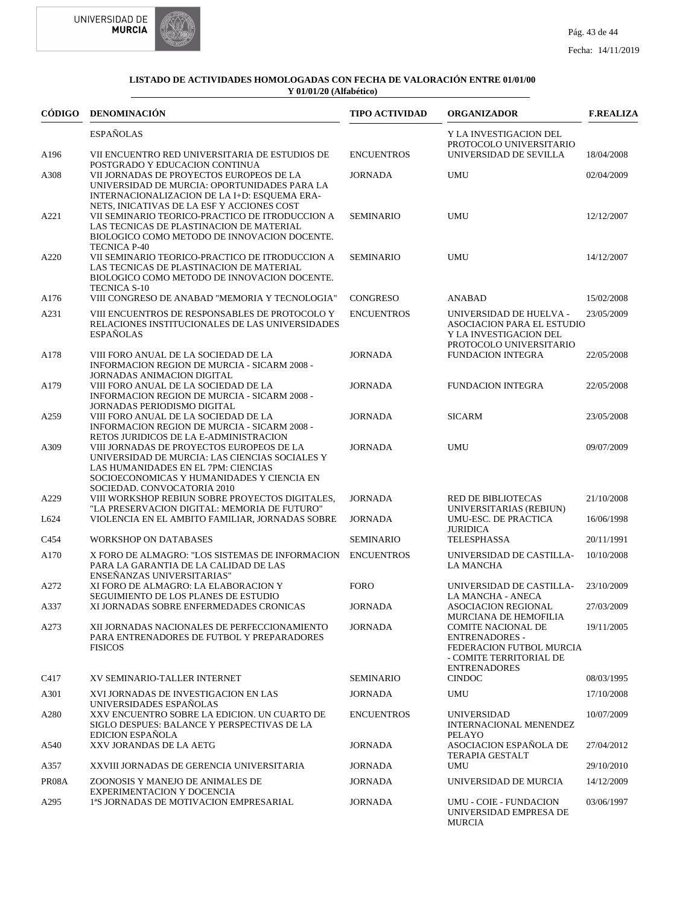**LISTADO DE ACTIVIDADES HOMOLOGADAS CON FECHA DE VALORACIÓN ENTRE 01/01/00 Y 01/01/20 (Alfabético)**

| CÓDIGO | DENOMINACIÓN | TIPO ACTIVIDAD | ORGANIZADOR | F.REALIZA |
|---|---|---|---|---|
| | ESPAÑOLAS | | Y LA INVESTIGACION DEL PROTOCOLO UNIVERSITARIO | |
| A196 | VII ENCUENTRO RED UNIVERSITARIA DE ESTUDIOS DE POSTGRADO Y EDUCACION CONTINUA | ENCUENTROS | UNIVERSIDAD DE SEVILLA | 18/04/2008 |
| A308 | VII JORNADAS DE PROYECTOS EUROPEOS DE LA UNIVERSIDAD DE MURCIA: OPORTUNIDADES PARA LA INTERNACIONALIZACION DE LA I+D: ESQUEMA ERA-NETS, INICATIVAS DE LA ESF Y ACCIONES COST | JORNADA | UMU | 02/04/2009 |
| A221 | VII SEMINARIO TEORICO-PRACTICO DE ITRODUCCION A LAS TECNICAS DE PLASTINACION DE MATERIAL BIOLOGICO COMO METODO DE INNOVACION DOCENTE. TECNICA P-40 | SEMINARIO | UMU | 12/12/2007 |
| A220 | VII SEMINARIO TEORICO-PRACTICO DE ITRODUCCION A LAS TECNICAS DE PLASTINACION DE MATERIAL BIOLOGICO COMO METODO DE INNOVACION DOCENTE. TECNICA S-10 | SEMINARIO | UMU | 14/12/2007 |
| A176 | VIII CONGRESO DE ANABAD "MEMORIA Y TECNOLOGIA" | CONGRESO | ANABAD | 15/02/2008 |
| A231 | VIII ENCUENTROS DE RESPONSABLES DE PROTOCOLO Y RELACIONES INSTITUCIONALES DE LAS UNIVERSIDADES ESPAÑOLAS | ENCUENTROS | UNIVERSIDAD DE HUELVA - ASOCIACION PARA EL ESTUDIO Y LA INVESTIGACION DEL PROTOCOLO UNIVERSITARIO | 23/05/2009 |
| A178 | VIII FORO ANUAL DE LA SOCIEDAD DE LA INFORMACION REGION DE MURCIA - SICARM 2008 - JORNADAS ANIMACION DIGITAL | JORNADA | FUNDACION INTEGRA | 22/05/2008 |
| A179 | VIII FORO ANUAL DE LA SOCIEDAD DE LA INFORMACION REGION DE MURCIA - SICARM 2008 - JORNADAS PERIODISMO DIGITAL | JORNADA | FUNDACION INTEGRA | 22/05/2008 |
| A259 | VIII FORO ANUAL DE LA SOCIEDAD DE LA INFORMACION REGION DE MURCIA - SICARM 2008 - RETOS JURIDICOS DE LA E-ADMINISTRACION | JORNADA | SICARM | 23/05/2008 |
| A309 | VIII JORNADAS DE PROYECTOS EUROPEOS DE LA UNIVERSIDAD DE MURCIA: LAS CIENCIAS SOCIALES Y LAS HUMANIDADES EN EL 7PM: CIENCIAS SOCIOECONOMICAS Y HUMANIDADES Y CIENCIA EN SOCIEDAD. CONVOCATORIA 2010 | JORNADA | UMU | 09/07/2009 |
| A229 | VIII WORKSHOP REBIUN SOBRE PROYECTOS DIGITALES, "LA PRESERVACION DIGITAL: MEMORIA DE FUTURO" | JORNADA | RED DE BIBLIOTECAS UNIVERSITARIAS (REBIUN) | 21/10/2008 |
| L624 | VIOLENCIA EN EL AMBITO FAMILIAR, JORNADAS SOBRE | JORNADA | UMU-ESC. DE PRACTICA JURIDICA | 16/06/1998 |
| C454 | WORKSHOP ON DATABASES | SEMINARIO | TELESPHASSA | 20/11/1991 |
| A170 | X FORO DE ALMAGRO: "LOS SISTEMAS DE INFORMACION PARA LA GARANTIA DE LA CALIDAD DE LAS ENSEÑANZAS UNIVERSITARIAS" | ENCUENTROS | UNIVERSIDAD DE CASTILLA-LA MANCHA | 10/10/2008 |
| A272 | XI FORO DE ALMAGRO: LA ELABORACION Y SEGUIMIENTO DE LOS PLANES DE ESTUDIO | FORO | UNIVERSIDAD DE CASTILLA-LA MANCHA - ANECA | 23/10/2009 |
| A337 | XI JORNADAS SOBRE ENFERMEDADES CRONICAS | JORNADA | ASOCIACION REGIONAL MURCIANA DE HEMOFILIA | 27/03/2009 |
| A273 | XII JORNADAS NACIONALES DE PERFECCIONAMIENTO PARA ENTRENADORES DE FUTBOL Y PREPARADORES FISICOS | JORNADA | COMITE NACIONAL DE ENTRENADORES - FEDERACION FUTBOL MURCIA - COMITE TERRITORIAL DE ENTRENADORES | 19/11/2005 |
| C417 | XV SEMINARIO-TALLER INTERNET | SEMINARIO | CINDOC | 08/03/1995 |
| A301 | XVI JORNADAS DE INVESTIGACION EN LAS UNIVERSIDADES ESPAÑOLAS | JORNADA | UMU | 17/10/2008 |
| A280 | XXV ENCUENTRO SOBRE LA EDICION. UN CUARTO DE SIGLO DESPUES: BALANCE Y PERSPECTIVAS DE LA EDICION ESPAÑOLA | ENCUENTROS | UNIVERSIDAD INTERNACIONAL MENENDEZ PELAYO | 10/07/2009 |
| A540 | XXV JORANDAS DE LA AETG | JORNADA | ASOCIACION ESPAÑOLA DE TERAPIA GESTALT | 27/04/2012 |
| A357 | XXVIII JORNADAS DE GERENCIA UNIVERSITARIA | JORNADA | UMU | 29/10/2010 |
| PR08A | ZOONOSIS Y MANEJO DE ANIMALES DE EXPERIMENTACION Y DOCENCIA | JORNADA | UNIVERSIDAD DE MURCIA | 14/12/2009 |
| A295 | 1ªS JORNADAS DE MOTIVACION EMPRESARIAL | JORNADA | UMU - COIE - FUNDACION UNIVERSIDAD EMPRESA DE MURCIA | 03/06/1997 |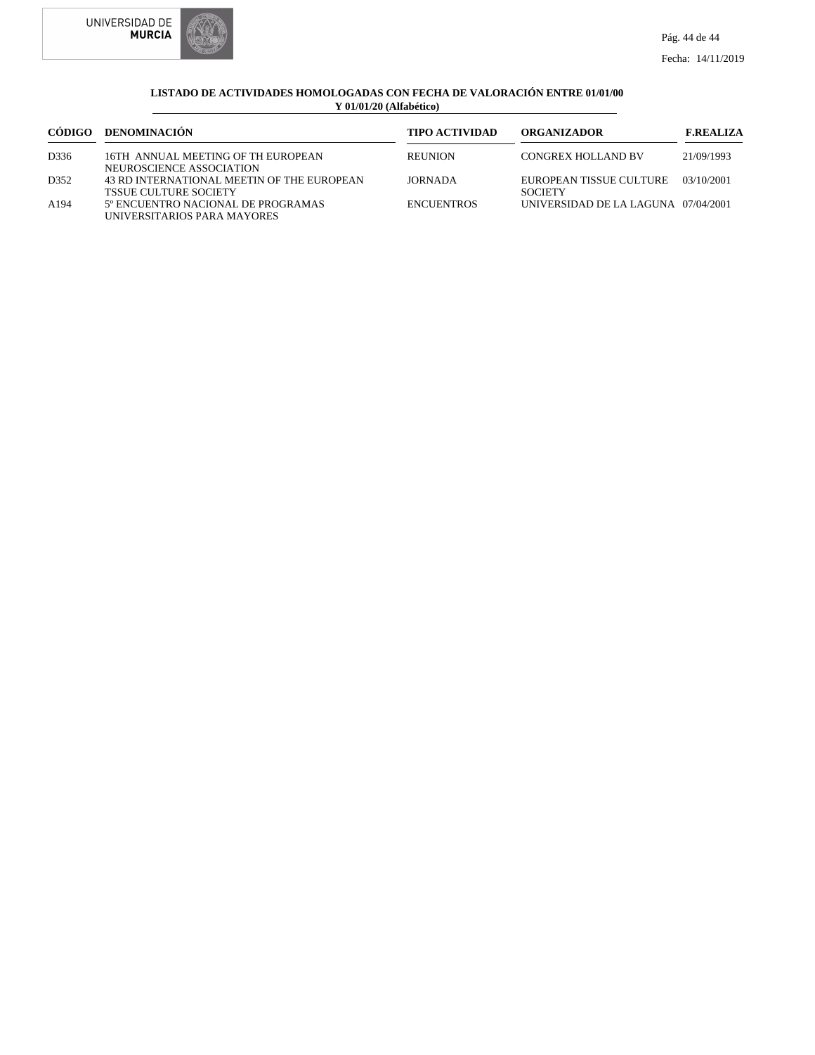**LISTADO DE ACTIVIDADES HOMOLOGADAS CON FECHA DE VALORACIÓN ENTRE 01/01/00 Y 01/01/20 (Alfabético)**

| CÓDIGO | DENOMINACIÓN | TIPO ACTIVIDAD | ORGANIZADOR | F.REALIZA |
|---|---|---|---|---|
| D336 | 16TH ANNUAL MEETING OF TH EUROPEAN NEUROSCIENCE ASSOCIATION | REUNION | CONGREX HOLLAND BV | 21/09/1993 |
| D352 | 43 RD INTERNATIONAL MEETIN OF THE EUROPEAN TSSUE CULTURE SOCIETY | JORNADA | EUROPEAN TISSUE CULTURE SOCIETY | 03/10/2001 |
| A194 | 5º ENCUENTRO NACIONAL DE PROGRAMAS UNIVERSITARIOS PARA MAYORES | ENCUENTROS | UNIVERSIDAD DE LA LAGUNA | 07/04/2001 |